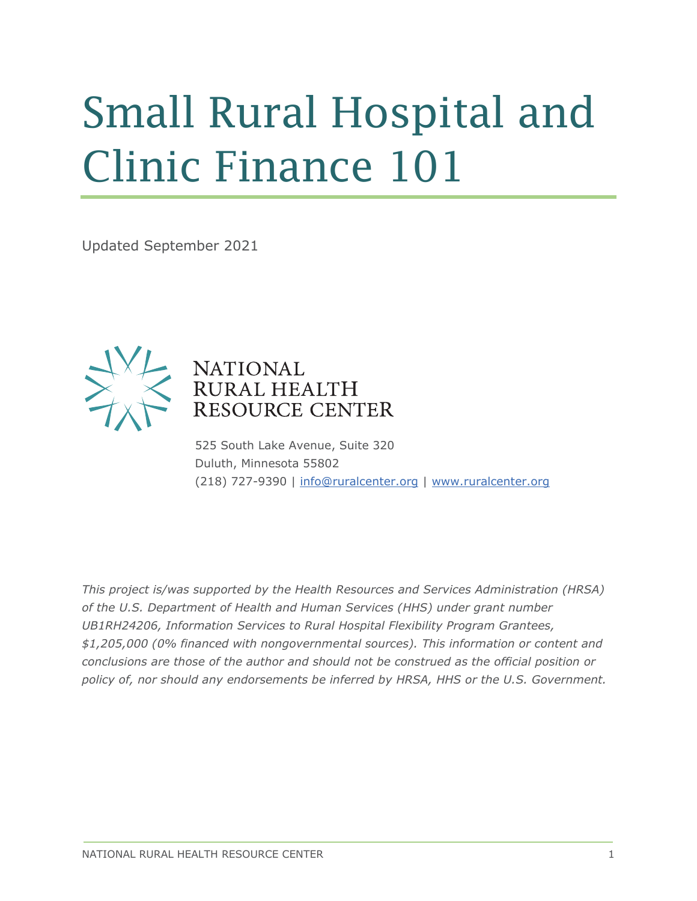# Small Rural Hospital and Clinic Finance 101

Updated September 2021

NATIONAL RURAL HEALTH RESOURCE CENTER

525 South Lake Avenue, Suite 320
Duluth, Minnesota 55802
(218) 727-9390 | info@ruralcenter.org | www.ruralcenter.org

*This project is/was supported by the Health Resources and Services Administration (HRSA) of the U.S. Department of Health and Human Services (HHS) under grant number UB1RH24206, Information Services to Rural Hospital Flexibility Program Grantees, $1,205,000 (0% financed with nongovernmental sources). This information or content and conclusions are those of the author and should not be construed as the official position or policy of, nor should any endorsements be inferred by HRSA, HHS or the U.S. Government.*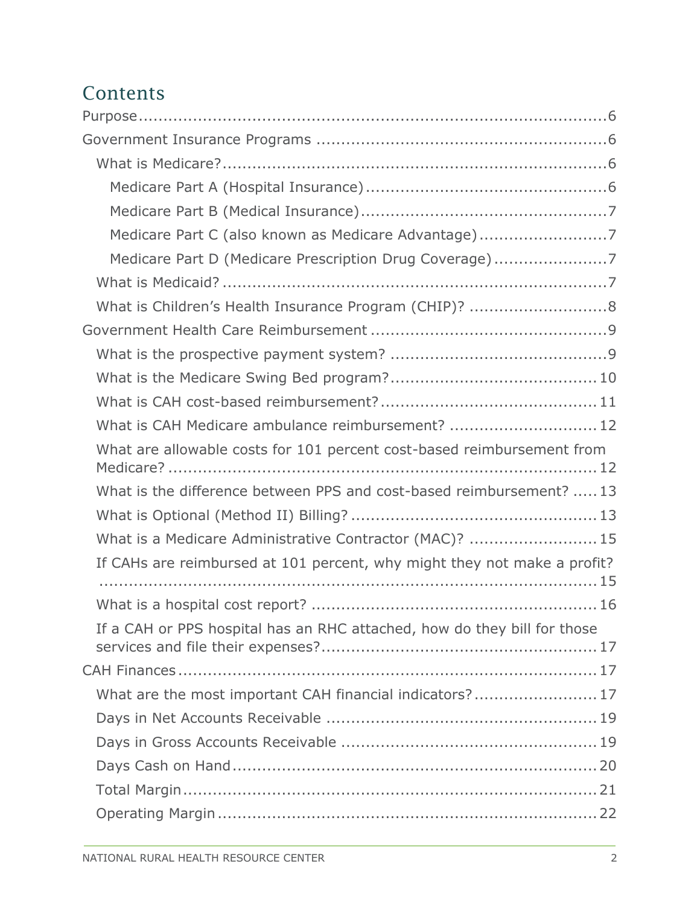# Contents

- Purpose ........ 6
- Government Insurance Programs ........ 6
  - What is Medicare? ........ 6
    - Medicare Part A (Hospital Insurance) ........ 6
    - Medicare Part B (Medical Insurance) ........ 7
    - Medicare Part C (also known as Medicare Advantage) ........ 7
    - Medicare Part D (Medicare Prescription Drug Coverage) ........ 7
  - What is Medicaid? ........ 7
  - What is Children's Health Insurance Program (CHIP)? ........ 8
- Government Health Care Reimbursement ........ 9
  - What is the prospective payment system? ........ 9
  - What is the Medicare Swing Bed program? ........ 10
  - What is CAH cost-based reimbursement? ........ 11
  - What is CAH Medicare ambulance reimbursement? ........ 12
  - What are allowable costs for 101 percent cost-based reimbursement from Medicare? ........ 12
  - What is the difference between PPS and cost-based reimbursement? ........ 13
  - What is Optional (Method II) Billing? ........ 13
  - What is a Medicare Administrative Contractor (MAC)? ........ 15
  - If CAHs are reimbursed at 101 percent, why might they not make a profit? ........ 15
  - What is a hospital cost report? ........ 16
  - If a CAH or PPS hospital has an RHC attached, how do they bill for those services and file their expenses? ........ 17
- CAH Finances ........ 17
  - What are the most important CAH financial indicators? ........ 17
  - Days in Net Accounts Receivable ........ 19
  - Days in Gross Accounts Receivable ........ 19
  - Days Cash on Hand ........ 20
  - Total Margin ........ 21
  - Operating Margin ........ 22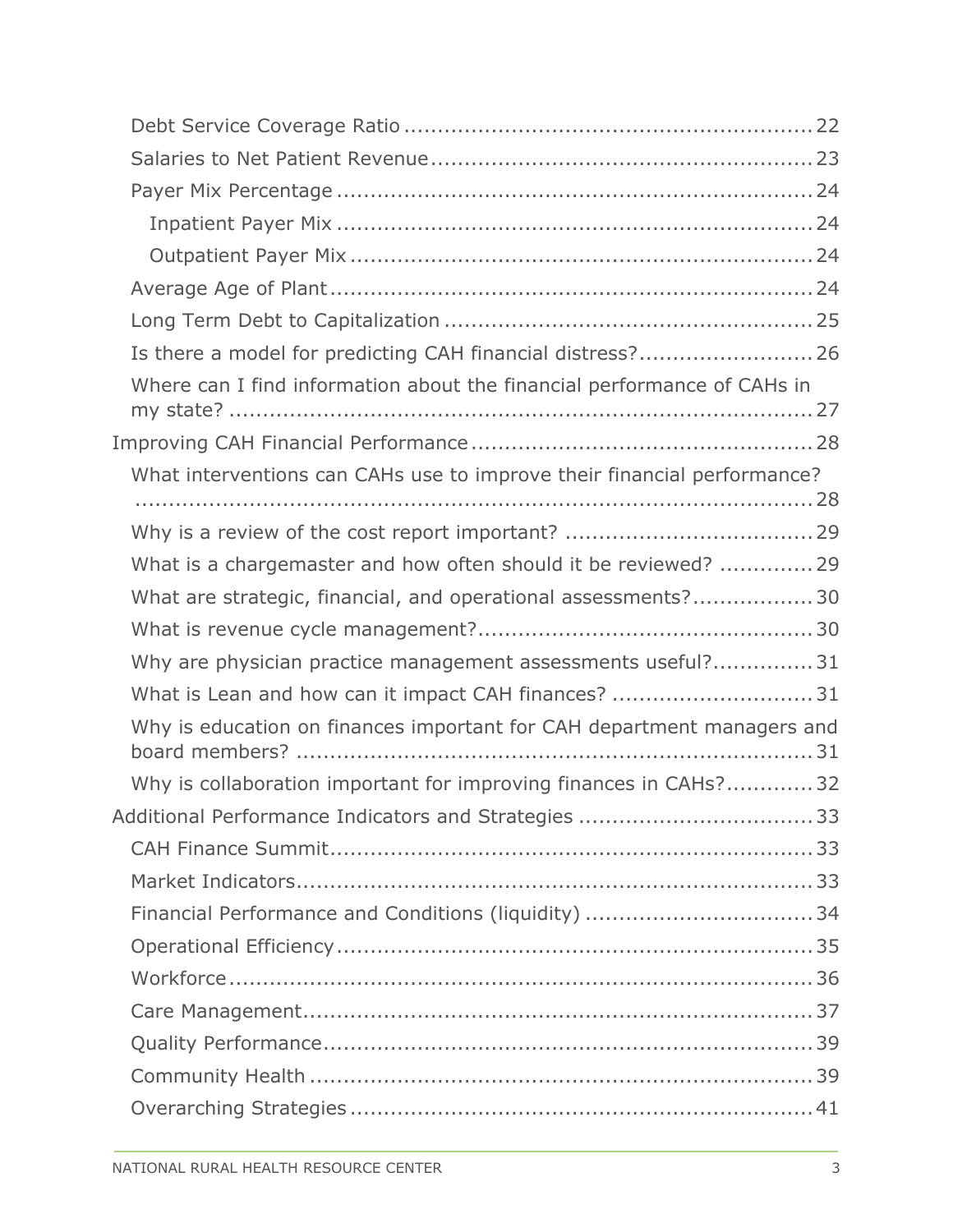- Debt Service Coverage Ratio ........................................................... 22
- Salaries to Net Patient Revenue ........................................................ 23
- Payer Mix Percentage ..................................................................... 24
  - Inpatient Payer Mix ................................................................... 24
  - Outpatient Payer Mix ................................................................. 24
- Average Age of Plant ...................................................................... 24
- Long Term Debt to Capitalization ...................................................... 25
- Is there a model for predicting CAH financial distress? ......................... 26
- Where can I find information about the financial performance of CAHs in my state? ......................................................................................... 27

Improving CAH Financial Performance ..................................................... 28

- What interventions can CAHs use to improve their financial performance? ......................................................................................................... 28
- Why is a review of the cost report important? ..................................... 29
- What is a chargemaster and how often should it be reviewed? .............. 29
- What are strategic, financial, and operational assessments? .................. 30
- What is revenue cycle management? .................................................. 30
- Why are physician practice management assessments useful? ............... 31
- What is Lean and how can it impact CAH finances? .............................. 31
- Why is education on finances important for CAH department managers and board members? ............................................................................. 31
- Why is collaboration important for improving finances in CAHs? ............. 32

Additional Performance Indicators and Strategies ..................................... 33

- CAH Finance Summit ....................................................................... 33
- Market Indicators ............................................................................ 33
- Financial Performance and Conditions (liquidity) ................................. 34
- Operational Efficiency ...................................................................... 35
- Workforce ...................................................................................... 36
- Care Management ........................................................................... 37
- Quality Performance ........................................................................ 39
- Community Health .......................................................................... 39
- Overarching Strategies .................................................................... 41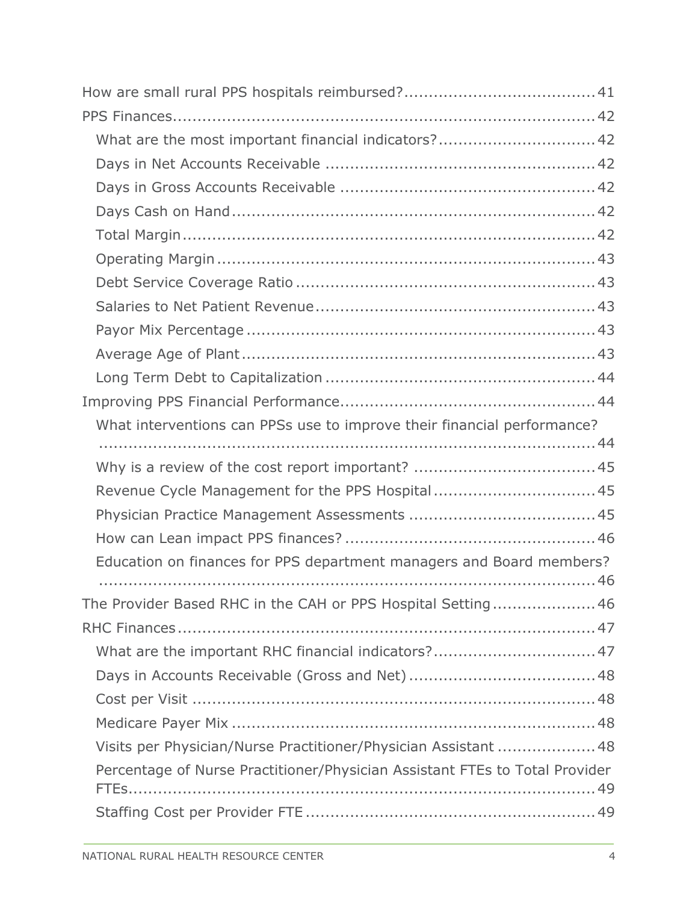- How are small rural PPS hospitals reimbursed? 41
- PPS Finances 42
  - What are the most important financial indicators? 42
  - Days in Net Accounts Receivable 42
  - Days in Gross Accounts Receivable 42
  - Days Cash on Hand 42
  - Total Margin 42
  - Operating Margin 43
  - Debt Service Coverage Ratio 43
  - Salaries to Net Patient Revenue 43
  - Payor Mix Percentage 43
  - Average Age of Plant 43
  - Long Term Debt to Capitalization 44
- Improving PPS Financial Performance 44
  - What interventions can PPSs use to improve their financial performance? 44
  - Why is a review of the cost report important? 45
  - Revenue Cycle Management for the PPS Hospital 45
  - Physician Practice Management Assessments 45
  - How can Lean impact PPS finances? 46
  - Education on finances for PPS department managers and Board members? 46
- The Provider Based RHC in the CAH or PPS Hospital Setting 46
- RHC Finances 47
  - What are the important RHC financial indicators? 47
  - Days in Accounts Receivable (Gross and Net) 48
  - Cost per Visit 48
  - Medicare Payer Mix 48
  - Visits per Physician/Nurse Practitioner/Physician Assistant 48
  - Percentage of Nurse Practitioner/Physician Assistant FTEs to Total Provider FTEs 49
  - Staffing Cost per Provider FTE 49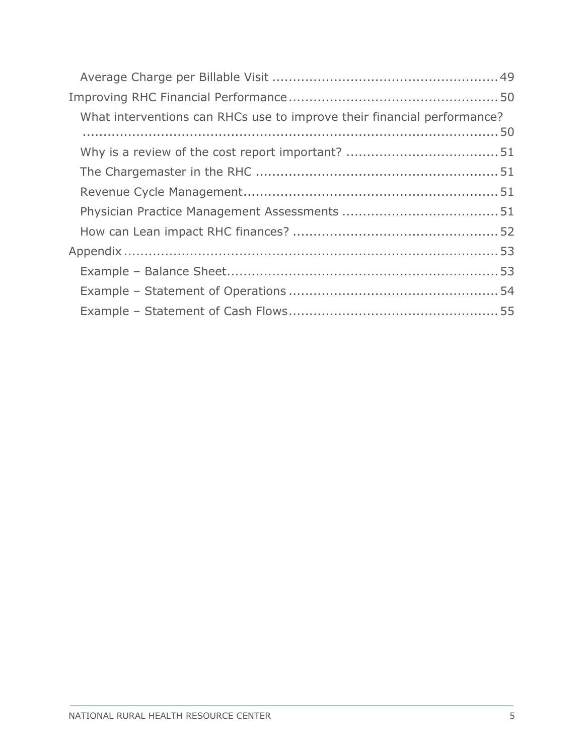- Average Charge per Billable Visit ........................................................ 49
- Improving RHC Financial Performance ................................................... 50
  - What interventions can RHCs use to improve their financial performance? ........................................................................................................ 50
  - Why is a review of the cost report important? ..................................... 51
  - The Chargemaster in the RHC ........................................................... 51
  - Revenue Cycle Management .............................................................. 51
  - Physician Practice Management Assessments ...................................... 51
  - How can Lean impact RHC finances? ................................................... 52
- Appendix ........................................................................................... 53
  - Example – Balance Sheet .................................................................. 53
  - Example – Statement of Operations ................................................... 54
  - Example – Statement of Cash Flows ................................................... 55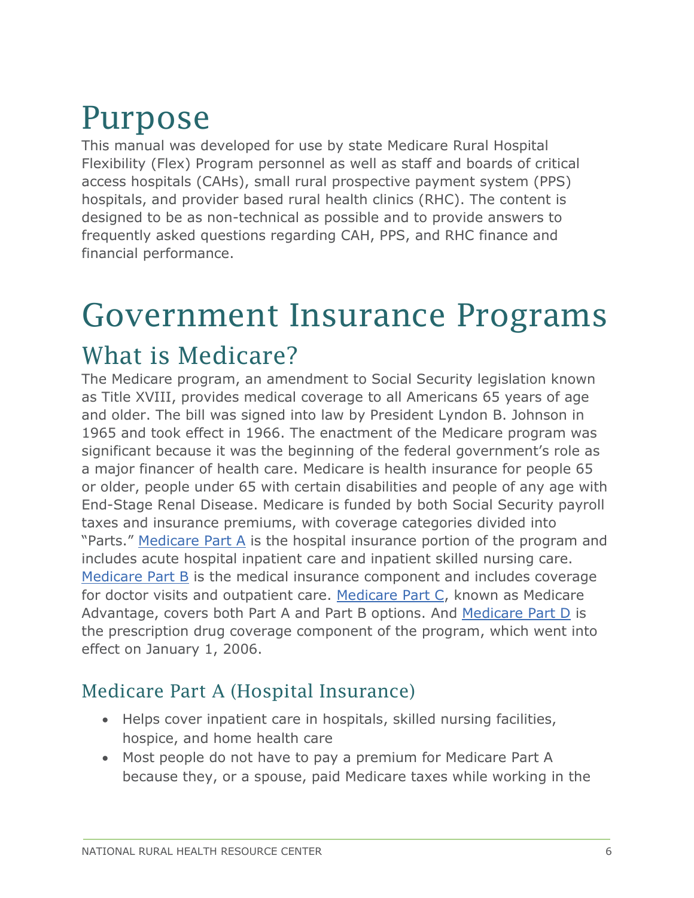# Purpose

This manual was developed for use by state Medicare Rural Hospital Flexibility (Flex) Program personnel as well as staff and boards of critical access hospitals (CAHs), small rural prospective payment system (PPS) hospitals, and provider based rural health clinics (RHC). The content is designed to be as non-technical as possible and to provide answers to frequently asked questions regarding CAH, PPS, and RHC finance and financial performance.

# Government Insurance Programs

## What is Medicare?

The Medicare program, an amendment to Social Security legislation known as Title XVIII, provides medical coverage to all Americans 65 years of age and older. The bill was signed into law by President Lyndon B. Johnson in 1965 and took effect in 1966. The enactment of the Medicare program was significant because it was the beginning of the federal government's role as a major financer of health care. Medicare is health insurance for people 65 or older, people under 65 with certain disabilities and people of any age with End-Stage Renal Disease. Medicare is funded by both Social Security payroll taxes and insurance premiums, with coverage categories divided into "Parts." Medicare Part A is the hospital insurance portion of the program and includes acute hospital inpatient care and inpatient skilled nursing care. Medicare Part B is the medical insurance component and includes coverage for doctor visits and outpatient care. Medicare Part C, known as Medicare Advantage, covers both Part A and Part B options. And Medicare Part D is the prescription drug coverage component of the program, which went into effect on January 1, 2006.

### Medicare Part A (Hospital Insurance)

- Helps cover inpatient care in hospitals, skilled nursing facilities, hospice, and home health care
- Most people do not have to pay a premium for Medicare Part A because they, or a spouse, paid Medicare taxes while working in the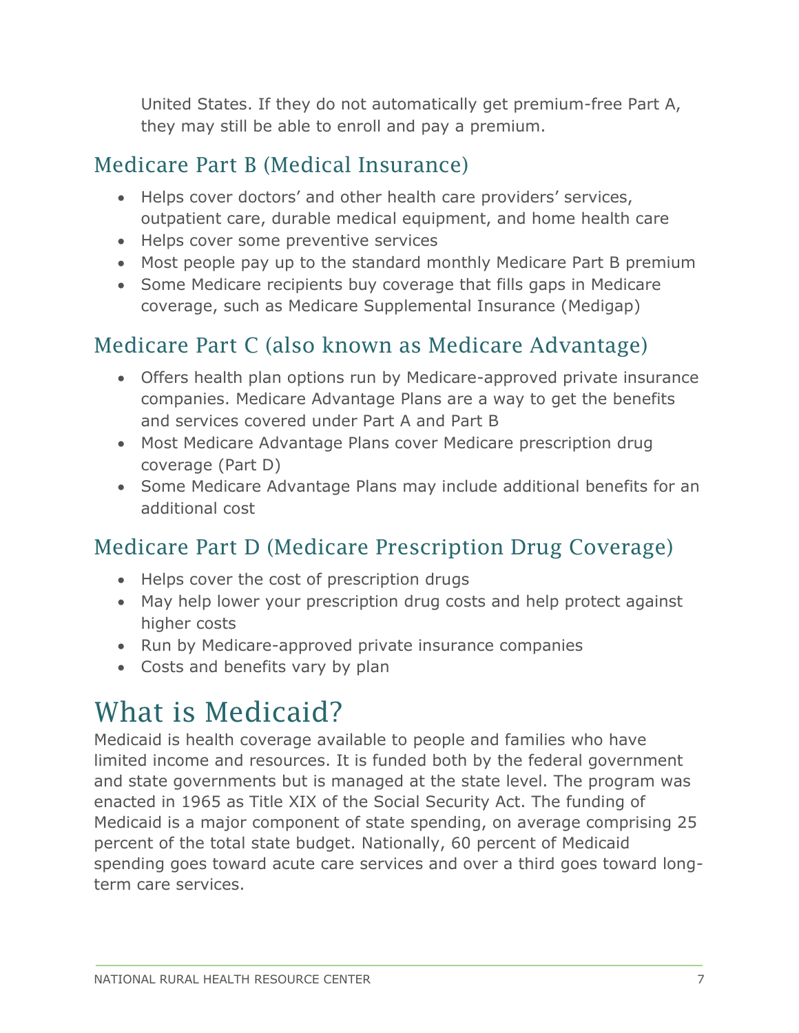United States. If they do not automatically get premium-free Part A, they may still be able to enroll and pay a premium.

## Medicare Part B (Medical Insurance)

- Helps cover doctors' and other health care providers' services, outpatient care, durable medical equipment, and home health care
- Helps cover some preventive services
- Most people pay up to the standard monthly Medicare Part B premium
- Some Medicare recipients buy coverage that fills gaps in Medicare coverage, such as Medicare Supplemental Insurance (Medigap)

## Medicare Part C (also known as Medicare Advantage)

- Offers health plan options run by Medicare-approved private insurance companies. Medicare Advantage Plans are a way to get the benefits and services covered under Part A and Part B
- Most Medicare Advantage Plans cover Medicare prescription drug coverage (Part D)
- Some Medicare Advantage Plans may include additional benefits for an additional cost

## Medicare Part D (Medicare Prescription Drug Coverage)

- Helps cover the cost of prescription drugs
- May help lower your prescription drug costs and help protect against higher costs
- Run by Medicare-approved private insurance companies
- Costs and benefits vary by plan

# What is Medicaid?

Medicaid is health coverage available to people and families who have limited income and resources. It is funded both by the federal government and state governments but is managed at the state level. The program was enacted in 1965 as Title XIX of the Social Security Act. The funding of Medicaid is a major component of state spending, on average comprising 25 percent of the total state budget. Nationally, 60 percent of Medicaid spending goes toward acute care services and over a third goes toward long-term care services.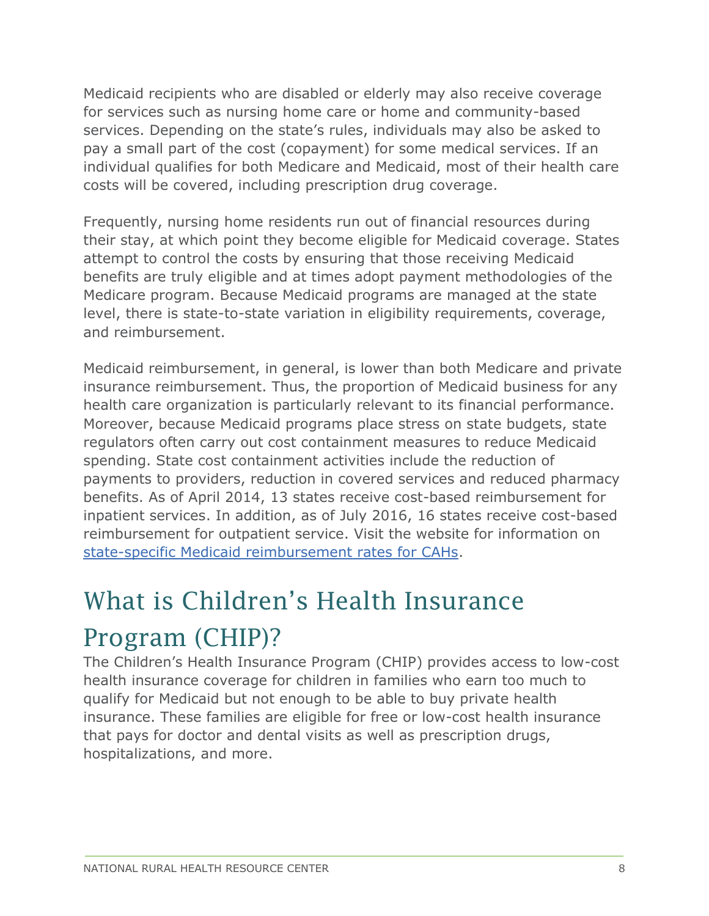Medicaid recipients who are disabled or elderly may also receive coverage for services such as nursing home care or home and community-based services. Depending on the state's rules, individuals may also be asked to pay a small part of the cost (copayment) for some medical services. If an individual qualifies for both Medicare and Medicaid, most of their health care costs will be covered, including prescription drug coverage.

Frequently, nursing home residents run out of financial resources during their stay, at which point they become eligible for Medicaid coverage. States attempt to control the costs by ensuring that those receiving Medicaid benefits are truly eligible and at times adopt payment methodologies of the Medicare program. Because Medicaid programs are managed at the state level, there is state-to-state variation in eligibility requirements, coverage, and reimbursement.

Medicaid reimbursement, in general, is lower than both Medicare and private insurance reimbursement. Thus, the proportion of Medicaid business for any health care organization is particularly relevant to its financial performance. Moreover, because Medicaid programs place stress on state budgets, state regulators often carry out cost containment measures to reduce Medicaid spending. State cost containment activities include the reduction of payments to providers, reduction in covered services and reduced pharmacy benefits. As of April 2014, 13 states receive cost-based reimbursement for inpatient services. In addition, as of July 2016, 16 states receive cost-based reimbursement for outpatient service. Visit the website for information on state-specific Medicaid reimbursement rates for CAHs.

## What is Children's Health Insurance Program (CHIP)?

The Children's Health Insurance Program (CHIP) provides access to low-cost health insurance coverage for children in families who earn too much to qualify for Medicaid but not enough to be able to buy private health insurance. These families are eligible for free or low-cost health insurance that pays for doctor and dental visits as well as prescription drugs, hospitalizations, and more.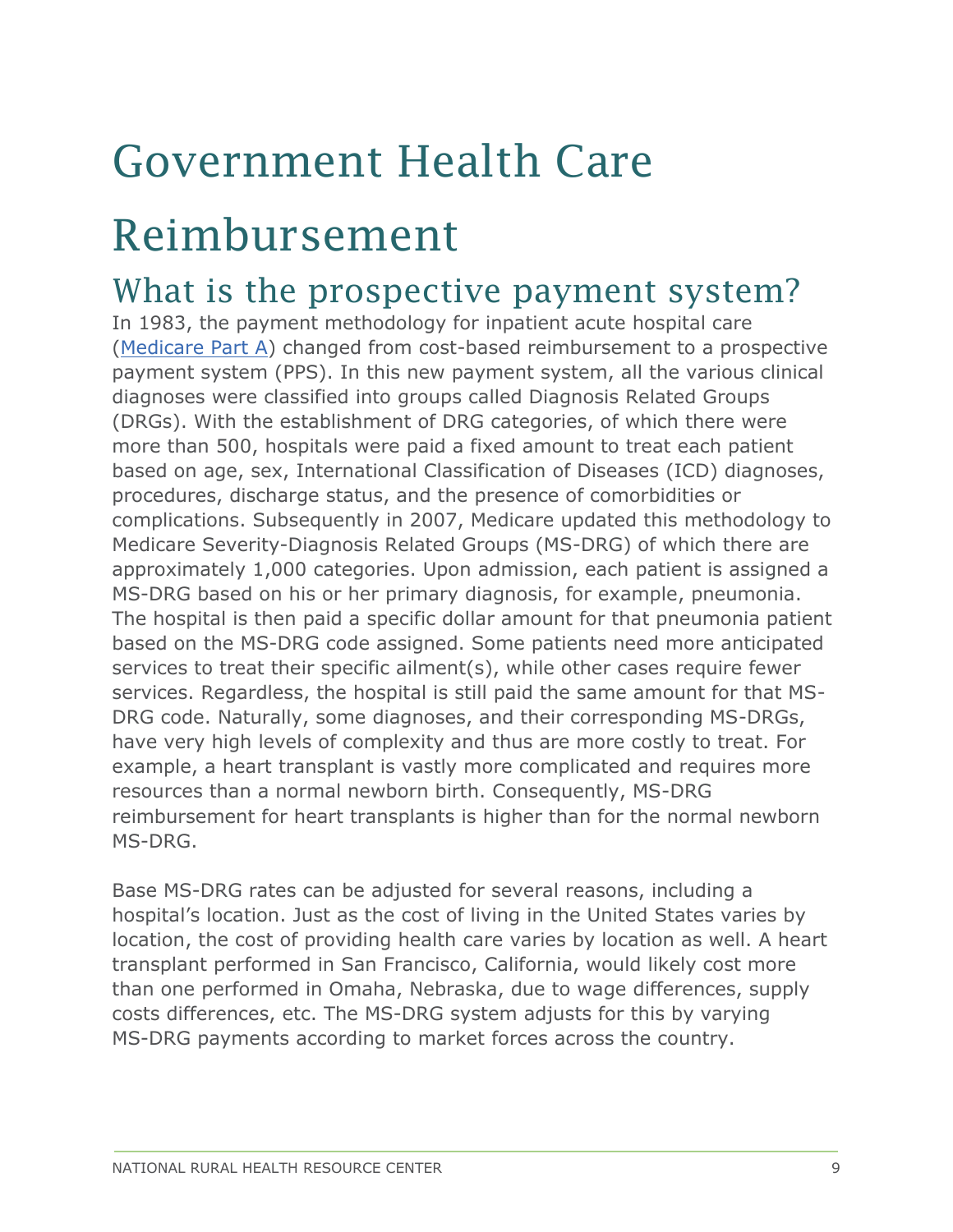# Government Health Care Reimbursement

## What is the prospective payment system?

In 1983, the payment methodology for inpatient acute hospital care ([Medicare Part A]) changed from cost-based reimbursement to a prospective payment system (PPS). In this new payment system, all the various clinical diagnoses were classified into groups called Diagnosis Related Groups (DRGs). With the establishment of DRG categories, of which there were more than 500, hospitals were paid a fixed amount to treat each patient based on age, sex, International Classification of Diseases (ICD) diagnoses, procedures, discharge status, and the presence of comorbidities or complications. Subsequently in 2007, Medicare updated this methodology to Medicare Severity-Diagnosis Related Groups (MS-DRG) of which there are approximately 1,000 categories. Upon admission, each patient is assigned a MS-DRG based on his or her primary diagnosis, for example, pneumonia. The hospital is then paid a specific dollar amount for that pneumonia patient based on the MS-DRG code assigned. Some patients need more anticipated services to treat their specific ailment(s), while other cases require fewer services. Regardless, the hospital is still paid the same amount for that MS-DRG code. Naturally, some diagnoses, and their corresponding MS-DRGs, have very high levels of complexity and thus are more costly to treat. For example, a heart transplant is vastly more complicated and requires more resources than a normal newborn birth. Consequently, MS-DRG reimbursement for heart transplants is higher than for the normal newborn MS-DRG.

Base MS-DRG rates can be adjusted for several reasons, including a hospital's location. Just as the cost of living in the United States varies by location, the cost of providing health care varies by location as well. A heart transplant performed in San Francisco, California, would likely cost more than one performed in Omaha, Nebraska, due to wage differences, supply costs differences, etc. The MS-DRG system adjusts for this by varying MS-DRG payments according to market forces across the country.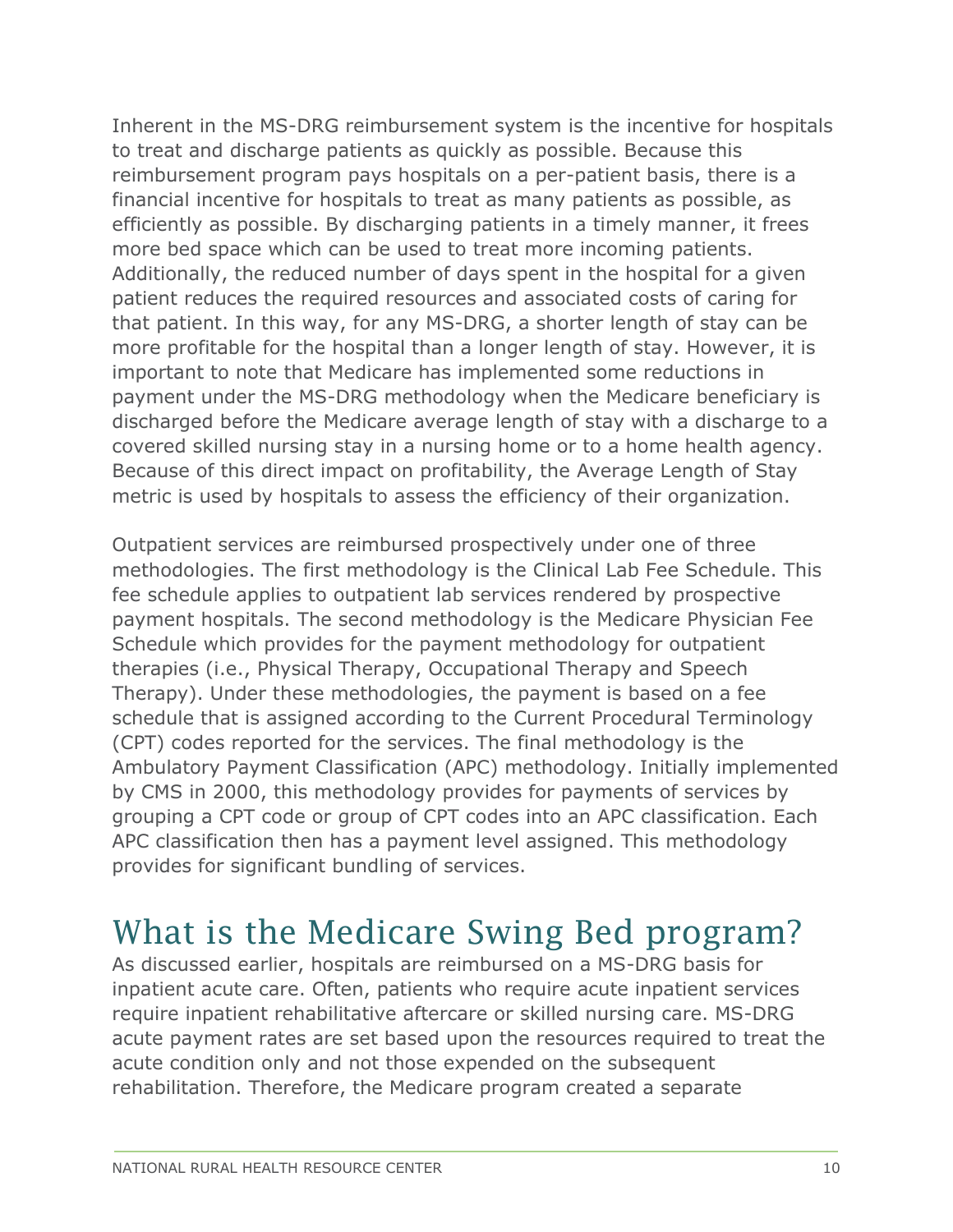Inherent in the MS-DRG reimbursement system is the incentive for hospitals to treat and discharge patients as quickly as possible. Because this reimbursement program pays hospitals on a per-patient basis, there is a financial incentive for hospitals to treat as many patients as possible, as efficiently as possible. By discharging patients in a timely manner, it frees more bed space which can be used to treat more incoming patients. Additionally, the reduced number of days spent in the hospital for a given patient reduces the required resources and associated costs of caring for that patient. In this way, for any MS-DRG, a shorter length of stay can be more profitable for the hospital than a longer length of stay. However, it is important to note that Medicare has implemented some reductions in payment under the MS-DRG methodology when the Medicare beneficiary is discharged before the Medicare average length of stay with a discharge to a covered skilled nursing stay in a nursing home or to a home health agency. Because of this direct impact on profitability, the Average Length of Stay metric is used by hospitals to assess the efficiency of their organization.

Outpatient services are reimbursed prospectively under one of three methodologies. The first methodology is the Clinical Lab Fee Schedule. This fee schedule applies to outpatient lab services rendered by prospective payment hospitals. The second methodology is the Medicare Physician Fee Schedule which provides for the payment methodology for outpatient therapies (i.e., Physical Therapy, Occupational Therapy and Speech Therapy). Under these methodologies, the payment is based on a fee schedule that is assigned according to the Current Procedural Terminology (CPT) codes reported for the services. The final methodology is the Ambulatory Payment Classification (APC) methodology. Initially implemented by CMS in 2000, this methodology provides for payments of services by grouping a CPT code or group of CPT codes into an APC classification. Each APC classification then has a payment level assigned. This methodology provides for significant bundling of services.

## What is the Medicare Swing Bed program?

As discussed earlier, hospitals are reimbursed on a MS-DRG basis for inpatient acute care. Often, patients who require acute inpatient services require inpatient rehabilitative aftercare or skilled nursing care. MS-DRG acute payment rates are set based upon the resources required to treat the acute condition only and not those expended on the subsequent rehabilitation. Therefore, the Medicare program created a separate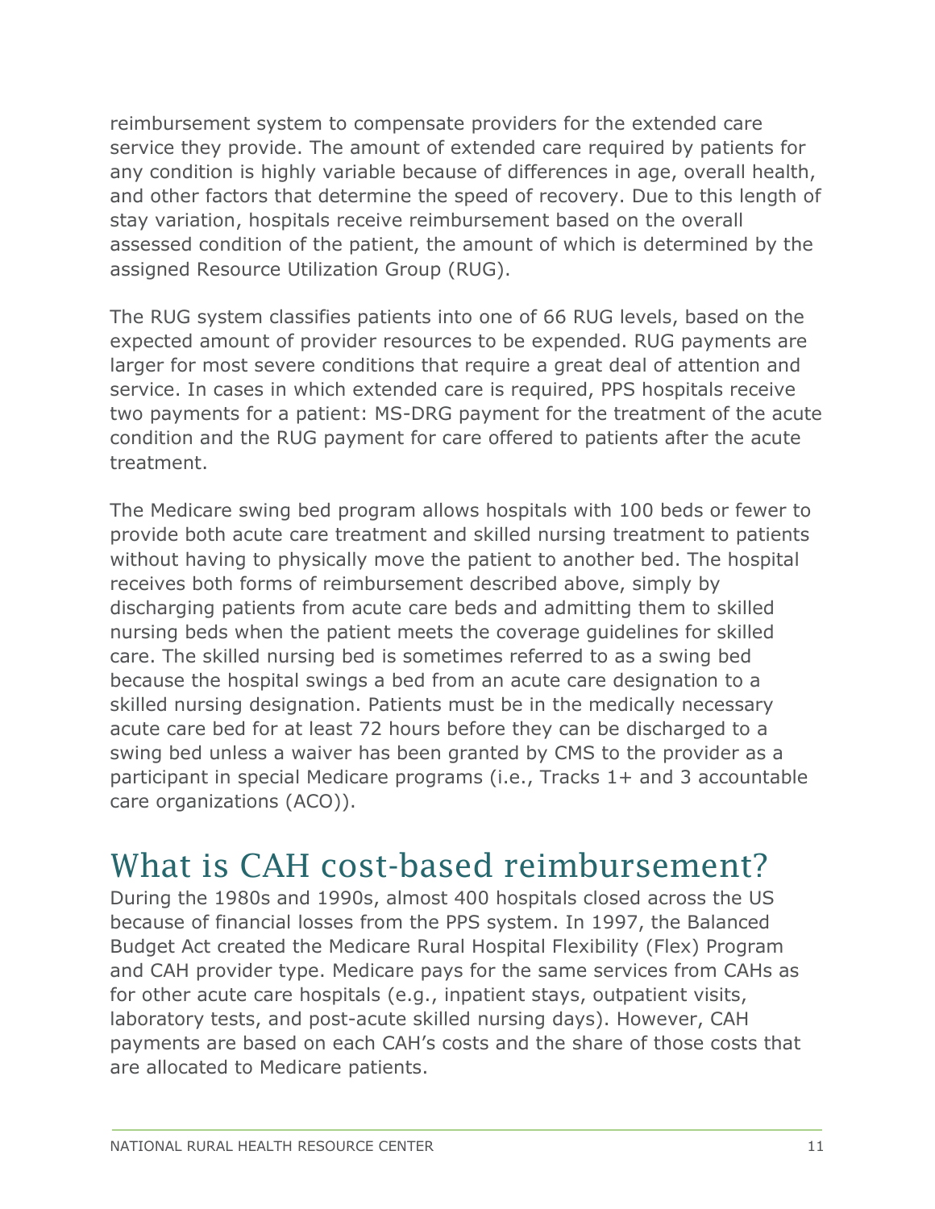reimbursement system to compensate providers for the extended care service they provide. The amount of extended care required by patients for any condition is highly variable because of differences in age, overall health, and other factors that determine the speed of recovery. Due to this length of stay variation, hospitals receive reimbursement based on the overall assessed condition of the patient, the amount of which is determined by the assigned Resource Utilization Group (RUG).

The RUG system classifies patients into one of 66 RUG levels, based on the expected amount of provider resources to be expended. RUG payments are larger for most severe conditions that require a great deal of attention and service. In cases in which extended care is required, PPS hospitals receive two payments for a patient: MS-DRG payment for the treatment of the acute condition and the RUG payment for care offered to patients after the acute treatment.

The Medicare swing bed program allows hospitals with 100 beds or fewer to provide both acute care treatment and skilled nursing treatment to patients without having to physically move the patient to another bed. The hospital receives both forms of reimbursement described above, simply by discharging patients from acute care beds and admitting them to skilled nursing beds when the patient meets the coverage guidelines for skilled care. The skilled nursing bed is sometimes referred to as a swing bed because the hospital swings a bed from an acute care designation to a skilled nursing designation. Patients must be in the medically necessary acute care bed for at least 72 hours before they can be discharged to a swing bed unless a waiver has been granted by CMS to the provider as a participant in special Medicare programs (i.e., Tracks 1+ and 3 accountable care organizations (ACO)).

# What is CAH cost-based reimbursement?

During the 1980s and 1990s, almost 400 hospitals closed across the US because of financial losses from the PPS system. In 1997, the Balanced Budget Act created the Medicare Rural Hospital Flexibility (Flex) Program and CAH provider type. Medicare pays for the same services from CAHs as for other acute care hospitals (e.g., inpatient stays, outpatient visits, laboratory tests, and post-acute skilled nursing days). However, CAH payments are based on each CAH's costs and the share of those costs that are allocated to Medicare patients.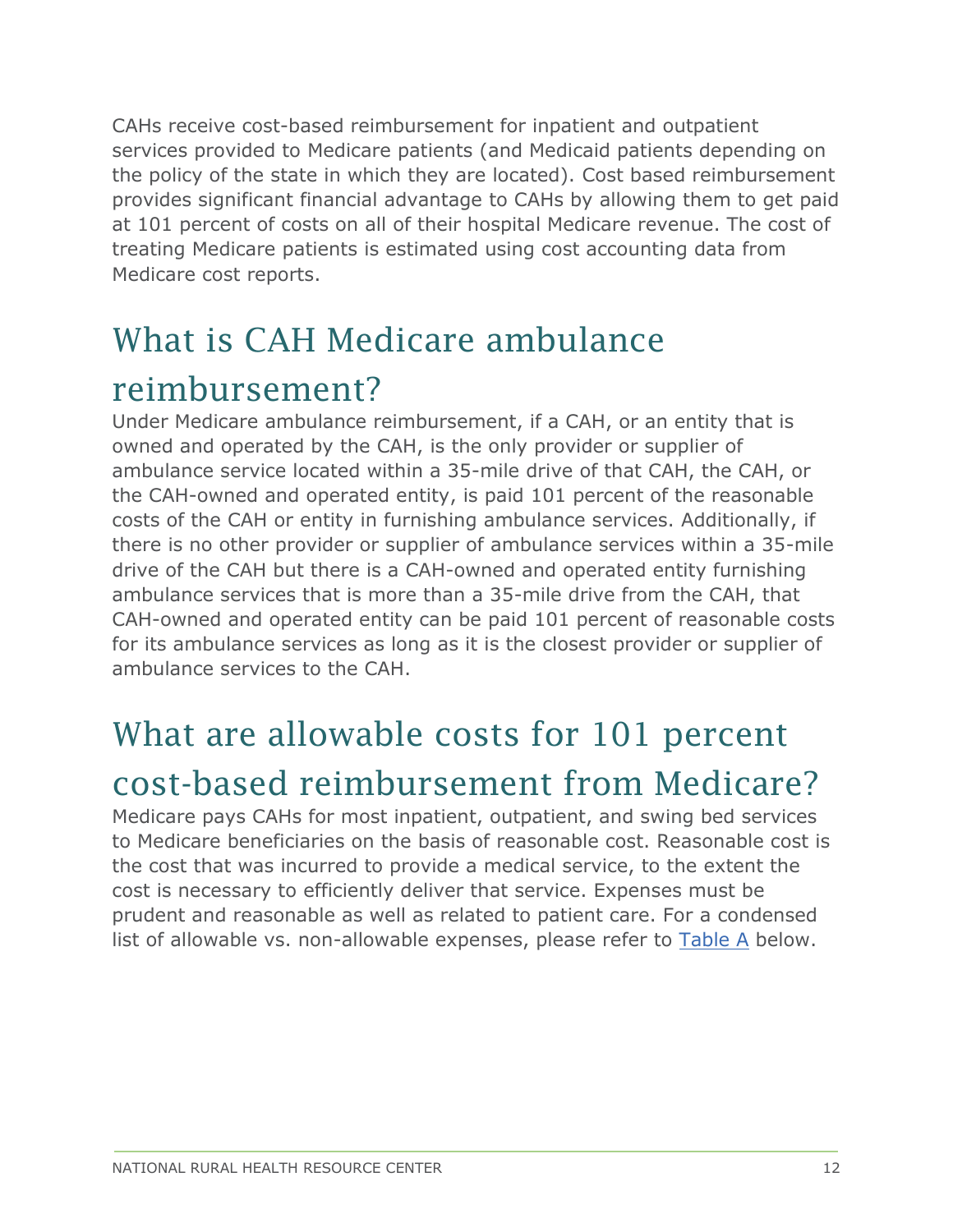CAHs receive cost-based reimbursement for inpatient and outpatient services provided to Medicare patients (and Medicaid patients depending on the policy of the state in which they are located). Cost based reimbursement provides significant financial advantage to CAHs by allowing them to get paid at 101 percent of costs on all of their hospital Medicare revenue. The cost of treating Medicare patients is estimated using cost accounting data from Medicare cost reports.

## What is CAH Medicare ambulance reimbursement?

Under Medicare ambulance reimbursement, if a CAH, or an entity that is owned and operated by the CAH, is the only provider or supplier of ambulance service located within a 35-mile drive of that CAH, the CAH, or the CAH-owned and operated entity, is paid 101 percent of the reasonable costs of the CAH or entity in furnishing ambulance services. Additionally, if there is no other provider or supplier of ambulance services within a 35-mile drive of the CAH but there is a CAH-owned and operated entity furnishing ambulance services that is more than a 35-mile drive from the CAH, that CAH-owned and operated entity can be paid 101 percent of reasonable costs for its ambulance services as long as it is the closest provider or supplier of ambulance services to the CAH.

## What are allowable costs for 101 percent cost-based reimbursement from Medicare?

Medicare pays CAHs for most inpatient, outpatient, and swing bed services to Medicare beneficiaries on the basis of reasonable cost. Reasonable cost is the cost that was incurred to provide a medical service, to the extent the cost is necessary to efficiently deliver that service. Expenses must be prudent and reasonable as well as related to patient care. For a condensed list of allowable vs. non-allowable expenses, please refer to Table A below.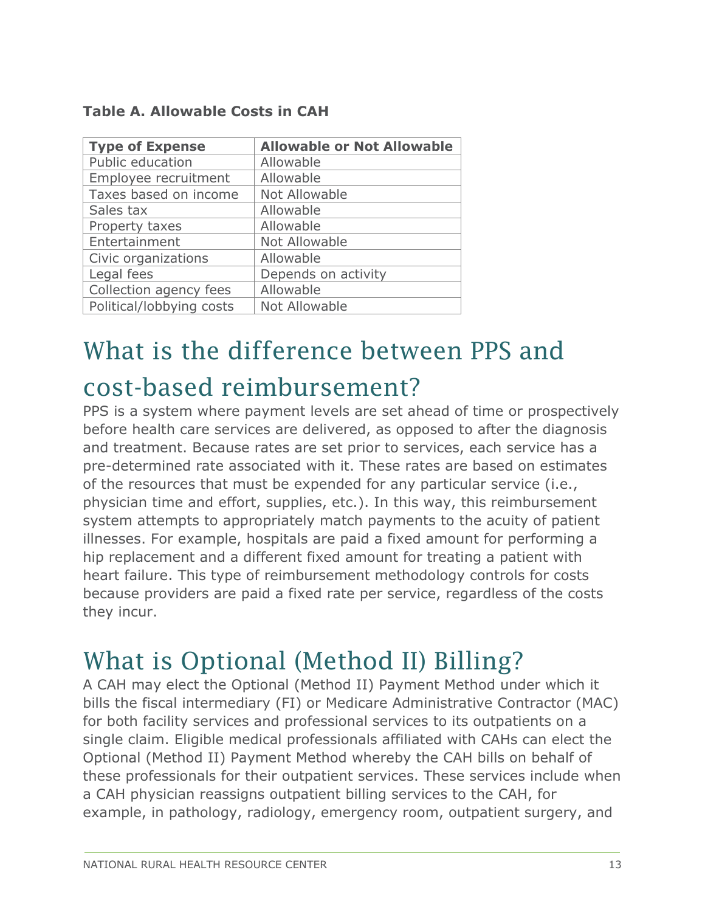**Table A. Allowable Costs in CAH**

| Type of Expense | Allowable or Not Allowable |
|---|---|
| Public education | Allowable |
| Employee recruitment | Allowable |
| Taxes based on income | Not Allowable |
| Sales tax | Allowable |
| Property taxes | Allowable |
| Entertainment | Not Allowable |
| Civic organizations | Allowable |
| Legal fees | Depends on activity |
| Collection agency fees | Allowable |
| Political/lobbying costs | Not Allowable |

# What is the difference between PPS and cost-based reimbursement?

PPS is a system where payment levels are set ahead of time or prospectively before health care services are delivered, as opposed to after the diagnosis and treatment. Because rates are set prior to services, each service has a pre-determined rate associated with it. These rates are based on estimates of the resources that must be expended for any particular service (i.e., physician time and effort, supplies, etc.). In this way, this reimbursement system attempts to appropriately match payments to the acuity of patient illnesses. For example, hospitals are paid a fixed amount for performing a hip replacement and a different fixed amount for treating a patient with heart failure. This type of reimbursement methodology controls for costs because providers are paid a fixed rate per service, regardless of the costs they incur.

# What is Optional (Method II) Billing?

A CAH may elect the Optional (Method II) Payment Method under which it bills the fiscal intermediary (FI) or Medicare Administrative Contractor (MAC) for both facility services and professional services to its outpatients on a single claim. Eligible medical professionals affiliated with CAHs can elect the Optional (Method II) Payment Method whereby the CAH bills on behalf of these professionals for their outpatient services. These services include when a CAH physician reassigns outpatient billing services to the CAH, for example, in pathology, radiology, emergency room, outpatient surgery, and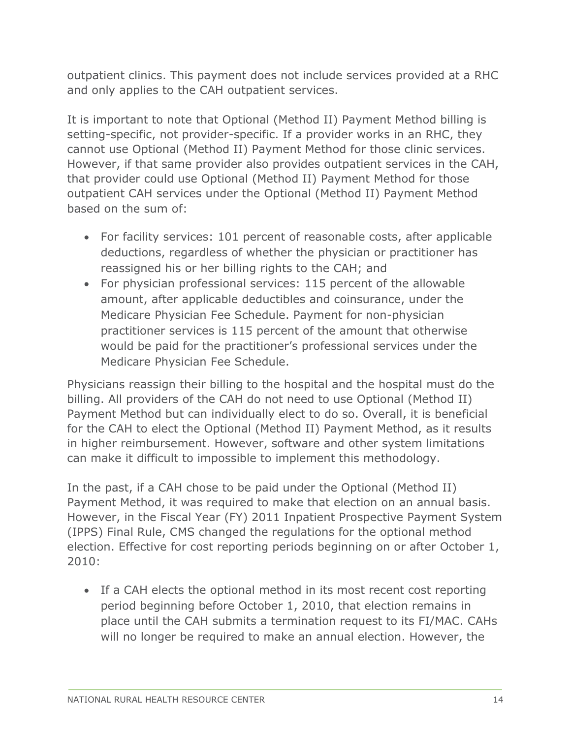outpatient clinics. This payment does not include services provided at a RHC and only applies to the CAH outpatient services.

It is important to note that Optional (Method II) Payment Method billing is setting-specific, not provider-specific. If a provider works in an RHC, they cannot use Optional (Method II) Payment Method for those clinic services. However, if that same provider also provides outpatient services in the CAH, that provider could use Optional (Method II) Payment Method for those outpatient CAH services under the Optional (Method II) Payment Method based on the sum of:

- For facility services: 101 percent of reasonable costs, after applicable deductions, regardless of whether the physician or practitioner has reassigned his or her billing rights to the CAH; and
- For physician professional services: 115 percent of the allowable amount, after applicable deductibles and coinsurance, under the Medicare Physician Fee Schedule. Payment for non-physician practitioner services is 115 percent of the amount that otherwise would be paid for the practitioner's professional services under the Medicare Physician Fee Schedule.

Physicians reassign their billing to the hospital and the hospital must do the billing. All providers of the CAH do not need to use Optional (Method II) Payment Method but can individually elect to do so. Overall, it is beneficial for the CAH to elect the Optional (Method II) Payment Method, as it results in higher reimbursement. However, software and other system limitations can make it difficult to impossible to implement this methodology.

In the past, if a CAH chose to be paid under the Optional (Method II) Payment Method, it was required to make that election on an annual basis. However, in the Fiscal Year (FY) 2011 Inpatient Prospective Payment System (IPPS) Final Rule, CMS changed the regulations for the optional method election. Effective for cost reporting periods beginning on or after October 1, 2010:

- If a CAH elects the optional method in its most recent cost reporting period beginning before October 1, 2010, that election remains in place until the CAH submits a termination request to its FI/MAC. CAHs will no longer be required to make an annual election. However, the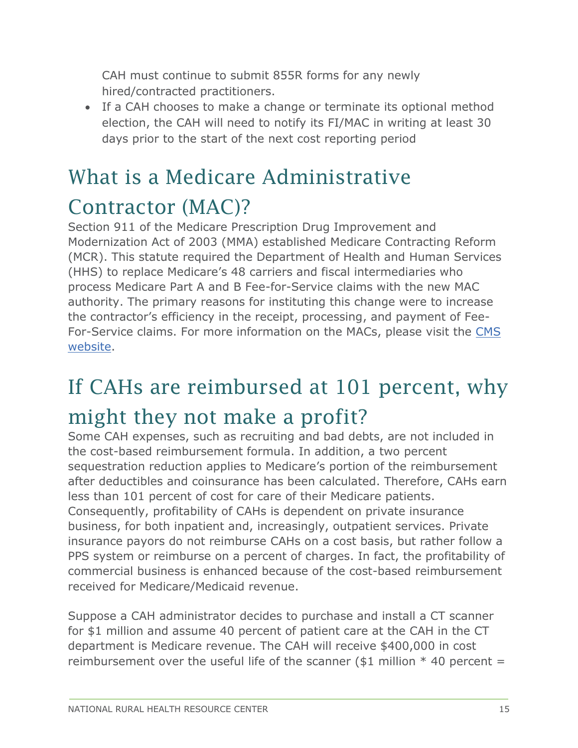CAH must continue to submit 855R forms for any newly hired/contracted practitioners.

- If a CAH chooses to make a change or terminate its optional method election, the CAH will need to notify its FI/MAC in writing at least 30 days prior to the start of the next cost reporting period

## What is a Medicare Administrative Contractor (MAC)?

Section 911 of the Medicare Prescription Drug Improvement and Modernization Act of 2003 (MMA) established Medicare Contracting Reform (MCR). This statute required the Department of Health and Human Services (HHS) to replace Medicare's 48 carriers and fiscal intermediaries who process Medicare Part A and B Fee-for-Service claims with the new MAC authority. The primary reasons for instituting this change were to increase the contractor's efficiency in the receipt, processing, and payment of Fee-For-Service claims. For more information on the MACs, please visit the CMS website.

## If CAHs are reimbursed at 101 percent, why might they not make a profit?

Some CAH expenses, such as recruiting and bad debts, are not included in the cost-based reimbursement formula. In addition, a two percent sequestration reduction applies to Medicare's portion of the reimbursement after deductibles and coinsurance has been calculated. Therefore, CAHs earn less than 101 percent of cost for care of their Medicare patients. Consequently, profitability of CAHs is dependent on private insurance business, for both inpatient and, increasingly, outpatient services. Private insurance payors do not reimburse CAHs on a cost basis, but rather follow a PPS system or reimburse on a percent of charges. In fact, the profitability of commercial business is enhanced because of the cost-based reimbursement received for Medicare/Medicaid revenue.

Suppose a CAH administrator decides to purchase and install a CT scanner for $1 million and assume 40 percent of patient care at the CAH in the CT department is Medicare revenue. The CAH will receive $400,000 in cost reimbursement over the useful life of the scanner ($1 million * 40 percent =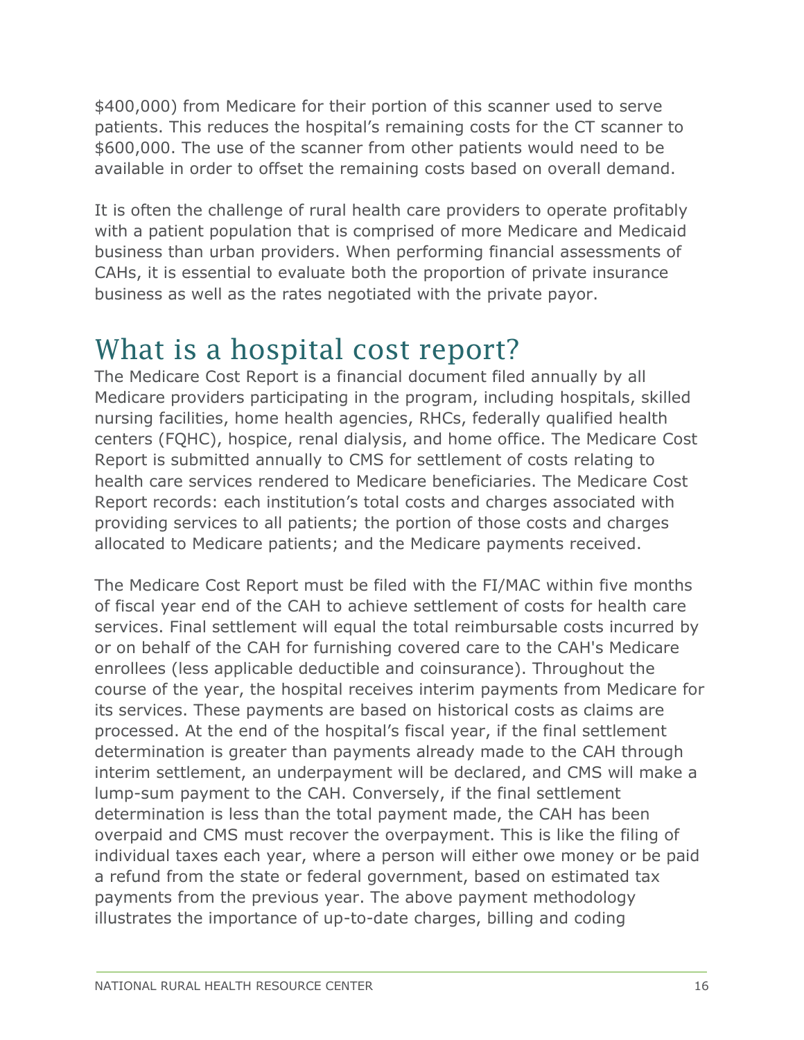$400,000) from Medicare for their portion of this scanner used to serve patients. This reduces the hospital's remaining costs for the CT scanner to $600,000. The use of the scanner from other patients would need to be available in order to offset the remaining costs based on overall demand.

It is often the challenge of rural health care providers to operate profitably with a patient population that is comprised of more Medicare and Medicaid business than urban providers. When performing financial assessments of CAHs, it is essential to evaluate both the proportion of private insurance business as well as the rates negotiated with the private payor.

# What is a hospital cost report?

The Medicare Cost Report is a financial document filed annually by all Medicare providers participating in the program, including hospitals, skilled nursing facilities, home health agencies, RHCs, federally qualified health centers (FQHC), hospice, renal dialysis, and home office. The Medicare Cost Report is submitted annually to CMS for settlement of costs relating to health care services rendered to Medicare beneficiaries. The Medicare Cost Report records: each institution's total costs and charges associated with providing services to all patients; the portion of those costs and charges allocated to Medicare patients; and the Medicare payments received.

The Medicare Cost Report must be filed with the FI/MAC within five months of fiscal year end of the CAH to achieve settlement of costs for health care services. Final settlement will equal the total reimbursable costs incurred by or on behalf of the CAH for furnishing covered care to the CAH's Medicare enrollees (less applicable deductible and coinsurance). Throughout the course of the year, the hospital receives interim payments from Medicare for its services. These payments are based on historical costs as claims are processed. At the end of the hospital's fiscal year, if the final settlement determination is greater than payments already made to the CAH through interim settlement, an underpayment will be declared, and CMS will make a lump-sum payment to the CAH. Conversely, if the final settlement determination is less than the total payment made, the CAH has been overpaid and CMS must recover the overpayment. This is like the filing of individual taxes each year, where a person will either owe money or be paid a refund from the state or federal government, based on estimated tax payments from the previous year. The above payment methodology illustrates the importance of up-to-date charges, billing and coding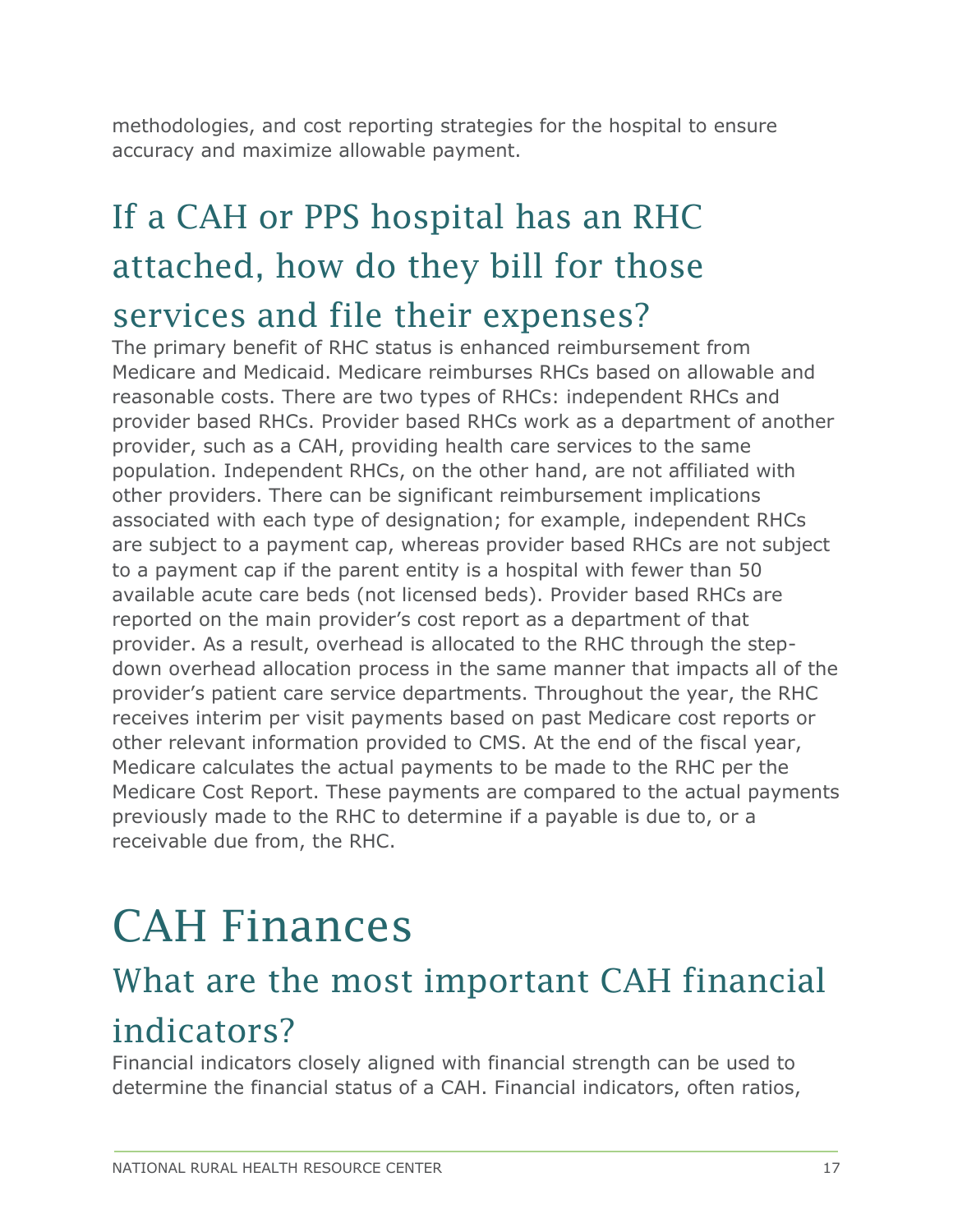methodologies, and cost reporting strategies for the hospital to ensure accuracy and maximize allowable payment.

## If a CAH or PPS hospital has an RHC attached, how do they bill for those services and file their expenses?

The primary benefit of RHC status is enhanced reimbursement from Medicare and Medicaid. Medicare reimburses RHCs based on allowable and reasonable costs. There are two types of RHCs: independent RHCs and provider based RHCs. Provider based RHCs work as a department of another provider, such as a CAH, providing health care services to the same population. Independent RHCs, on the other hand, are not affiliated with other providers. There can be significant reimbursement implications associated with each type of designation; for example, independent RHCs are subject to a payment cap, whereas provider based RHCs are not subject to a payment cap if the parent entity is a hospital with fewer than 50 available acute care beds (not licensed beds). Provider based RHCs are reported on the main provider's cost report as a department of that provider. As a result, overhead is allocated to the RHC through the step-down overhead allocation process in the same manner that impacts all of the provider's patient care service departments. Throughout the year, the RHC receives interim per visit payments based on past Medicare cost reports or other relevant information provided to CMS. At the end of the fiscal year, Medicare calculates the actual payments to be made to the RHC per the Medicare Cost Report. These payments are compared to the actual payments previously made to the RHC to determine if a payable is due to, or a receivable due from, the RHC.

# CAH Finances

## What are the most important CAH financial indicators?

Financial indicators closely aligned with financial strength can be used to determine the financial status of a CAH. Financial indicators, often ratios,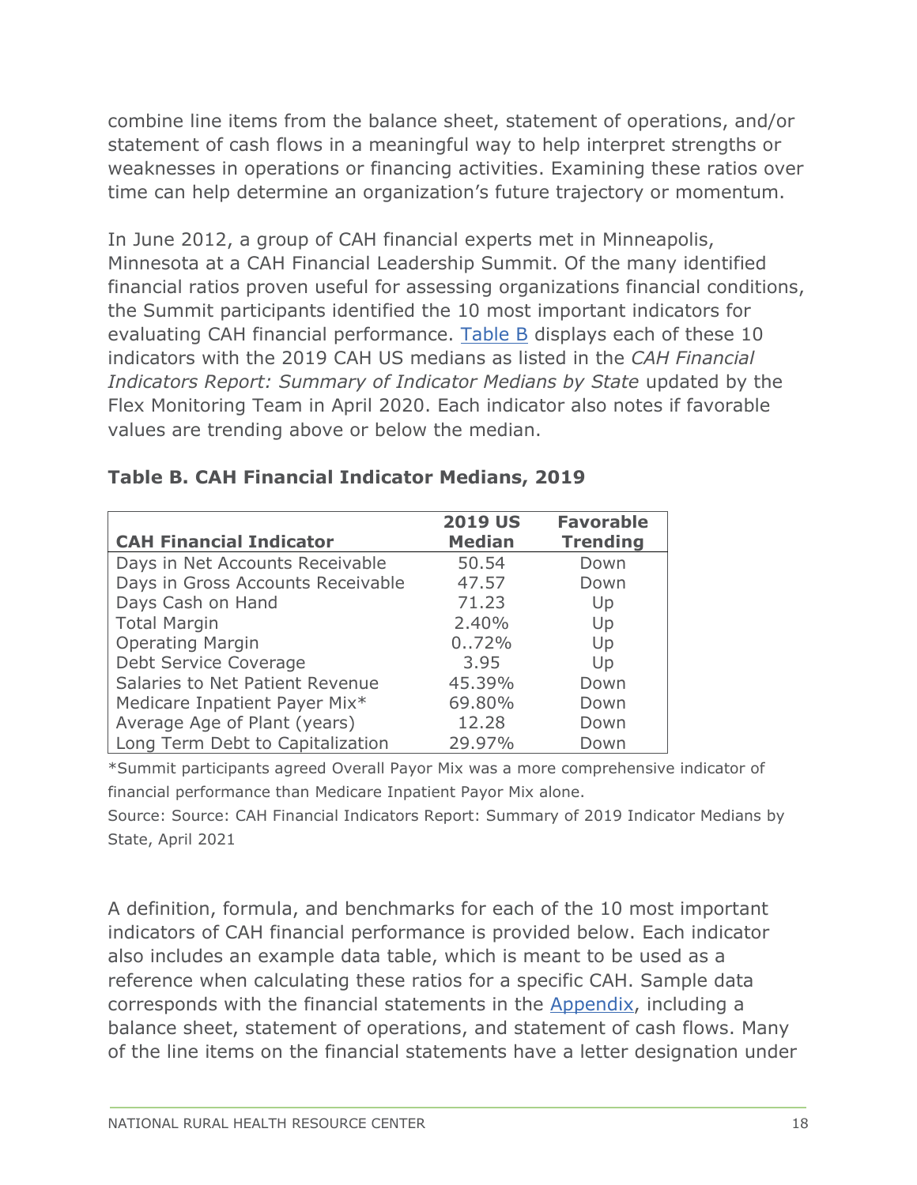combine line items from the balance sheet, statement of operations, and/or statement of cash flows in a meaningful way to help interpret strengths or weaknesses in operations or financing activities. Examining these ratios over time can help determine an organization's future trajectory or momentum.

In June 2012, a group of CAH financial experts met in Minneapolis, Minnesota at a CAH Financial Leadership Summit. Of the many identified financial ratios proven useful for assessing organizations financial conditions, the Summit participants identified the 10 most important indicators for evaluating CAH financial performance. Table B displays each of these 10 indicators with the 2019 CAH US medians as listed in the *CAH Financial Indicators Report: Summary of Indicator Medians by State* updated by the Flex Monitoring Team in April 2020. Each indicator also notes if favorable values are trending above or below the median.

**Table B. CAH Financial Indicator Medians, 2019**

| CAH Financial Indicator | 2019 US Median | Favorable Trending |
|---|---|---|
| Days in Net Accounts Receivable | 50.54 | Down |
| Days in Gross Accounts Receivable | 47.57 | Down |
| Days Cash on Hand | 71.23 | Up |
| Total Margin | 2.40% | Up |
| Operating Margin | 0..72% | Up |
| Debt Service Coverage | 3.95 | Up |
| Salaries to Net Patient Revenue | 45.39% | Down |
| Medicare Inpatient Payer Mix* | 69.80% | Down |
| Average Age of Plant (years) | 12.28 | Down |
| Long Term Debt to Capitalization | 29.97% | Down |

*Summit participants agreed Overall Payor Mix was a more comprehensive indicator of financial performance than Medicare Inpatient Payor Mix alone.

Source: Source: CAH Financial Indicators Report: Summary of 2019 Indicator Medians by State, April 2021

A definition, formula, and benchmarks for each of the 10 most important indicators of CAH financial performance is provided below. Each indicator also includes an example data table, which is meant to be used as a reference when calculating these ratios for a specific CAH. Sample data corresponds with the financial statements in the Appendix, including a balance sheet, statement of operations, and statement of cash flows. Many of the line items on the financial statements have a letter designation under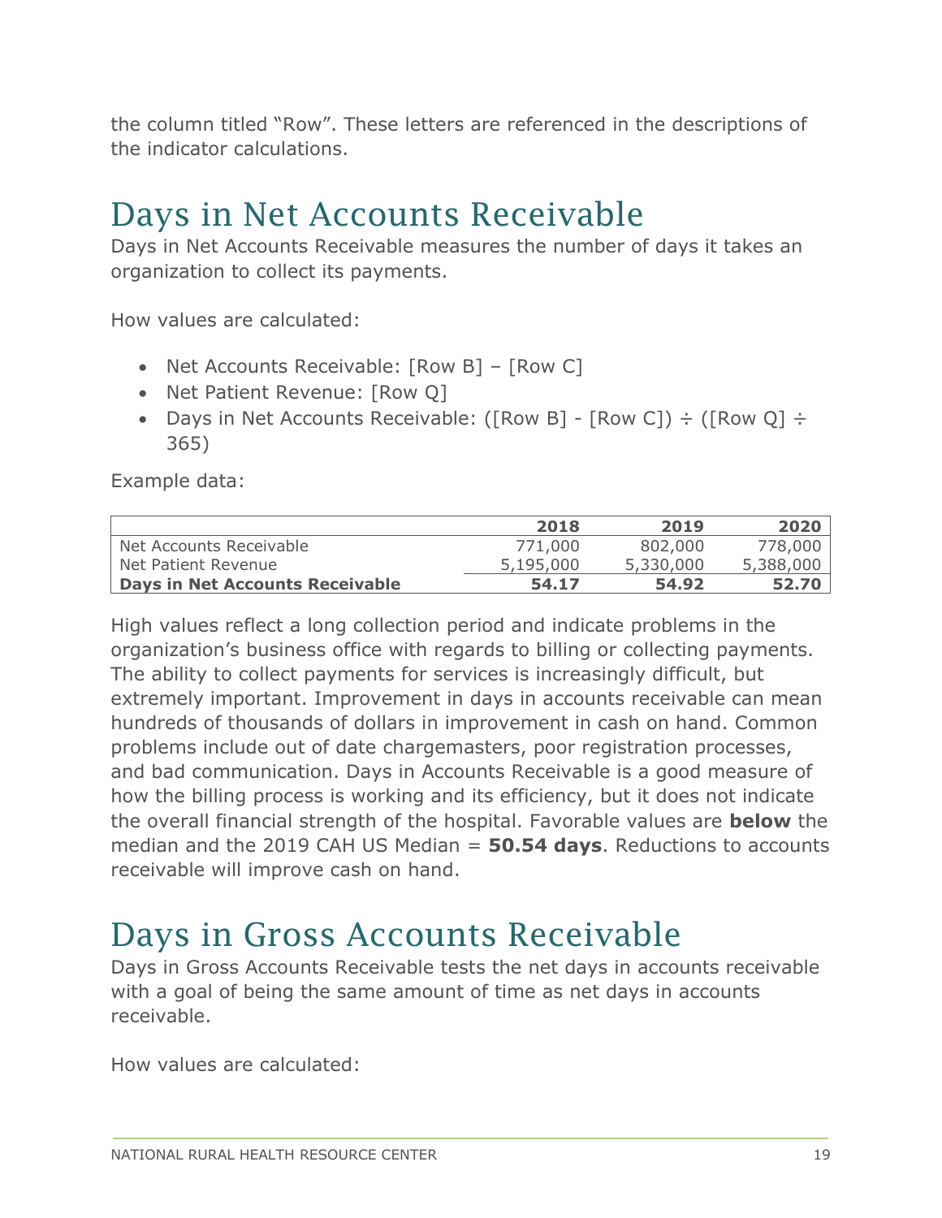the column titled "Row". These letters are referenced in the descriptions of the indicator calculations.

# Days in Net Accounts Receivable

Days in Net Accounts Receivable measures the number of days it takes an organization to collect its payments.

How values are calculated:

- Net Accounts Receivable: [Row B] – [Row C]
- Net Patient Revenue: [Row Q]
- Days in Net Accounts Receivable: ([Row B] - [Row C]) ÷ ([Row Q] ÷ 365)

Example data:

| | 2018 | 2019 | 2020 |
|---|---|---|---|
| Net Accounts Receivable | 771,000 | 802,000 | 778,000 |
| Net Patient Revenue | 5,195,000 | 5,330,000 | 5,388,000 |
| **Days in Net Accounts Receivable** | **54.17** | **54.92** | **52.70** |

High values reflect a long collection period and indicate problems in the organization's business office with regards to billing or collecting payments. The ability to collect payments for services is increasingly difficult, but extremely important. Improvement in days in accounts receivable can mean hundreds of thousands of dollars in improvement in cash on hand. Common problems include out of date chargemasters, poor registration processes, and bad communication. Days in Accounts Receivable is a good measure of how the billing process is working and its efficiency, but it does not indicate the overall financial strength of the hospital. Favorable values are **below** the median and the 2019 CAH US Median = **50.54 days**. Reductions to accounts receivable will improve cash on hand.

# Days in Gross Accounts Receivable

Days in Gross Accounts Receivable tests the net days in accounts receivable with a goal of being the same amount of time as net days in accounts receivable.

How values are calculated: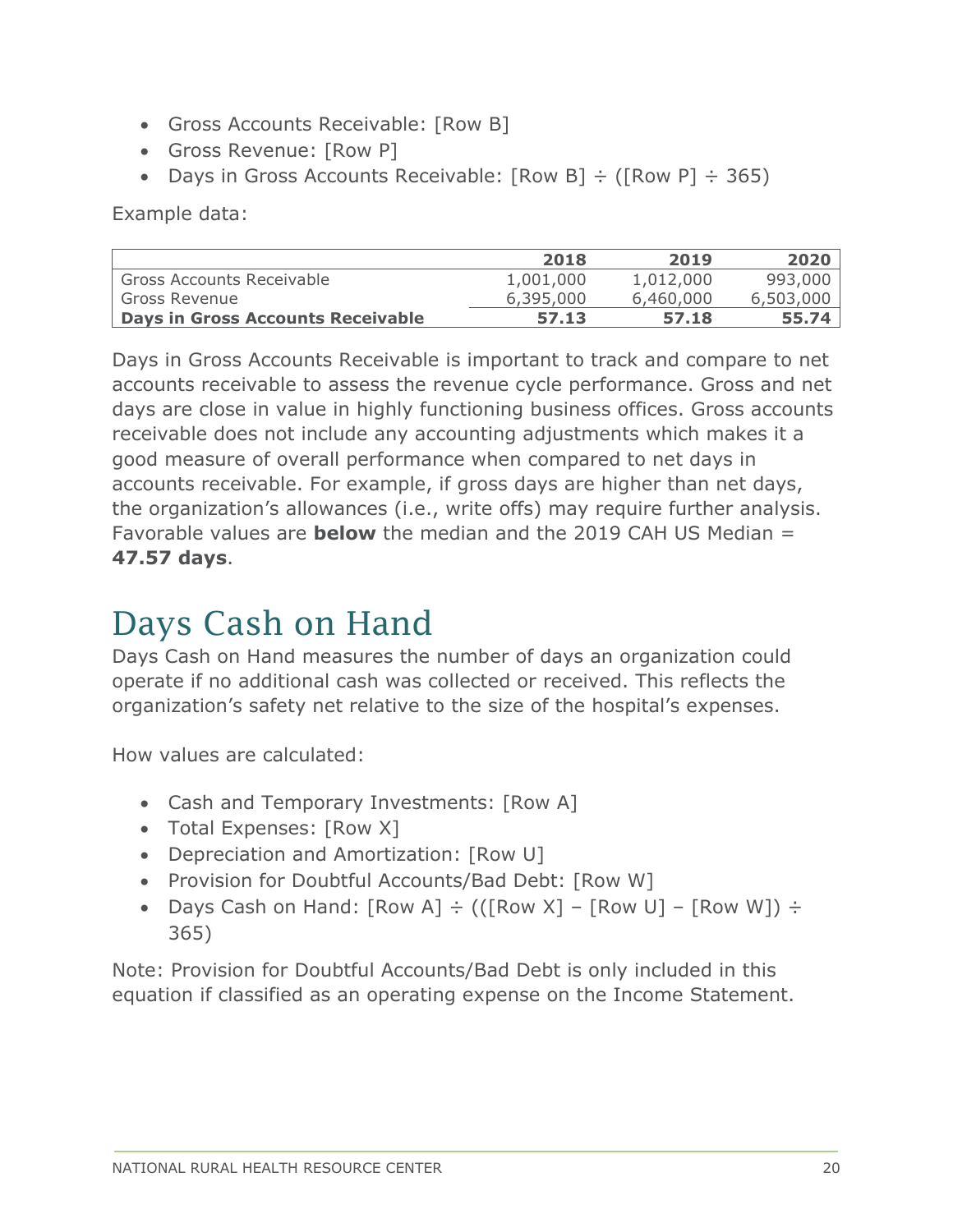- Gross Accounts Receivable: [Row B]
- Gross Revenue: [Row P]
- Days in Gross Accounts Receivable: [Row B] ÷ ([Row P] ÷ 365)

Example data:

| | 2018 | 2019 | 2020 |
|---|---|---|---|
| Gross Accounts Receivable | 1,001,000 | 1,012,000 | 993,000 |
| Gross Revenue | 6,395,000 | 6,460,000 | 6,503,000 |
| **Days in Gross Accounts Receivable** | **57.13** | **57.18** | **55.74** |

Days in Gross Accounts Receivable is important to track and compare to net accounts receivable to assess the revenue cycle performance. Gross and net days are close in value in highly functioning business offices. Gross accounts receivable does not include any accounting adjustments which makes it a good measure of overall performance when compared to net days in accounts receivable. For example, if gross days are higher than net days, the organization's allowances (i.e., write offs) may require further analysis. Favorable values are **below** the median and the 2019 CAH US Median = **47.57 days**.

# Days Cash on Hand

Days Cash on Hand measures the number of days an organization could operate if no additional cash was collected or received. This reflects the organization's safety net relative to the size of the hospital's expenses.

How values are calculated:

- Cash and Temporary Investments: [Row A]
- Total Expenses: [Row X]
- Depreciation and Amortization: [Row U]
- Provision for Doubtful Accounts/Bad Debt: [Row W]
- Days Cash on Hand: [Row A] ÷ (([Row X] – [Row U] – [Row W]) ÷ 365)

Note: Provision for Doubtful Accounts/Bad Debt is only included in this equation if classified as an operating expense on the Income Statement.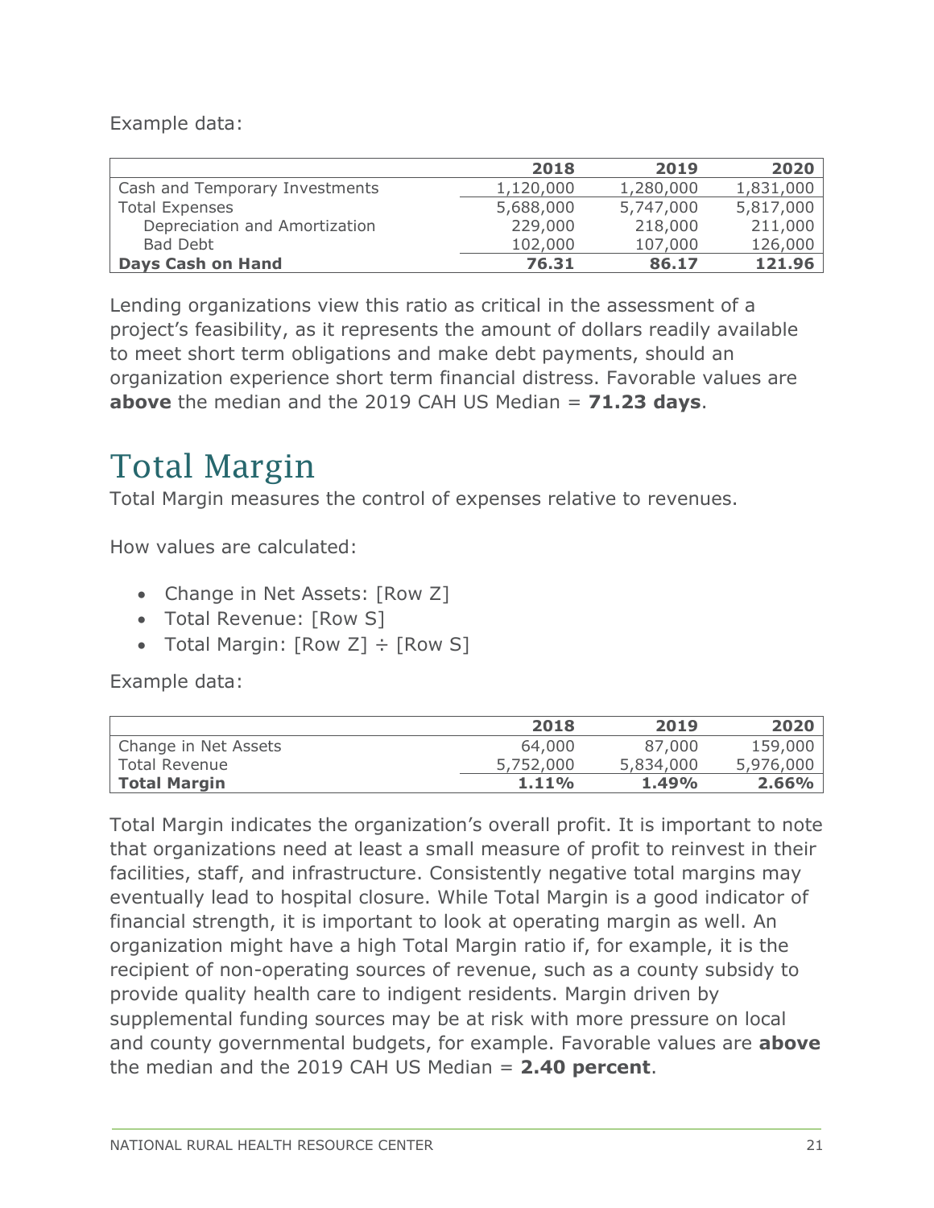Example data:

| | 2018 | 2019 | 2020 |
|---|---|---|---|
| Cash and Temporary Investments | 1,120,000 | 1,280,000 | 1,831,000 |
| Total Expenses | 5,688,000 | 5,747,000 | 5,817,000 |
| Depreciation and Amortization | 229,000 | 218,000 | 211,000 |
| Bad Debt | 102,000 | 107,000 | 126,000 |
| **Days Cash on Hand** | **76.31** | **86.17** | **121.96** |

Lending organizations view this ratio as critical in the assessment of a project's feasibility, as it represents the amount of dollars readily available to meet short term obligations and make debt payments, should an organization experience short term financial distress. Favorable values are **above** the median and the 2019 CAH US Median = **71.23 days**.

# Total Margin

Total Margin measures the control of expenses relative to revenues.

How values are calculated:

- Change in Net Assets: [Row Z]
- Total Revenue: [Row S]
- Total Margin: [Row Z] ÷ [Row S]

Example data:

| | 2018 | 2019 | 2020 |
|---|---|---|---|
| Change in Net Assets | 64,000 | 87,000 | 159,000 |
| Total Revenue | 5,752,000 | 5,834,000 | 5,976,000 |
| **Total Margin** | **1.11%** | **1.49%** | **2.66%** |

Total Margin indicates the organization's overall profit. It is important to note that organizations need at least a small measure of profit to reinvest in their facilities, staff, and infrastructure. Consistently negative total margins may eventually lead to hospital closure. While Total Margin is a good indicator of financial strength, it is important to look at operating margin as well. An organization might have a high Total Margin ratio if, for example, it is the recipient of non-operating sources of revenue, such as a county subsidy to provide quality health care to indigent residents. Margin driven by supplemental funding sources may be at risk with more pressure on local and county governmental budgets, for example. Favorable values are **above** the median and the 2019 CAH US Median = **2.40 percent**.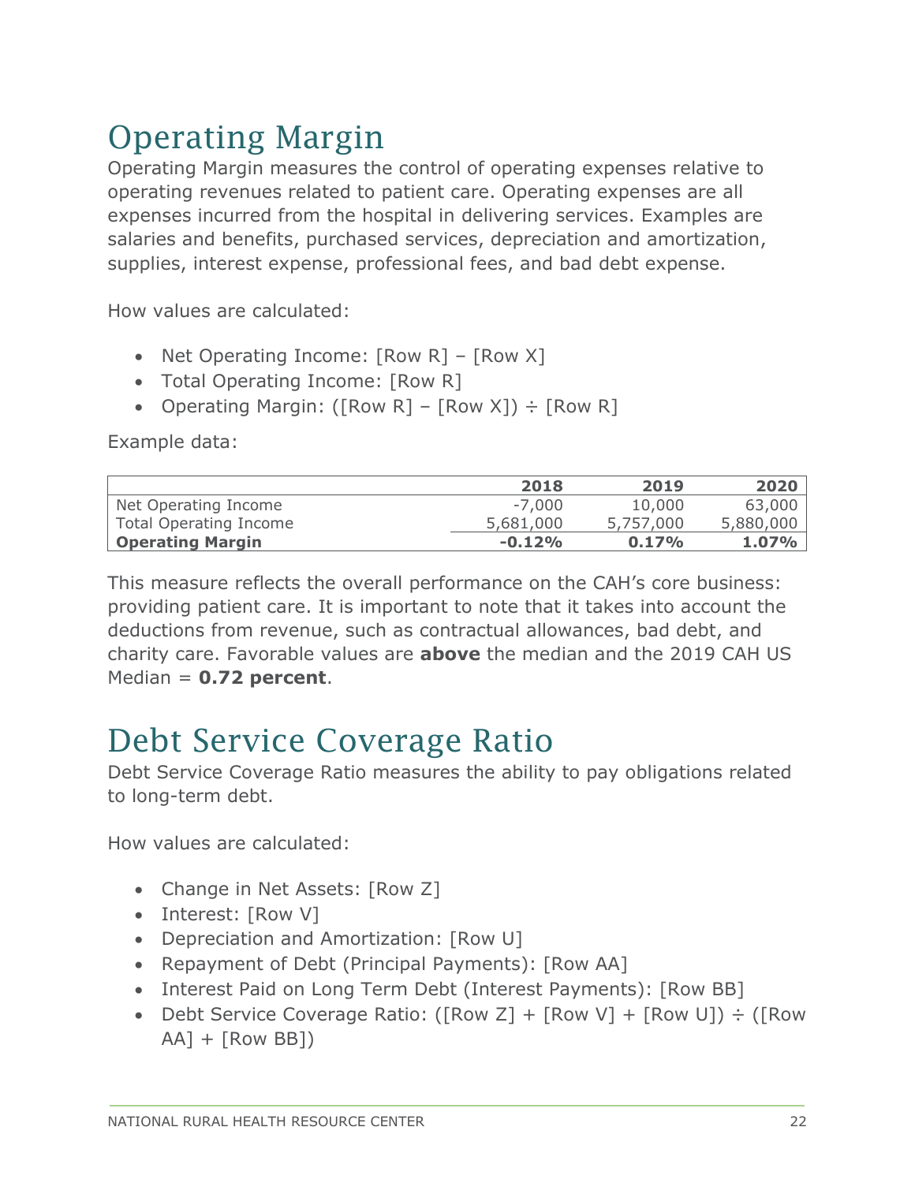# Operating Margin

Operating Margin measures the control of operating expenses relative to operating revenues related to patient care. Operating expenses are all expenses incurred from the hospital in delivering services. Examples are salaries and benefits, purchased services, depreciation and amortization, supplies, interest expense, professional fees, and bad debt expense.

How values are calculated:

- Net Operating Income: [Row R] – [Row X]
- Total Operating Income: [Row R]
- Operating Margin: ([Row R] – [Row X]) ÷ [Row R]

Example data:

| | 2018 | 2019 | 2020 |
|---|---|---|---|
| Net Operating Income | -7,000 | 10,000 | 63,000 |
| Total Operating Income | 5,681,000 | 5,757,000 | 5,880,000 |
| **Operating Margin** | **-0.12%** | **0.17%** | **1.07%** |

This measure reflects the overall performance on the CAH's core business: providing patient care. It is important to note that it takes into account the deductions from revenue, such as contractual allowances, bad debt, and charity care. Favorable values are **above** the median and the 2019 CAH US Median = **0.72 percent**.

# Debt Service Coverage Ratio

Debt Service Coverage Ratio measures the ability to pay obligations related to long-term debt.

How values are calculated:

- Change in Net Assets: [Row Z]
- Interest: [Row V]
- Depreciation and Amortization: [Row U]
- Repayment of Debt (Principal Payments): [Row AA]
- Interest Paid on Long Term Debt (Interest Payments): [Row BB]
- Debt Service Coverage Ratio: ([Row Z] + [Row V] + [Row U]) ÷ ([Row AA] + [Row BB])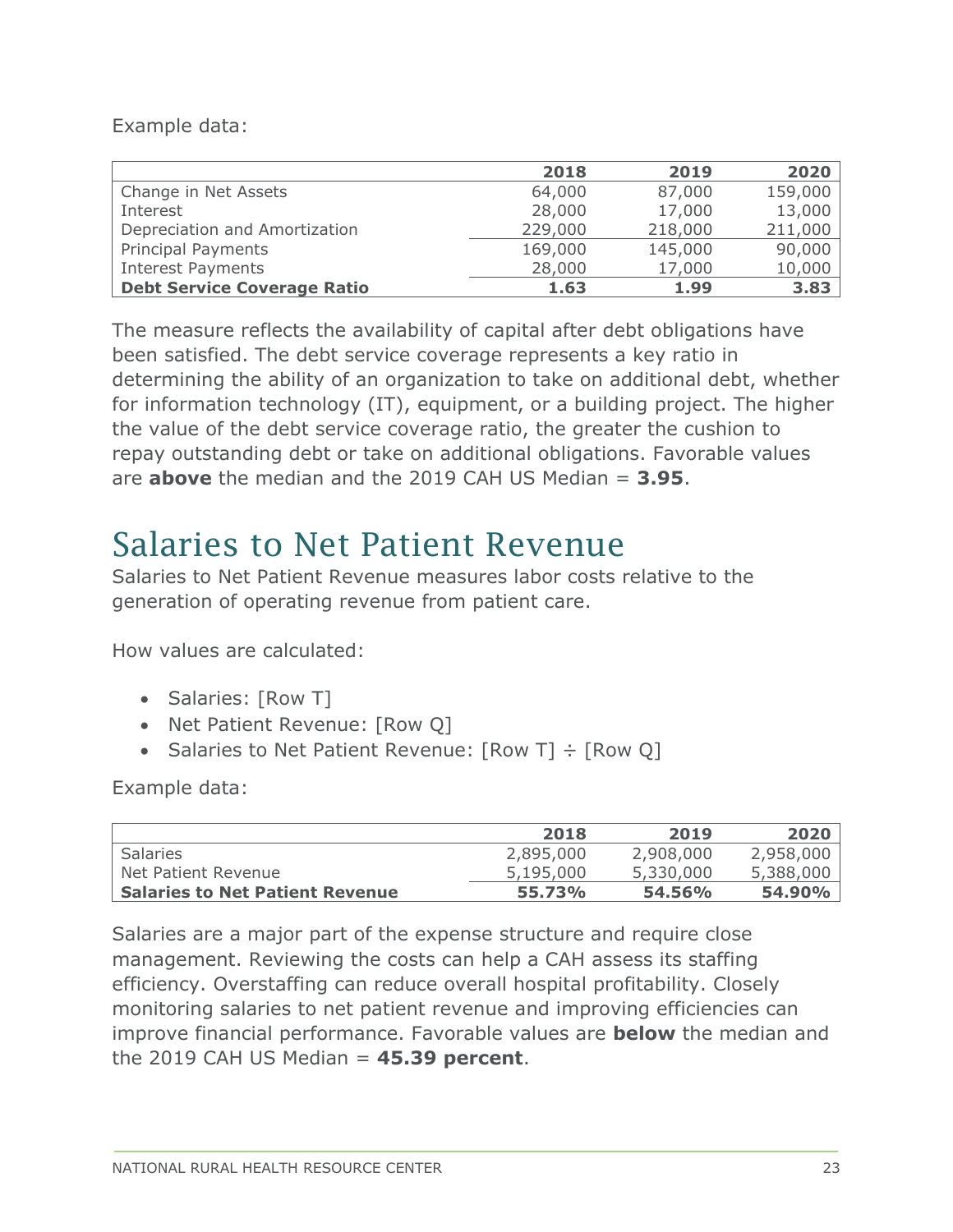Example data:

| | 2018 | 2019 | 2020 |
|---|---|---|---|
| Change in Net Assets | 64,000 | 87,000 | 159,000 |
| Interest | 28,000 | 17,000 | 13,000 |
| Depreciation and Amortization | 229,000 | 218,000 | 211,000 |
| Principal Payments | 169,000 | 145,000 | 90,000 |
| Interest Payments | 28,000 | 17,000 | 10,000 |
| **Debt Service Coverage Ratio** | **1.63** | **1.99** | **3.83** |

The measure reflects the availability of capital after debt obligations have been satisfied. The debt service coverage represents a key ratio in determining the ability of an organization to take on additional debt, whether for information technology (IT), equipment, or a building project. The higher the value of the debt service coverage ratio, the greater the cushion to repay outstanding debt or take on additional obligations. Favorable values are **above** the median and the 2019 CAH US Median = **3.95**.

# Salaries to Net Patient Revenue

Salaries to Net Patient Revenue measures labor costs relative to the generation of operating revenue from patient care.

How values are calculated:

- Salaries: [Row T]
- Net Patient Revenue: [Row Q]
- Salaries to Net Patient Revenue: [Row T] ÷ [Row Q]

Example data:

| | 2018 | 2019 | 2020 |
|---|---|---|---|
| Salaries | 2,895,000 | 2,908,000 | 2,958,000 |
| Net Patient Revenue | 5,195,000 | 5,330,000 | 5,388,000 |
| **Salaries to Net Patient Revenue** | **55.73%** | **54.56%** | **54.90%** |

Salaries are a major part of the expense structure and require close management. Reviewing the costs can help a CAH assess its staffing efficiency. Overstaffing can reduce overall hospital profitability. Closely monitoring salaries to net patient revenue and improving efficiencies can improve financial performance. Favorable values are **below** the median and the 2019 CAH US Median = **45.39 percent**.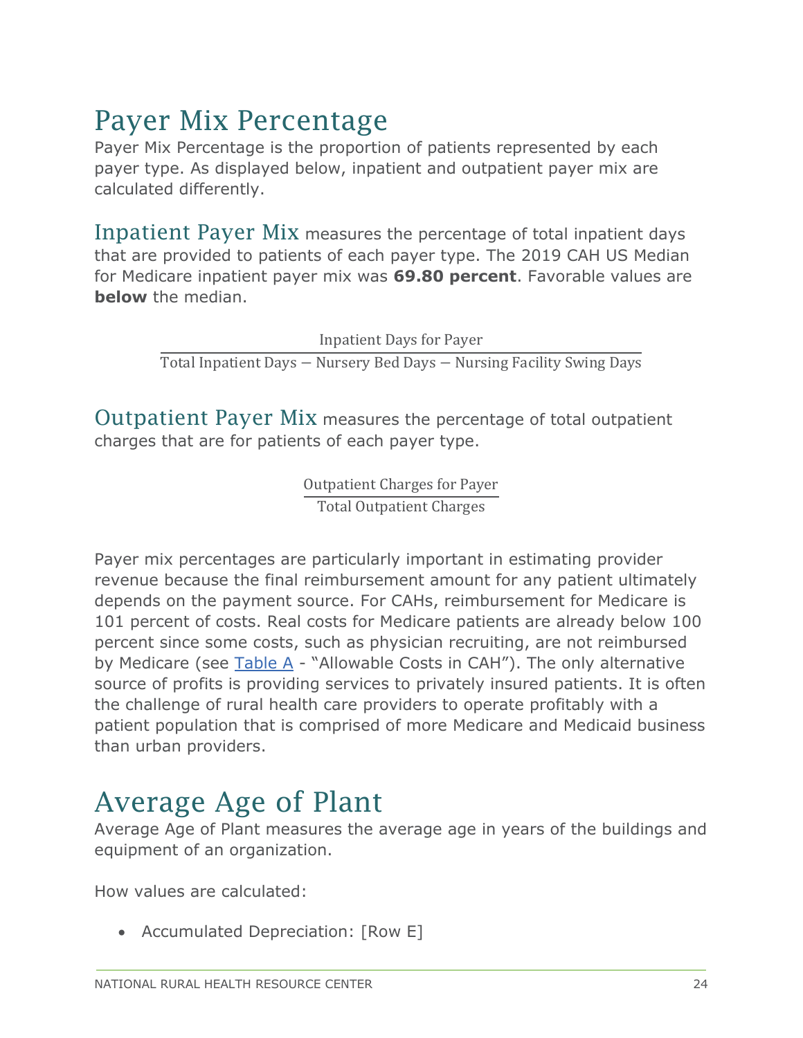# Payer Mix Percentage

Payer Mix Percentage is the proportion of patients represented by each payer type. As displayed below, inpatient and outpatient payer mix are calculated differently.

**Inpatient Payer Mix** measures the percentage of total inpatient days that are provided to patients of each payer type. The 2019 CAH US Median for Medicare inpatient payer mix was **69.80 percent**. Favorable values are **below** the median.

$$\frac{\text{Inpatient Days for Payer}}{\text{Total Inpatient Days} - \text{Nursery Bed Days} - \text{Nursing Facility Swing Days}}$$

**Outpatient Payer Mix** measures the percentage of total outpatient charges that are for patients of each payer type.

$$\frac{\text{Outpatient Charges for Payer}}{\text{Total Outpatient Charges}}$$

Payer mix percentages are particularly important in estimating provider revenue because the final reimbursement amount for any patient ultimately depends on the payment source. For CAHs, reimbursement for Medicare is 101 percent of costs. Real costs for Medicare patients are already below 100 percent since some costs, such as physician recruiting, are not reimbursed by Medicare (see Table A - "Allowable Costs in CAH"). The only alternative source of profits is providing services to privately insured patients. It is often the challenge of rural health care providers to operate profitably with a patient population that is comprised of more Medicare and Medicaid business than urban providers.

# Average Age of Plant

Average Age of Plant measures the average age in years of the buildings and equipment of an organization.

How values are calculated:

- Accumulated Depreciation: [Row E]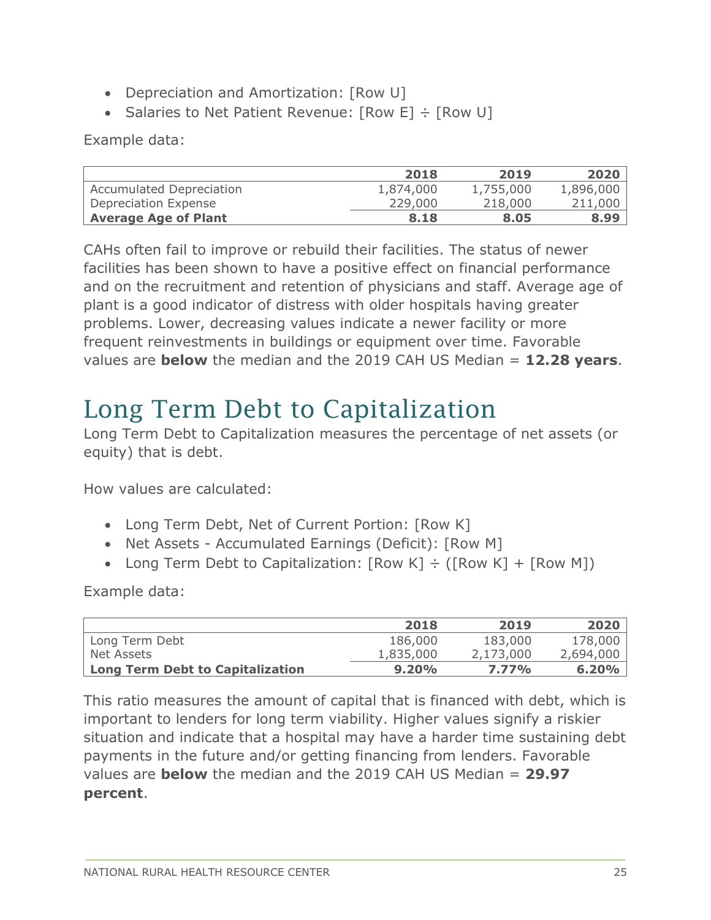- Depreciation and Amortization: [Row U]
- Salaries to Net Patient Revenue: [Row E] ÷ [Row U]

Example data:

| | 2018 | 2019 | 2020 |
|---|---|---|---|
| Accumulated Depreciation | 1,874,000 | 1,755,000 | 1,896,000 |
| Depreciation Expense | 229,000 | 218,000 | 211,000 |
| **Average Age of Plant** | **8.18** | **8.05** | **8.99** |

CAHs often fail to improve or rebuild their facilities. The status of newer facilities has been shown to have a positive effect on financial performance and on the recruitment and retention of physicians and staff. Average age of plant is a good indicator of distress with older hospitals having greater problems. Lower, decreasing values indicate a newer facility or more frequent reinvestments in buildings or equipment over time. Favorable values are **below** the median and the 2019 CAH US Median = **12.28 years**.

# Long Term Debt to Capitalization

Long Term Debt to Capitalization measures the percentage of net assets (or equity) that is debt.

How values are calculated:

- Long Term Debt, Net of Current Portion: [Row K]
- Net Assets - Accumulated Earnings (Deficit): [Row M]
- Long Term Debt to Capitalization: [Row K] ÷ ([Row K] + [Row M])

Example data:

| | 2018 | 2019 | 2020 |
|---|---|---|---|
| Long Term Debt | 186,000 | 183,000 | 178,000 |
| Net Assets | 1,835,000 | 2,173,000 | 2,694,000 |
| **Long Term Debt to Capitalization** | **9.20%** | **7.77%** | **6.20%** |

This ratio measures the amount of capital that is financed with debt, which is important to lenders for long term viability. Higher values signify a riskier situation and indicate that a hospital may have a harder time sustaining debt payments in the future and/or getting financing from lenders. Favorable values are **below** the median and the 2019 CAH US Median = **29.97 percent**.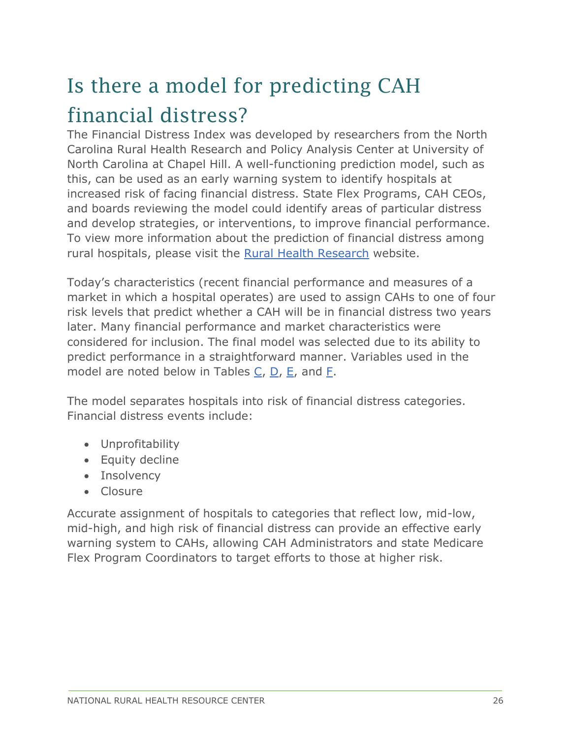# Is there a model for predicting CAH financial distress?

The Financial Distress Index was developed by researchers from the North Carolina Rural Health Research and Policy Analysis Center at University of North Carolina at Chapel Hill. A well-functioning prediction model, such as this, can be used as an early warning system to identify hospitals at increased risk of facing financial distress. State Flex Programs, CAH CEOs, and boards reviewing the model could identify areas of particular distress and develop strategies, or interventions, to improve financial performance. To view more information about the prediction of financial distress among rural hospitals, please visit the Rural Health Research website.

Today's characteristics (recent financial performance and measures of a market in which a hospital operates) are used to assign CAHs to one of four risk levels that predict whether a CAH will be in financial distress two years later. Many financial performance and market characteristics were considered for inclusion. The final model was selected due to its ability to predict performance in a straightforward manner. Variables used in the model are noted below in Tables C, D, E, and F.

The model separates hospitals into risk of financial distress categories. Financial distress events include:

- Unprofitability
- Equity decline
- Insolvency
- Closure

Accurate assignment of hospitals to categories that reflect low, mid-low, mid-high, and high risk of financial distress can provide an effective early warning system to CAHs, allowing CAH Administrators and state Medicare Flex Program Coordinators to target efforts to those at higher risk.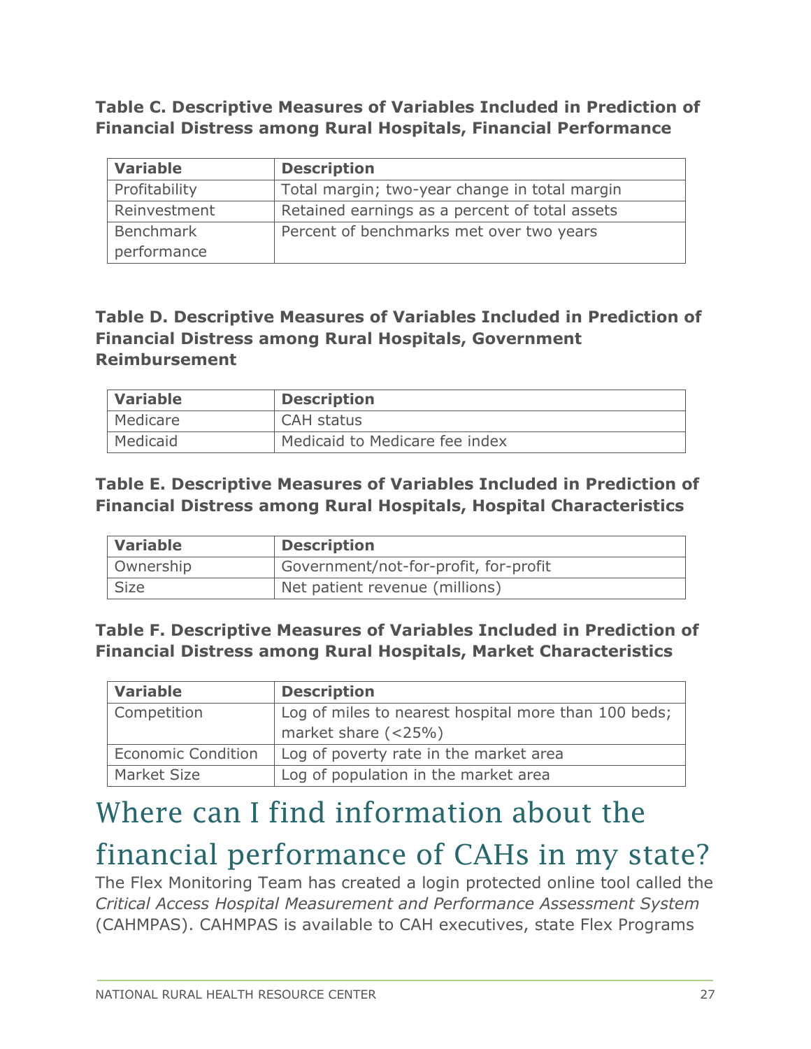**Table C. Descriptive Measures of Variables Included in Prediction of Financial Distress among Rural Hospitals, Financial Performance**

| Variable | Description |
| --- | --- |
| Profitability | Total margin; two-year change in total margin |
| Reinvestment | Retained earnings as a percent of total assets |
| Benchmark performance | Percent of benchmarks met over two years |

**Table D. Descriptive Measures of Variables Included in Prediction of Financial Distress among Rural Hospitals, Government Reimbursement**

| Variable | Description |
| --- | --- |
| Medicare | CAH status |
| Medicaid | Medicaid to Medicare fee index |

**Table E. Descriptive Measures of Variables Included in Prediction of Financial Distress among Rural Hospitals, Hospital Characteristics**

| Variable | Description |
| --- | --- |
| Ownership | Government/not-for-profit, for-profit |
| Size | Net patient revenue (millions) |

**Table F. Descriptive Measures of Variables Included in Prediction of Financial Distress among Rural Hospitals, Market Characteristics**

| Variable | Description |
| --- | --- |
| Competition | Log of miles to nearest hospital more than 100 beds; market share (<25%) |
| Economic Condition | Log of poverty rate in the market area |
| Market Size | Log of population in the market area |

# Where can I find information about the financial performance of CAHs in my state?

The Flex Monitoring Team has created a login protected online tool called the *Critical Access Hospital Measurement and Performance Assessment System* (CAHMPAS). CAHMPAS is available to CAH executives, state Flex Programs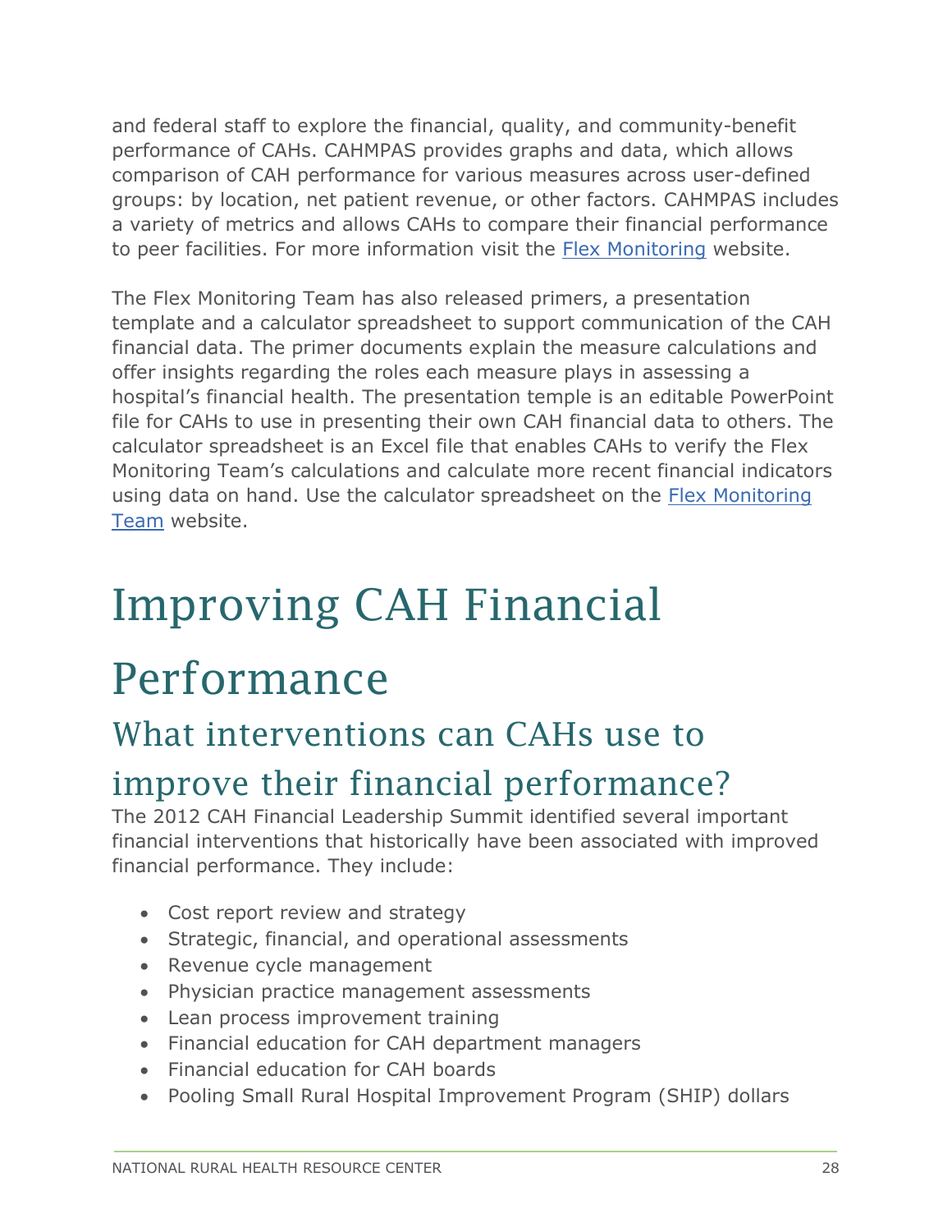and federal staff to explore the financial, quality, and community-benefit performance of CAHs. CAHMPAS provides graphs and data, which allows comparison of CAH performance for various measures across user-defined groups: by location, net patient revenue, or other factors. CAHMPAS includes a variety of metrics and allows CAHs to compare their financial performance to peer facilities. For more information visit the [Flex Monitoring](#) website.

The Flex Monitoring Team has also released primers, a presentation template and a calculator spreadsheet to support communication of the CAH financial data. The primer documents explain the measure calculations and offer insights regarding the roles each measure plays in assessing a hospital's financial health. The presentation temple is an editable PowerPoint file for CAHs to use in presenting their own CAH financial data to others. The calculator spreadsheet is an Excel file that enables CAHs to verify the Flex Monitoring Team's calculations and calculate more recent financial indicators using data on hand. Use the calculator spreadsheet on the [Flex Monitoring Team](#) website.

# Improving CAH Financial Performance

## What interventions can CAHs use to improve their financial performance?

The 2012 CAH Financial Leadership Summit identified several important financial interventions that historically have been associated with improved financial performance. They include:

- Cost report review and strategy
- Strategic, financial, and operational assessments
- Revenue cycle management
- Physician practice management assessments
- Lean process improvement training
- Financial education for CAH department managers
- Financial education for CAH boards
- Pooling Small Rural Hospital Improvement Program (SHIP) dollars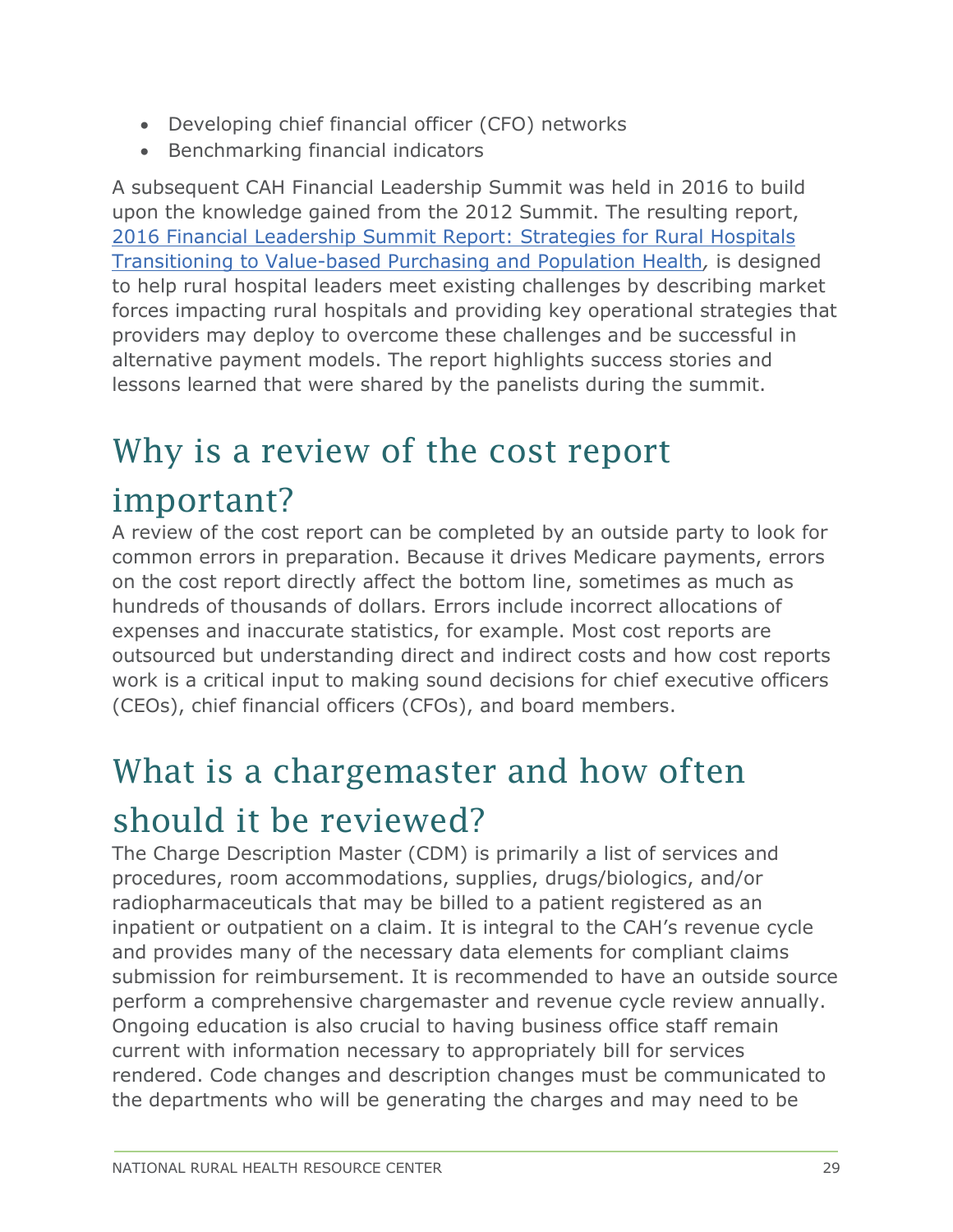- Developing chief financial officer (CFO) networks
- Benchmarking financial indicators

A subsequent CAH Financial Leadership Summit was held in 2016 to build upon the knowledge gained from the 2012 Summit. The resulting report, [2016 Financial Leadership Summit Report: Strategies for Rural Hospitals Transitioning to Value-based Purchasing and Population Health](), is designed to help rural hospital leaders meet existing challenges by describing market forces impacting rural hospitals and providing key operational strategies that providers may deploy to overcome these challenges and be successful in alternative payment models. The report highlights success stories and lessons learned that were shared by the panelists during the summit.

## Why is a review of the cost report important?

A review of the cost report can be completed by an outside party to look for common errors in preparation. Because it drives Medicare payments, errors on the cost report directly affect the bottom line, sometimes as much as hundreds of thousands of dollars. Errors include incorrect allocations of expenses and inaccurate statistics, for example. Most cost reports are outsourced but understanding direct and indirect costs and how cost reports work is a critical input to making sound decisions for chief executive officers (CEOs), chief financial officers (CFOs), and board members.

## What is a chargemaster and how often should it be reviewed?

The Charge Description Master (CDM) is primarily a list of services and procedures, room accommodations, supplies, drugs/biologics, and/or radiopharmaceuticals that may be billed to a patient registered as an inpatient or outpatient on a claim. It is integral to the CAH's revenue cycle and provides many of the necessary data elements for compliant claims submission for reimbursement. It is recommended to have an outside source perform a comprehensive chargemaster and revenue cycle review annually. Ongoing education is also crucial to having business office staff remain current with information necessary to appropriately bill for services rendered. Code changes and description changes must be communicated to the departments who will be generating the charges and may need to be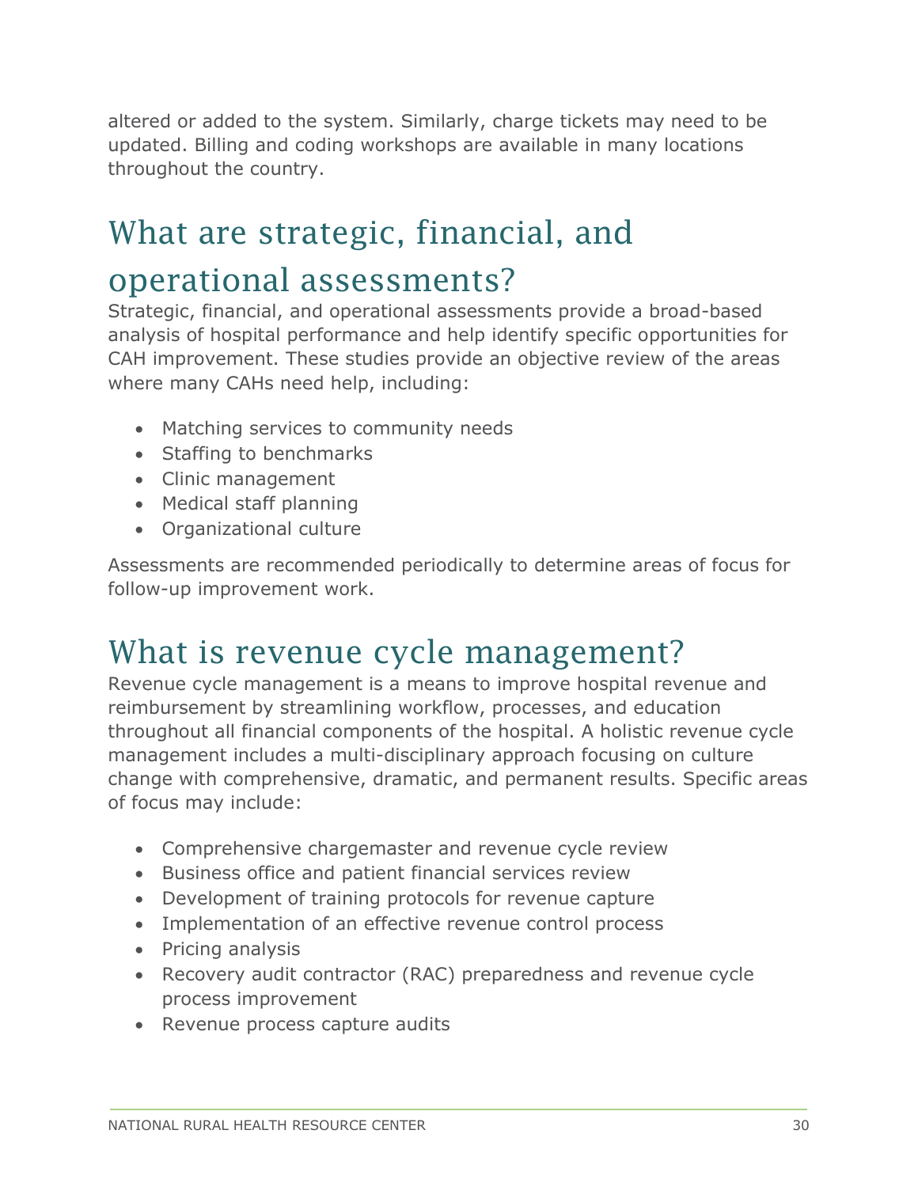altered or added to the system. Similarly, charge tickets may need to be updated. Billing and coding workshops are available in many locations throughout the country.

## What are strategic, financial, and operational assessments?

Strategic, financial, and operational assessments provide a broad-based analysis of hospital performance and help identify specific opportunities for CAH improvement. These studies provide an objective review of the areas where many CAHs need help, including:

- Matching services to community needs
- Staffing to benchmarks
- Clinic management
- Medical staff planning
- Organizational culture

Assessments are recommended periodically to determine areas of focus for follow-up improvement work.

## What is revenue cycle management?

Revenue cycle management is a means to improve hospital revenue and reimbursement by streamlining workflow, processes, and education throughout all financial components of the hospital. A holistic revenue cycle management includes a multi-disciplinary approach focusing on culture change with comprehensive, dramatic, and permanent results. Specific areas of focus may include:

- Comprehensive chargemaster and revenue cycle review
- Business office and patient financial services review
- Development of training protocols for revenue capture
- Implementation of an effective revenue control process
- Pricing analysis
- Recovery audit contractor (RAC) preparedness and revenue cycle process improvement
- Revenue process capture audits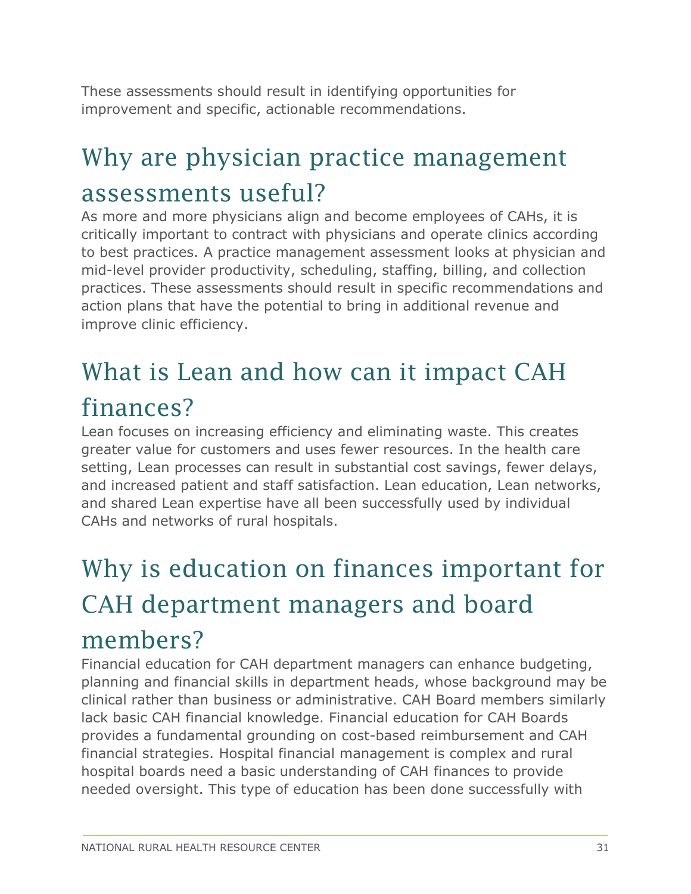These assessments should result in identifying opportunities for improvement and specific, actionable recommendations.

## Why are physician practice management assessments useful?

As more and more physicians align and become employees of CAHs, it is critically important to contract with physicians and operate clinics according to best practices. A practice management assessment looks at physician and mid-level provider productivity, scheduling, staffing, billing, and collection practices. These assessments should result in specific recommendations and action plans that have the potential to bring in additional revenue and improve clinic efficiency.

## What is Lean and how can it impact CAH finances?

Lean focuses on increasing efficiency and eliminating waste. This creates greater value for customers and uses fewer resources. In the health care setting, Lean processes can result in substantial cost savings, fewer delays, and increased patient and staff satisfaction. Lean education, Lean networks, and shared Lean expertise have all been successfully used by individual CAHs and networks of rural hospitals.

## Why is education on finances important for CAH department managers and board members?

Financial education for CAH department managers can enhance budgeting, planning and financial skills in department heads, whose background may be clinical rather than business or administrative. CAH Board members similarly lack basic CAH financial knowledge. Financial education for CAH Boards provides a fundamental grounding on cost-based reimbursement and CAH financial strategies. Hospital financial management is complex and rural hospital boards need a basic understanding of CAH finances to provide needed oversight. This type of education has been done successfully with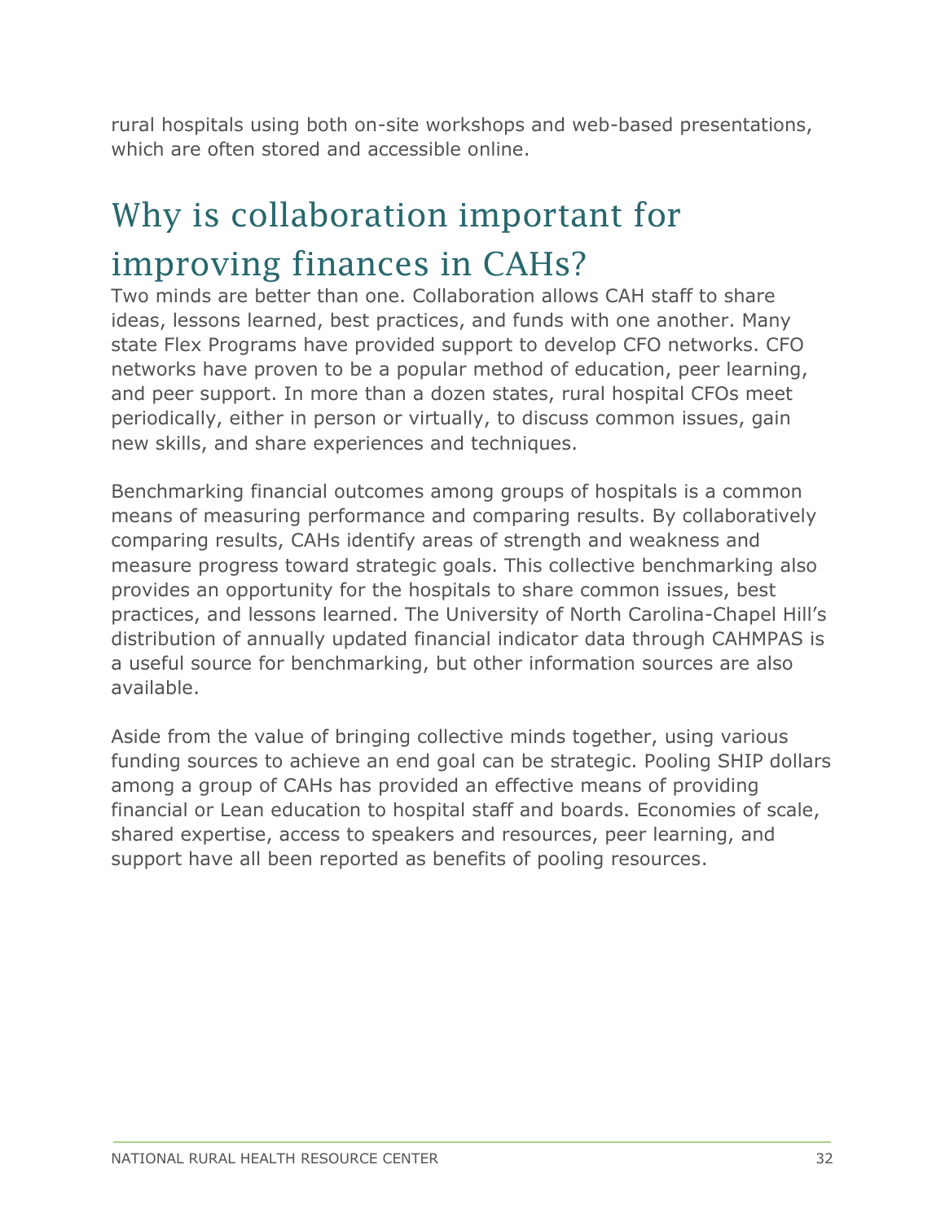rural hospitals using both on-site workshops and web-based presentations, which are often stored and accessible online.

## Why is collaboration important for improving finances in CAHs?

Two minds are better than one. Collaboration allows CAH staff to share ideas, lessons learned, best practices, and funds with one another. Many state Flex Programs have provided support to develop CFO networks. CFO networks have proven to be a popular method of education, peer learning, and peer support. In more than a dozen states, rural hospital CFOs meet periodically, either in person or virtually, to discuss common issues, gain new skills, and share experiences and techniques.

Benchmarking financial outcomes among groups of hospitals is a common means of measuring performance and comparing results. By collaboratively comparing results, CAHs identify areas of strength and weakness and measure progress toward strategic goals. This collective benchmarking also provides an opportunity for the hospitals to share common issues, best practices, and lessons learned. The University of North Carolina-Chapel Hill's distribution of annually updated financial indicator data through CAHMPAS is a useful source for benchmarking, but other information sources are also available.

Aside from the value of bringing collective minds together, using various funding sources to achieve an end goal can be strategic. Pooling SHIP dollars among a group of CAHs has provided an effective means of providing financial or Lean education to hospital staff and boards. Economies of scale, shared expertise, access to speakers and resources, peer learning, and support have all been reported as benefits of pooling resources.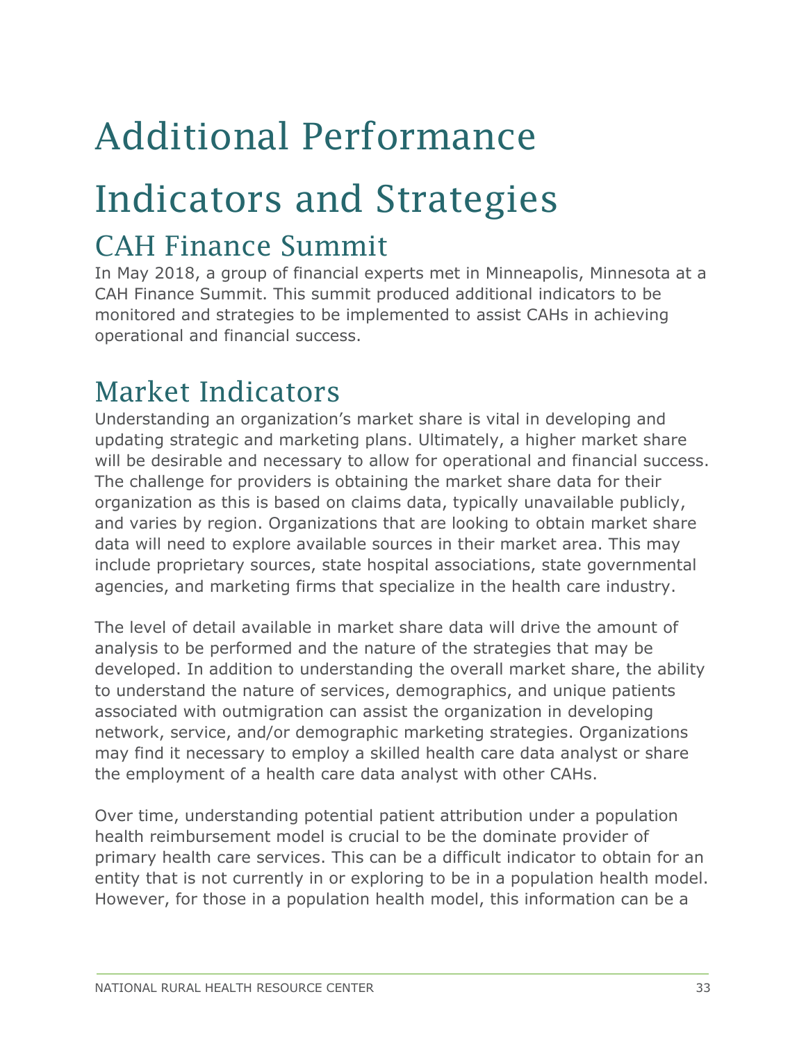# Additional Performance Indicators and Strategies

## CAH Finance Summit

In May 2018, a group of financial experts met in Minneapolis, Minnesota at a CAH Finance Summit. This summit produced additional indicators to be monitored and strategies to be implemented to assist CAHs in achieving operational and financial success.

## Market Indicators

Understanding an organization's market share is vital in developing and updating strategic and marketing plans. Ultimately, a higher market share will be desirable and necessary to allow for operational and financial success. The challenge for providers is obtaining the market share data for their organization as this is based on claims data, typically unavailable publicly, and varies by region. Organizations that are looking to obtain market share data will need to explore available sources in their market area. This may include proprietary sources, state hospital associations, state governmental agencies, and marketing firms that specialize in the health care industry.

The level of detail available in market share data will drive the amount of analysis to be performed and the nature of the strategies that may be developed. In addition to understanding the overall market share, the ability to understand the nature of services, demographics, and unique patients associated with outmigration can assist the organization in developing network, service, and/or demographic marketing strategies. Organizations may find it necessary to employ a skilled health care data analyst or share the employment of a health care data analyst with other CAHs.

Over time, understanding potential patient attribution under a population health reimbursement model is crucial to be the dominate provider of primary health care services. This can be a difficult indicator to obtain for an entity that is not currently in or exploring to be in a population health model. However, for those in a population health model, this information can be a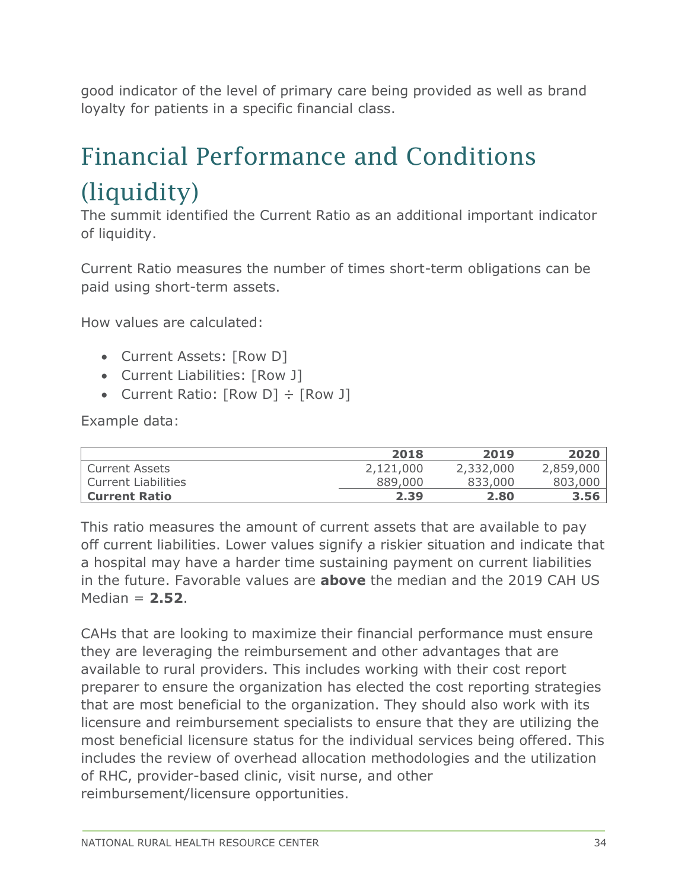good indicator of the level of primary care being provided as well as brand loyalty for patients in a specific financial class.

# Financial Performance and Conditions (liquidity)

The summit identified the Current Ratio as an additional important indicator of liquidity.

Current Ratio measures the number of times short-term obligations can be paid using short-term assets.

How values are calculated:

- Current Assets: [Row D]
- Current Liabilities: [Row J]
- Current Ratio: [Row D] ÷ [Row J]

Example data:

| | 2018 | 2019 | 2020 |
|---|---|---|---|
| Current Assets | 2,121,000 | 2,332,000 | 2,859,000 |
| Current Liabilities | 889,000 | 833,000 | 803,000 |
| **Current Ratio** | **2.39** | **2.80** | **3.56** |

This ratio measures the amount of current assets that are available to pay off current liabilities. Lower values signify a riskier situation and indicate that a hospital may have a harder time sustaining payment on current liabilities in the future. Favorable values are **above** the median and the 2019 CAH US Median = **2.52**.

CAHs that are looking to maximize their financial performance must ensure they are leveraging the reimbursement and other advantages that are available to rural providers. This includes working with their cost report preparer to ensure the organization has elected the cost reporting strategies that are most beneficial to the organization. They should also work with its licensure and reimbursement specialists to ensure that they are utilizing the most beneficial licensure status for the individual services being offered. This includes the review of overhead allocation methodologies and the utilization of RHC, provider-based clinic, visit nurse, and other reimbursement/licensure opportunities.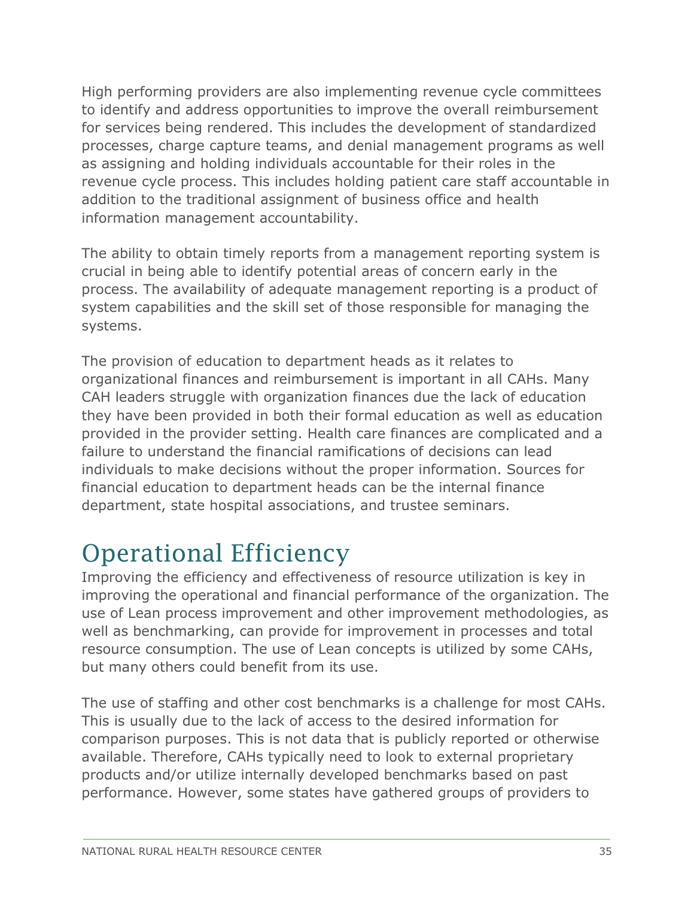High performing providers are also implementing revenue cycle committees to identify and address opportunities to improve the overall reimbursement for services being rendered. This includes the development of standardized processes, charge capture teams, and denial management programs as well as assigning and holding individuals accountable for their roles in the revenue cycle process. This includes holding patient care staff accountable in addition to the traditional assignment of business office and health information management accountability.

The ability to obtain timely reports from a management reporting system is crucial in being able to identify potential areas of concern early in the process. The availability of adequate management reporting is a product of system capabilities and the skill set of those responsible for managing the systems.

The provision of education to department heads as it relates to organizational finances and reimbursement is important in all CAHs. Many CAH leaders struggle with organization finances due the lack of education they have been provided in both their formal education as well as education provided in the provider setting. Health care finances are complicated and a failure to understand the financial ramifications of decisions can lead individuals to make decisions without the proper information. Sources for financial education to department heads can be the internal finance department, state hospital associations, and trustee seminars.

# Operational Efficiency

Improving the efficiency and effectiveness of resource utilization is key in improving the operational and financial performance of the organization. The use of Lean process improvement and other improvement methodologies, as well as benchmarking, can provide for improvement in processes and total resource consumption. The use of Lean concepts is utilized by some CAHs, but many others could benefit from its use.

The use of staffing and other cost benchmarks is a challenge for most CAHs. This is usually due to the lack of access to the desired information for comparison purposes. This is not data that is publicly reported or otherwise available. Therefore, CAHs typically need to look to external proprietary products and/or utilize internally developed benchmarks based on past performance. However, some states have gathered groups of providers to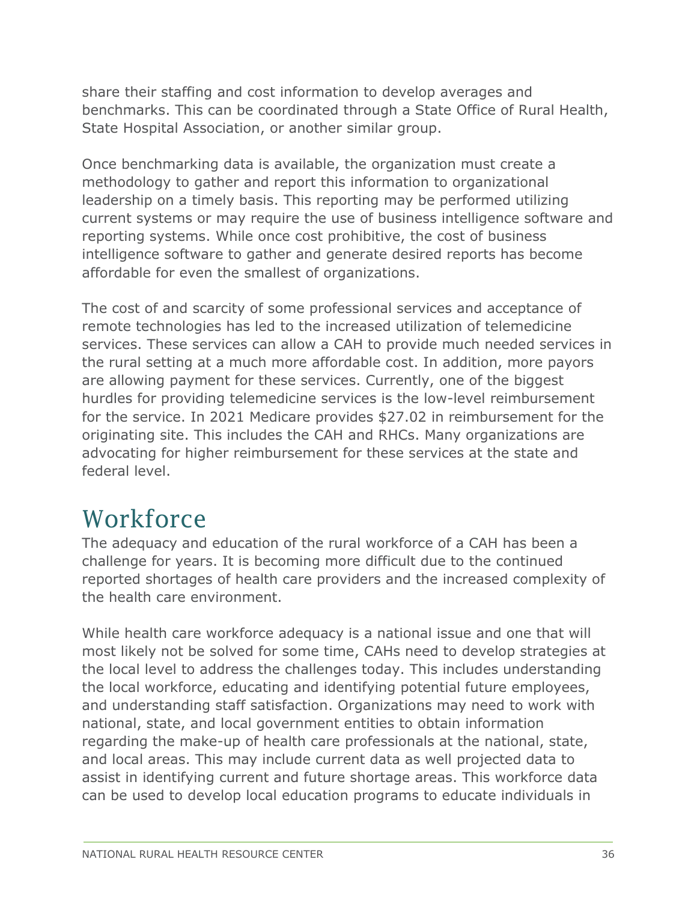share their staffing and cost information to develop averages and benchmarks. This can be coordinated through a State Office of Rural Health, State Hospital Association, or another similar group.

Once benchmarking data is available, the organization must create a methodology to gather and report this information to organizational leadership on a timely basis. This reporting may be performed utilizing current systems or may require the use of business intelligence software and reporting systems. While once cost prohibitive, the cost of business intelligence software to gather and generate desired reports has become affordable for even the smallest of organizations.

The cost of and scarcity of some professional services and acceptance of remote technologies has led to the increased utilization of telemedicine services. These services can allow a CAH to provide much needed services in the rural setting at a much more affordable cost. In addition, more payors are allowing payment for these services. Currently, one of the biggest hurdles for providing telemedicine services is the low-level reimbursement for the service. In 2021 Medicare provides $27.02 in reimbursement for the originating site. This includes the CAH and RHCs. Many organizations are advocating for higher reimbursement for these services at the state and federal level.

# Workforce

The adequacy and education of the rural workforce of a CAH has been a challenge for years. It is becoming more difficult due to the continued reported shortages of health care providers and the increased complexity of the health care environment.

While health care workforce adequacy is a national issue and one that will most likely not be solved for some time, CAHs need to develop strategies at the local level to address the challenges today. This includes understanding the local workforce, educating and identifying potential future employees, and understanding staff satisfaction. Organizations may need to work with national, state, and local government entities to obtain information regarding the make-up of health care professionals at the national, state, and local areas. This may include current data as well projected data to assist in identifying current and future shortage areas. This workforce data can be used to develop local education programs to educate individuals in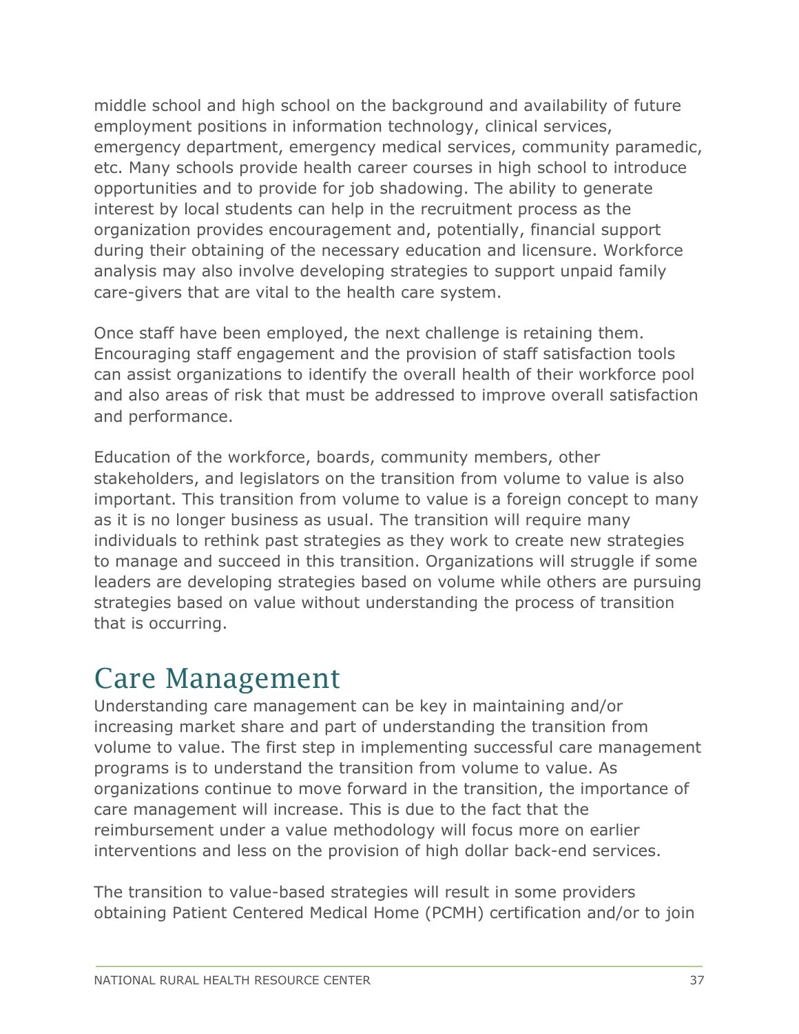middle school and high school on the background and availability of future employment positions in information technology, clinical services, emergency department, emergency medical services, community paramedic, etc. Many schools provide health career courses in high school to introduce opportunities and to provide for job shadowing. The ability to generate interest by local students can help in the recruitment process as the organization provides encouragement and, potentially, financial support during their obtaining of the necessary education and licensure. Workforce analysis may also involve developing strategies to support unpaid family care-givers that are vital to the health care system.

Once staff have been employed, the next challenge is retaining them. Encouraging staff engagement and the provision of staff satisfaction tools can assist organizations to identify the overall health of their workforce pool and also areas of risk that must be addressed to improve overall satisfaction and performance.

Education of the workforce, boards, community members, other stakeholders, and legislators on the transition from volume to value is also important. This transition from volume to value is a foreign concept to many as it is no longer business as usual. The transition will require many individuals to rethink past strategies as they work to create new strategies to manage and succeed in this transition. Organizations will struggle if some leaders are developing strategies based on volume while others are pursuing strategies based on value without understanding the process of transition that is occurring.

## Care Management

Understanding care management can be key in maintaining and/or increasing market share and part of understanding the transition from volume to value. The first step in implementing successful care management programs is to understand the transition from volume to value. As organizations continue to move forward in the transition, the importance of care management will increase. This is due to the fact that the reimbursement under a value methodology will focus more on earlier interventions and less on the provision of high dollar back-end services.

The transition to value-based strategies will result in some providers obtaining Patient Centered Medical Home (PCMH) certification and/or to join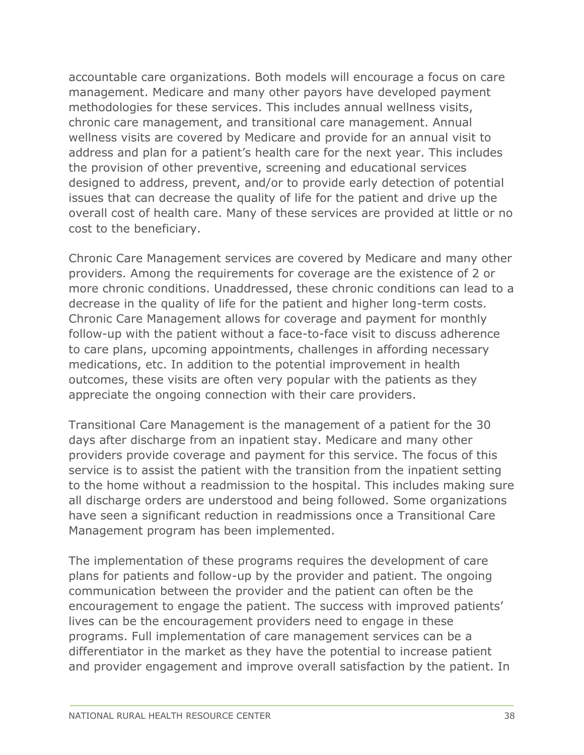accountable care organizations. Both models will encourage a focus on care management. Medicare and many other payors have developed payment methodologies for these services. This includes annual wellness visits, chronic care management, and transitional care management. Annual wellness visits are covered by Medicare and provide for an annual visit to address and plan for a patient's health care for the next year. This includes the provision of other preventive, screening and educational services designed to address, prevent, and/or to provide early detection of potential issues that can decrease the quality of life for the patient and drive up the overall cost of health care. Many of these services are provided at little or no cost to the beneficiary.

Chronic Care Management services are covered by Medicare and many other providers. Among the requirements for coverage are the existence of 2 or more chronic conditions. Unaddressed, these chronic conditions can lead to a decrease in the quality of life for the patient and higher long-term costs. Chronic Care Management allows for coverage and payment for monthly follow-up with the patient without a face-to-face visit to discuss adherence to care plans, upcoming appointments, challenges in affording necessary medications, etc. In addition to the potential improvement in health outcomes, these visits are often very popular with the patients as they appreciate the ongoing connection with their care providers.

Transitional Care Management is the management of a patient for the 30 days after discharge from an inpatient stay. Medicare and many other providers provide coverage and payment for this service. The focus of this service is to assist the patient with the transition from the inpatient setting to the home without a readmission to the hospital. This includes making sure all discharge orders are understood and being followed. Some organizations have seen a significant reduction in readmissions once a Transitional Care Management program has been implemented.

The implementation of these programs requires the development of care plans for patients and follow-up by the provider and patient. The ongoing communication between the provider and the patient can often be the encouragement to engage the patient. The success with improved patients' lives can be the encouragement providers need to engage in these programs. Full implementation of care management services can be a differentiator in the market as they have the potential to increase patient and provider engagement and improve overall satisfaction by the patient. In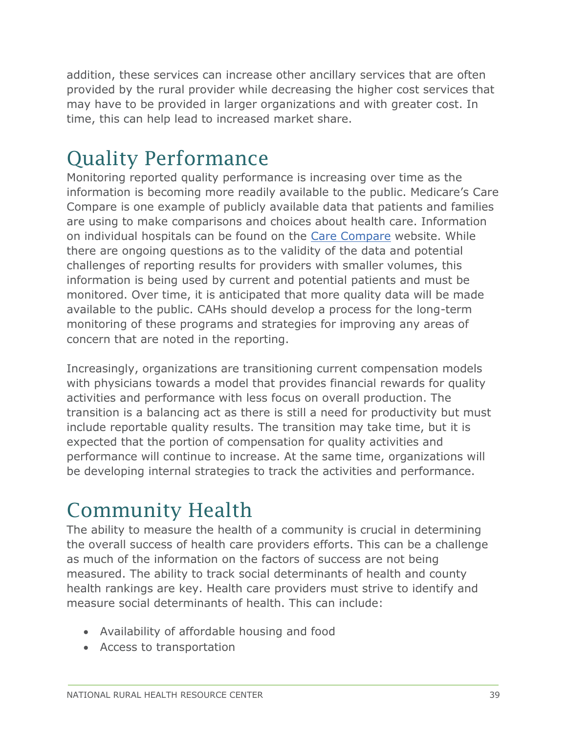addition, these services can increase other ancillary services that are often provided by the rural provider while decreasing the higher cost services that may have to be provided in larger organizations and with greater cost. In time, this can help lead to increased market share.

# Quality Performance

Monitoring reported quality performance is increasing over time as the information is becoming more readily available to the public. Medicare's Care Compare is one example of publicly available data that patients and families are using to make comparisons and choices about health care. Information on individual hospitals can be found on the [Care Compare](Care Compare) website. While there are ongoing questions as to the validity of the data and potential challenges of reporting results for providers with smaller volumes, this information is being used by current and potential patients and must be monitored. Over time, it is anticipated that more quality data will be made available to the public. CAHs should develop a process for the long-term monitoring of these programs and strategies for improving any areas of concern that are noted in the reporting.

Increasingly, organizations are transitioning current compensation models with physicians towards a model that provides financial rewards for quality activities and performance with less focus on overall production. The transition is a balancing act as there is still a need for productivity but must include reportable quality results. The transition may take time, but it is expected that the portion of compensation for quality activities and performance will continue to increase. At the same time, organizations will be developing internal strategies to track the activities and performance.

# Community Health

The ability to measure the health of a community is crucial in determining the overall success of health care providers efforts. This can be a challenge as much of the information on the factors of success are not being measured. The ability to track social determinants of health and county health rankings are key. Health care providers must strive to identify and measure social determinants of health. This can include:

- Availability of affordable housing and food
- Access to transportation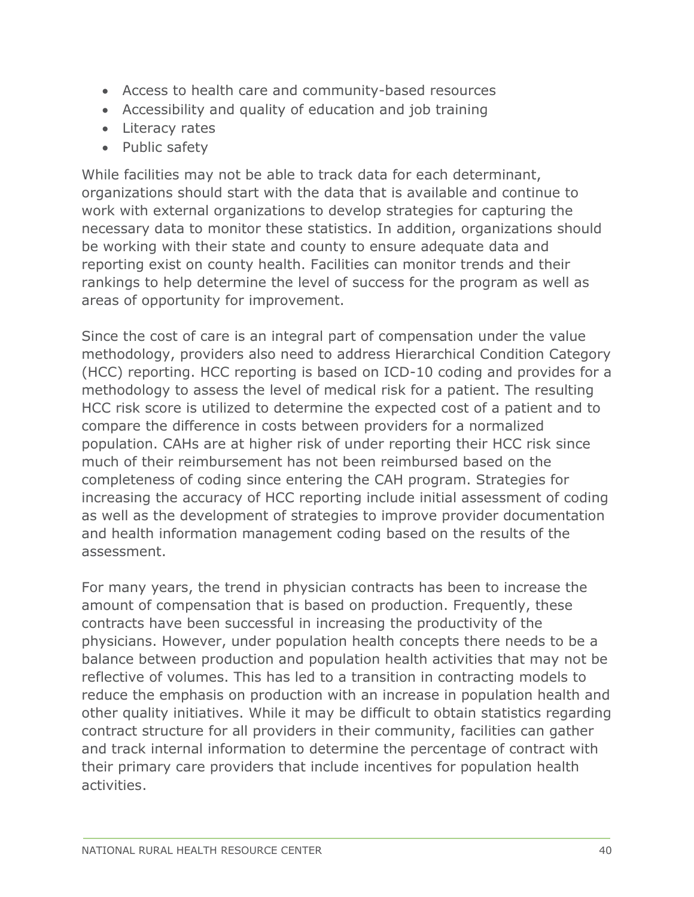- Access to health care and community-based resources
- Accessibility and quality of education and job training
- Literacy rates
- Public safety

While facilities may not be able to track data for each determinant, organizations should start with the data that is available and continue to work with external organizations to develop strategies for capturing the necessary data to monitor these statistics. In addition, organizations should be working with their state and county to ensure adequate data and reporting exist on county health. Facilities can monitor trends and their rankings to help determine the level of success for the program as well as areas of opportunity for improvement.

Since the cost of care is an integral part of compensation under the value methodology, providers also need to address Hierarchical Condition Category (HCC) reporting. HCC reporting is based on ICD-10 coding and provides for a methodology to assess the level of medical risk for a patient. The resulting HCC risk score is utilized to determine the expected cost of a patient and to compare the difference in costs between providers for a normalized population. CAHs are at higher risk of under reporting their HCC risk since much of their reimbursement has not been reimbursed based on the completeness of coding since entering the CAH program. Strategies for increasing the accuracy of HCC reporting include initial assessment of coding as well as the development of strategies to improve provider documentation and health information management coding based on the results of the assessment.

For many years, the trend in physician contracts has been to increase the amount of compensation that is based on production. Frequently, these contracts have been successful in increasing the productivity of the physicians. However, under population health concepts there needs to be a balance between production and population health activities that may not be reflective of volumes. This has led to a transition in contracting models to reduce the emphasis on production with an increase in population health and other quality initiatives. While it may be difficult to obtain statistics regarding contract structure for all providers in their community, facilities can gather and track internal information to determine the percentage of contract with their primary care providers that include incentives for population health activities.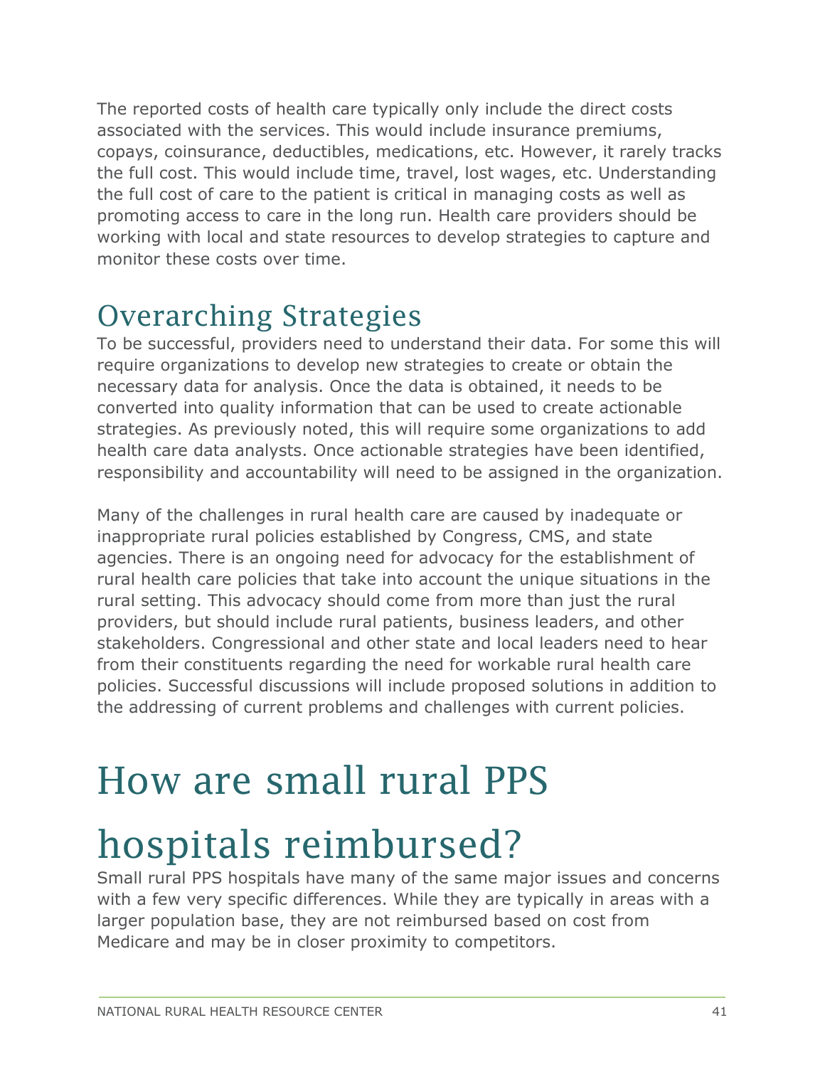The reported costs of health care typically only include the direct costs associated with the services. This would include insurance premiums, copays, coinsurance, deductibles, medications, etc. However, it rarely tracks the full cost. This would include time, travel, lost wages, etc. Understanding the full cost of care to the patient is critical in managing costs as well as promoting access to care in the long run. Health care providers should be working with local and state resources to develop strategies to capture and monitor these costs over time.

## Overarching Strategies

To be successful, providers need to understand their data. For some this will require organizations to develop new strategies to create or obtain the necessary data for analysis. Once the data is obtained, it needs to be converted into quality information that can be used to create actionable strategies. As previously noted, this will require some organizations to add health care data analysts. Once actionable strategies have been identified, responsibility and accountability will need to be assigned in the organization.

Many of the challenges in rural health care are caused by inadequate or inappropriate rural policies established by Congress, CMS, and state agencies. There is an ongoing need for advocacy for the establishment of rural health care policies that take into account the unique situations in the rural setting. This advocacy should come from more than just the rural providers, but should include rural patients, business leaders, and other stakeholders. Congressional and other state and local leaders need to hear from their constituents regarding the need for workable rural health care policies. Successful discussions will include proposed solutions in addition to the addressing of current problems and challenges with current policies.

# How are small rural PPS hospitals reimbursed?

Small rural PPS hospitals have many of the same major issues and concerns with a few very specific differences. While they are typically in areas with a larger population base, they are not reimbursed based on cost from Medicare and may be in closer proximity to competitors.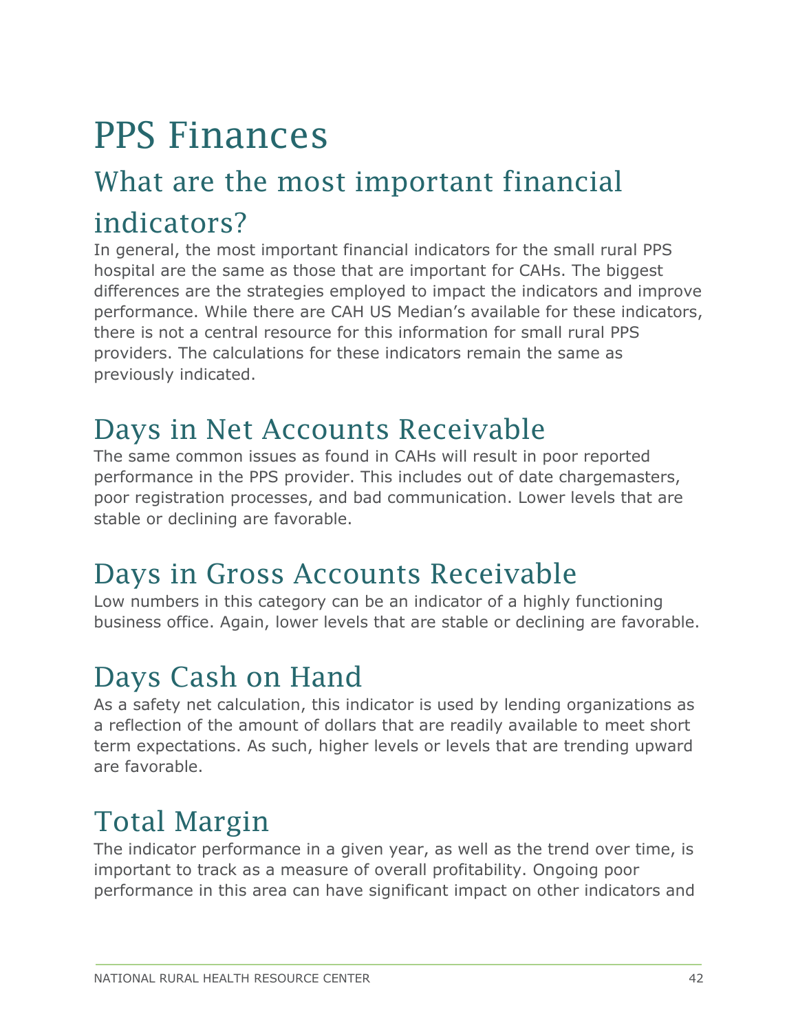# PPS Finances

## What are the most important financial indicators?

In general, the most important financial indicators for the small rural PPS hospital are the same as those that are important for CAHs. The biggest differences are the strategies employed to impact the indicators and improve performance. While there are CAH US Median's available for these indicators, there is not a central resource for this information for small rural PPS providers. The calculations for these indicators remain the same as previously indicated.

## Days in Net Accounts Receivable

The same common issues as found in CAHs will result in poor reported performance in the PPS provider. This includes out of date chargemasters, poor registration processes, and bad communication. Lower levels that are stable or declining are favorable.

## Days in Gross Accounts Receivable

Low numbers in this category can be an indicator of a highly functioning business office. Again, lower levels that are stable or declining are favorable.

## Days Cash on Hand

As a safety net calculation, this indicator is used by lending organizations as a reflection of the amount of dollars that are readily available to meet short term expectations. As such, higher levels or levels that are trending upward are favorable.

## Total Margin

The indicator performance in a given year, as well as the trend over time, is important to track as a measure of overall profitability. Ongoing poor performance in this area can have significant impact on other indicators and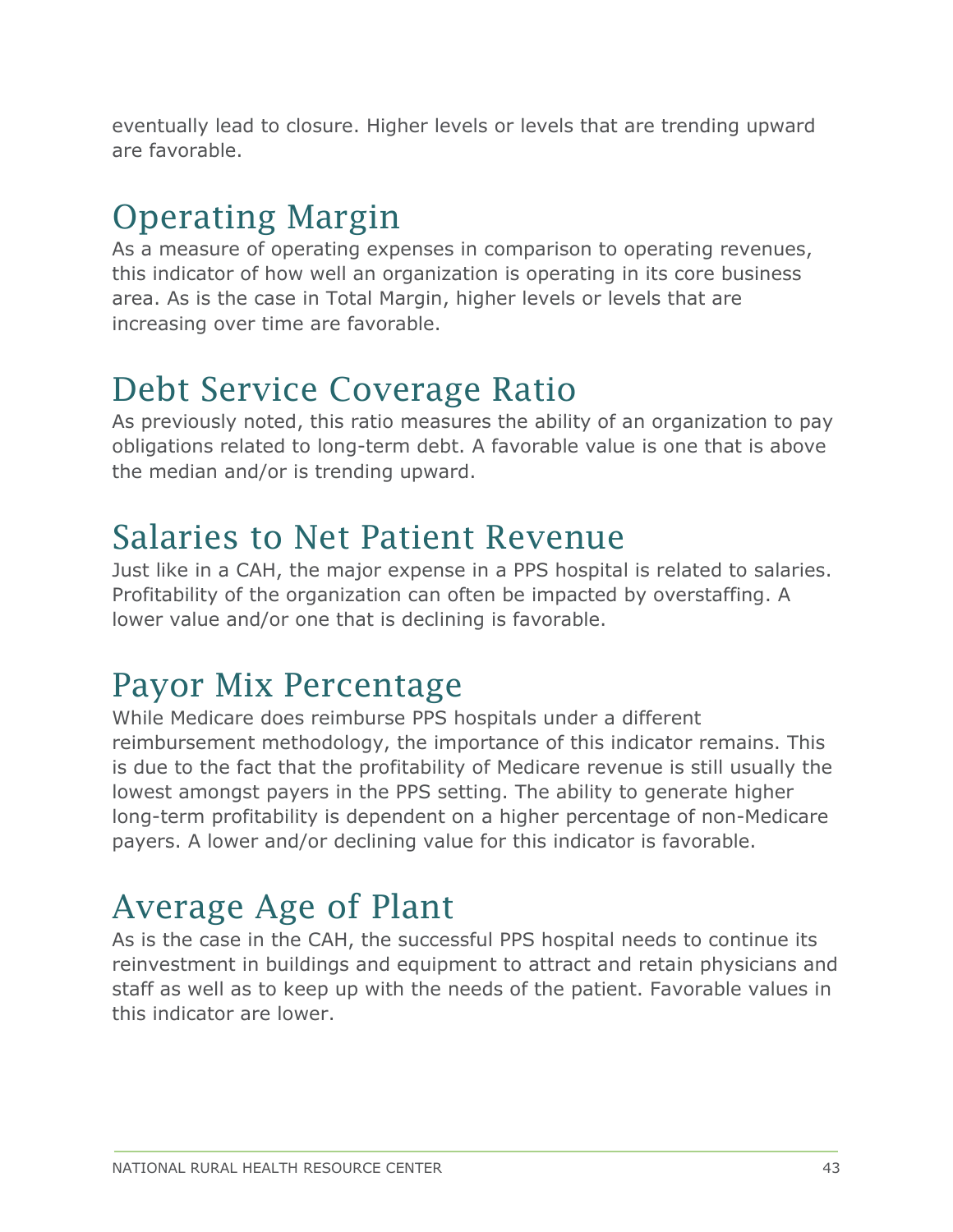eventually lead to closure. Higher levels or levels that are trending upward are favorable.

## Operating Margin

As a measure of operating expenses in comparison to operating revenues, this indicator of how well an organization is operating in its core business area. As is the case in Total Margin, higher levels or levels that are increasing over time are favorable.

## Debt Service Coverage Ratio

As previously noted, this ratio measures the ability of an organization to pay obligations related to long-term debt. A favorable value is one that is above the median and/or is trending upward.

## Salaries to Net Patient Revenue

Just like in a CAH, the major expense in a PPS hospital is related to salaries. Profitability of the organization can often be impacted by overstaffing. A lower value and/or one that is declining is favorable.

## Payor Mix Percentage

While Medicare does reimburse PPS hospitals under a different reimbursement methodology, the importance of this indicator remains. This is due to the fact that the profitability of Medicare revenue is still usually the lowest amongst payers in the PPS setting. The ability to generate higher long-term profitability is dependent on a higher percentage of non-Medicare payers. A lower and/or declining value for this indicator is favorable.

## Average Age of Plant

As is the case in the CAH, the successful PPS hospital needs to continue its reinvestment in buildings and equipment to attract and retain physicians and staff as well as to keep up with the needs of the patient. Favorable values in this indicator are lower.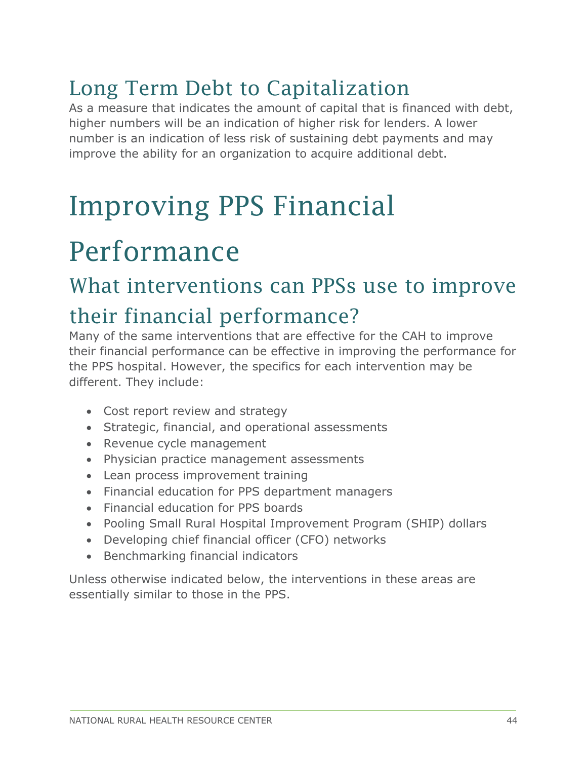## Long Term Debt to Capitalization

As a measure that indicates the amount of capital that is financed with debt, higher numbers will be an indication of higher risk for lenders. A lower number is an indication of less risk of sustaining debt payments and may improve the ability for an organization to acquire additional debt.

# Improving PPS Financial Performance

## What interventions can PPSs use to improve their financial performance?

Many of the same interventions that are effective for the CAH to improve their financial performance can be effective in improving the performance for the PPS hospital. However, the specifics for each intervention may be different. They include:

- Cost report review and strategy
- Strategic, financial, and operational assessments
- Revenue cycle management
- Physician practice management assessments
- Lean process improvement training
- Financial education for PPS department managers
- Financial education for PPS boards
- Pooling Small Rural Hospital Improvement Program (SHIP) dollars
- Developing chief financial officer (CFO) networks
- Benchmarking financial indicators

Unless otherwise indicated below, the interventions in these areas are essentially similar to those in the PPS.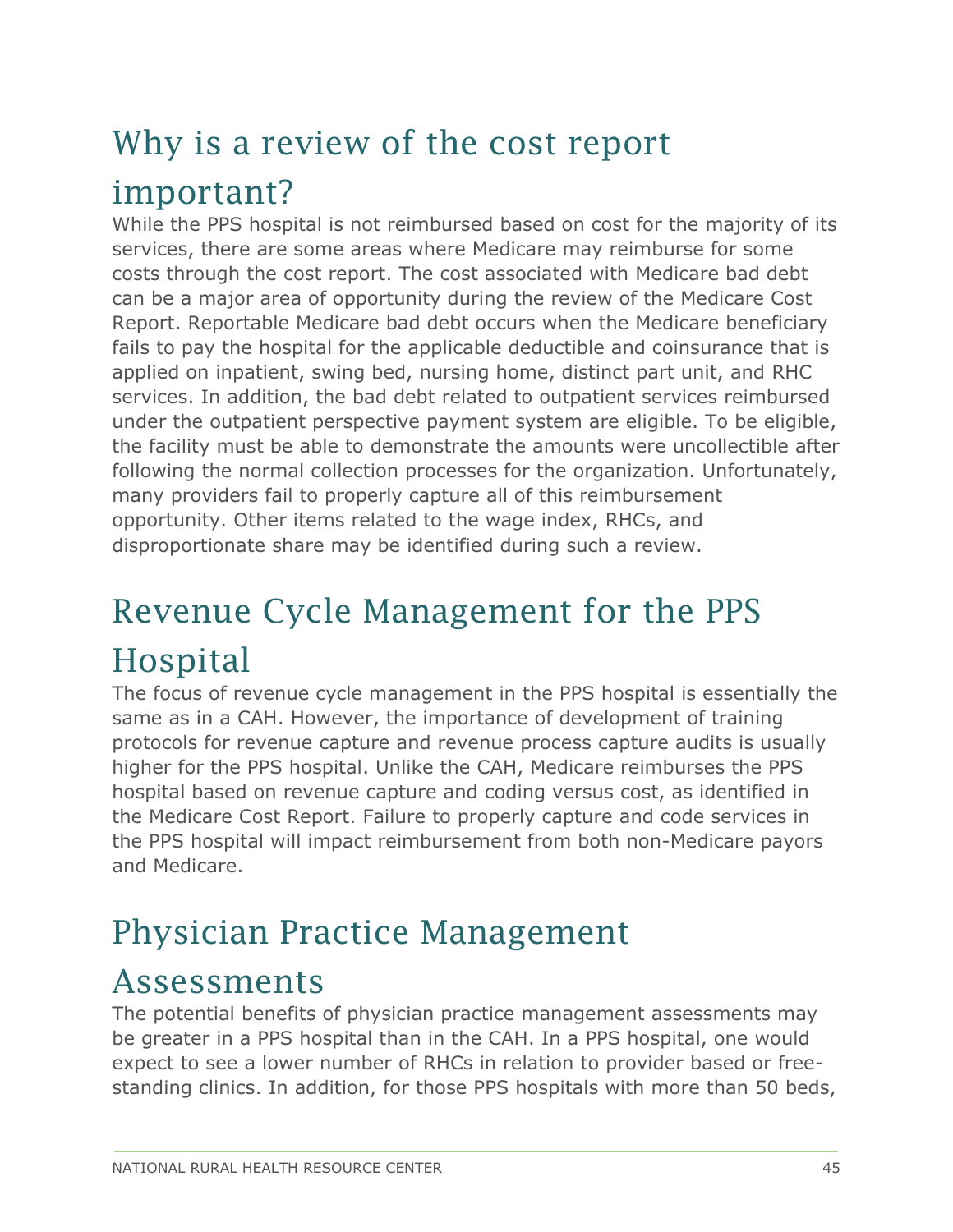## Why is a review of the cost report important?

While the PPS hospital is not reimbursed based on cost for the majority of its services, there are some areas where Medicare may reimburse for some costs through the cost report. The cost associated with Medicare bad debt can be a major area of opportunity during the review of the Medicare Cost Report. Reportable Medicare bad debt occurs when the Medicare beneficiary fails to pay the hospital for the applicable deductible and coinsurance that is applied on inpatient, swing bed, nursing home, distinct part unit, and RHC services. In addition, the bad debt related to outpatient services reimbursed under the outpatient perspective payment system are eligible. To be eligible, the facility must be able to demonstrate the amounts were uncollectible after following the normal collection processes for the organization. Unfortunately, many providers fail to properly capture all of this reimbursement opportunity. Other items related to the wage index, RHCs, and disproportionate share may be identified during such a review.

## Revenue Cycle Management for the PPS Hospital

The focus of revenue cycle management in the PPS hospital is essentially the same as in a CAH. However, the importance of development of training protocols for revenue capture and revenue process capture audits is usually higher for the PPS hospital. Unlike the CAH, Medicare reimburses the PPS hospital based on revenue capture and coding versus cost, as identified in the Medicare Cost Report. Failure to properly capture and code services in the PPS hospital will impact reimbursement from both non-Medicare payors and Medicare.

## Physician Practice Management Assessments

The potential benefits of physician practice management assessments may be greater in a PPS hospital than in the CAH. In a PPS hospital, one would expect to see a lower number of RHCs in relation to provider based or free-standing clinics. In addition, for those PPS hospitals with more than 50 beds,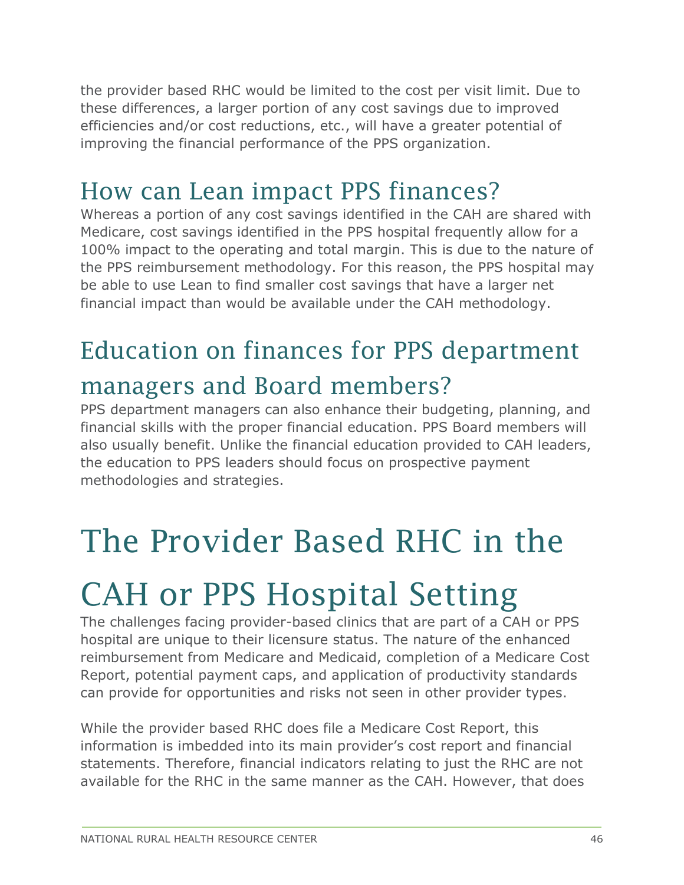the provider based RHC would be limited to the cost per visit limit. Due to these differences, a larger portion of any cost savings due to improved efficiencies and/or cost reductions, etc., will have a greater potential of improving the financial performance of the PPS organization.

## How can Lean impact PPS finances?

Whereas a portion of any cost savings identified in the CAH are shared with Medicare, cost savings identified in the PPS hospital frequently allow for a 100% impact to the operating and total margin. This is due to the nature of the PPS reimbursement methodology. For this reason, the PPS hospital may be able to use Lean to find smaller cost savings that have a larger net financial impact than would be available under the CAH methodology.

## Education on finances for PPS department managers and Board members?

PPS department managers can also enhance their budgeting, planning, and financial skills with the proper financial education. PPS Board members will also usually benefit. Unlike the financial education provided to CAH leaders, the education to PPS leaders should focus on prospective payment methodologies and strategies.

# The Provider Based RHC in the CAH or PPS Hospital Setting

The challenges facing provider-based clinics that are part of a CAH or PPS hospital are unique to their licensure status. The nature of the enhanced reimbursement from Medicare and Medicaid, completion of a Medicare Cost Report, potential payment caps, and application of productivity standards can provide for opportunities and risks not seen in other provider types.

While the provider based RHC does file a Medicare Cost Report, this information is imbedded into its main provider's cost report and financial statements. Therefore, financial indicators relating to just the RHC are not available for the RHC in the same manner as the CAH. However, that does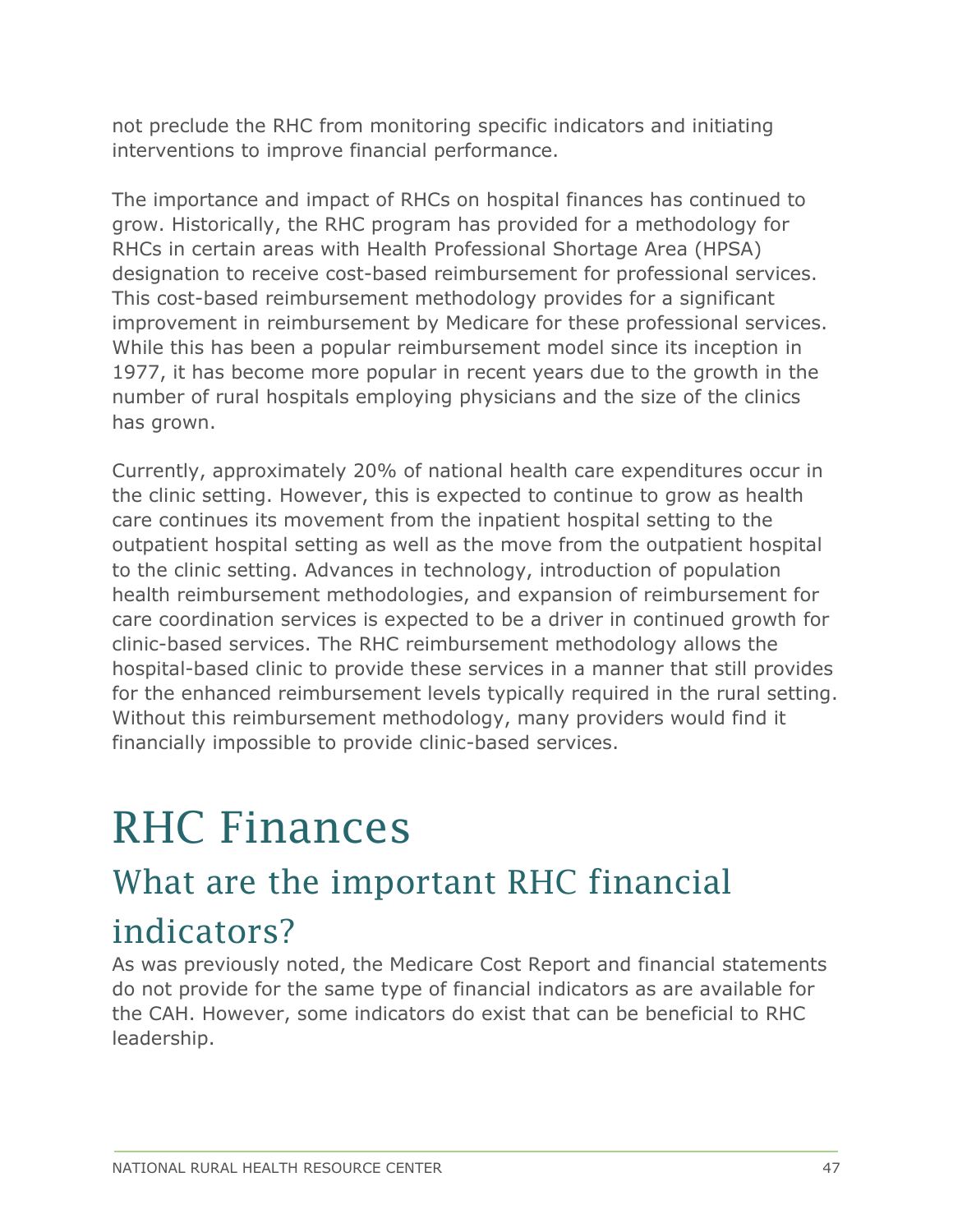not preclude the RHC from monitoring specific indicators and initiating interventions to improve financial performance.

The importance and impact of RHCs on hospital finances has continued to grow. Historically, the RHC program has provided for a methodology for RHCs in certain areas with Health Professional Shortage Area (HPSA) designation to receive cost-based reimbursement for professional services. This cost-based reimbursement methodology provides for a significant improvement in reimbursement by Medicare for these professional services. While this has been a popular reimbursement model since its inception in 1977, it has become more popular in recent years due to the growth in the number of rural hospitals employing physicians and the size of the clinics has grown.

Currently, approximately 20% of national health care expenditures occur in the clinic setting. However, this is expected to continue to grow as health care continues its movement from the inpatient hospital setting to the outpatient hospital setting as well as the move from the outpatient hospital to the clinic setting. Advances in technology, introduction of population health reimbursement methodologies, and expansion of reimbursement for care coordination services is expected to be a driver in continued growth for clinic-based services. The RHC reimbursement methodology allows the hospital-based clinic to provide these services in a manner that still provides for the enhanced reimbursement levels typically required in the rural setting. Without this reimbursement methodology, many providers would find it financially impossible to provide clinic-based services.

# RHC Finances

## What are the important RHC financial indicators?

As was previously noted, the Medicare Cost Report and financial statements do not provide for the same type of financial indicators as are available for the CAH. However, some indicators do exist that can be beneficial to RHC leadership.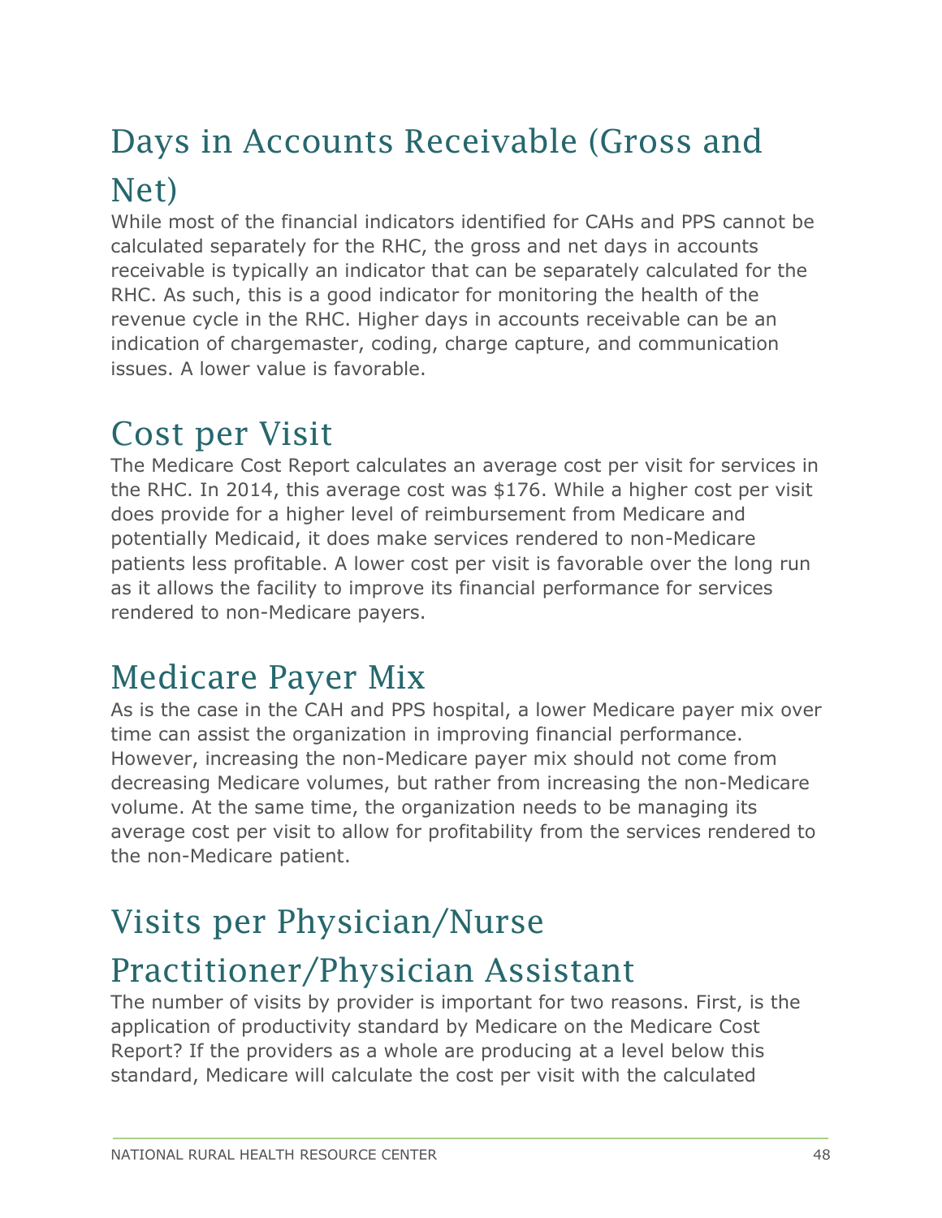## Days in Accounts Receivable (Gross and Net)

While most of the financial indicators identified for CAHs and PPS cannot be calculated separately for the RHC, the gross and net days in accounts receivable is typically an indicator that can be separately calculated for the RHC. As such, this is a good indicator for monitoring the health of the revenue cycle in the RHC. Higher days in accounts receivable can be an indication of chargemaster, coding, charge capture, and communication issues. A lower value is favorable.

## Cost per Visit

The Medicare Cost Report calculates an average cost per visit for services in the RHC. In 2014, this average cost was $176. While a higher cost per visit does provide for a higher level of reimbursement from Medicare and potentially Medicaid, it does make services rendered to non-Medicare patients less profitable. A lower cost per visit is favorable over the long run as it allows the facility to improve its financial performance for services rendered to non-Medicare payers.

## Medicare Payer Mix

As is the case in the CAH and PPS hospital, a lower Medicare payer mix over time can assist the organization in improving financial performance. However, increasing the non-Medicare payer mix should not come from decreasing Medicare volumes, but rather from increasing the non-Medicare volume. At the same time, the organization needs to be managing its average cost per visit to allow for profitability from the services rendered to the non-Medicare patient.

## Visits per Physician/Nurse Practitioner/Physician Assistant

The number of visits by provider is important for two reasons. First, is the application of productivity standard by Medicare on the Medicare Cost Report? If the providers as a whole are producing at a level below this standard, Medicare will calculate the cost per visit with the calculated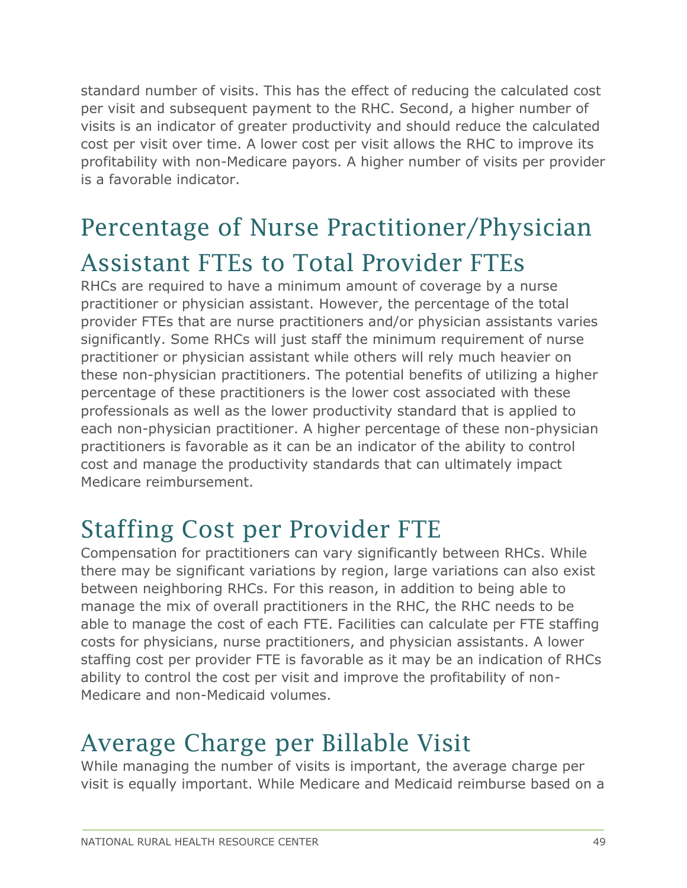standard number of visits. This has the effect of reducing the calculated cost per visit and subsequent payment to the RHC. Second, a higher number of visits is an indicator of greater productivity and should reduce the calculated cost per visit over time. A lower cost per visit allows the RHC to improve its profitability with non-Medicare payors. A higher number of visits per provider is a favorable indicator.

## Percentage of Nurse Practitioner/Physician Assistant FTEs to Total Provider FTEs

RHCs are required to have a minimum amount of coverage by a nurse practitioner or physician assistant. However, the percentage of the total provider FTEs that are nurse practitioners and/or physician assistants varies significantly. Some RHCs will just staff the minimum requirement of nurse practitioner or physician assistant while others will rely much heavier on these non-physician practitioners. The potential benefits of utilizing a higher percentage of these practitioners is the lower cost associated with these professionals as well as the lower productivity standard that is applied to each non-physician practitioner. A higher percentage of these non-physician practitioners is favorable as it can be an indicator of the ability to control cost and manage the productivity standards that can ultimately impact Medicare reimbursement.

## Staffing Cost per Provider FTE

Compensation for practitioners can vary significantly between RHCs. While there may be significant variations by region, large variations can also exist between neighboring RHCs. For this reason, in addition to being able to manage the mix of overall practitioners in the RHC, the RHC needs to be able to manage the cost of each FTE. Facilities can calculate per FTE staffing costs for physicians, nurse practitioners, and physician assistants. A lower staffing cost per provider FTE is favorable as it may be an indication of RHCs ability to control the cost per visit and improve the profitability of non-Medicare and non-Medicaid volumes.

## Average Charge per Billable Visit

While managing the number of visits is important, the average charge per visit is equally important. While Medicare and Medicaid reimburse based on a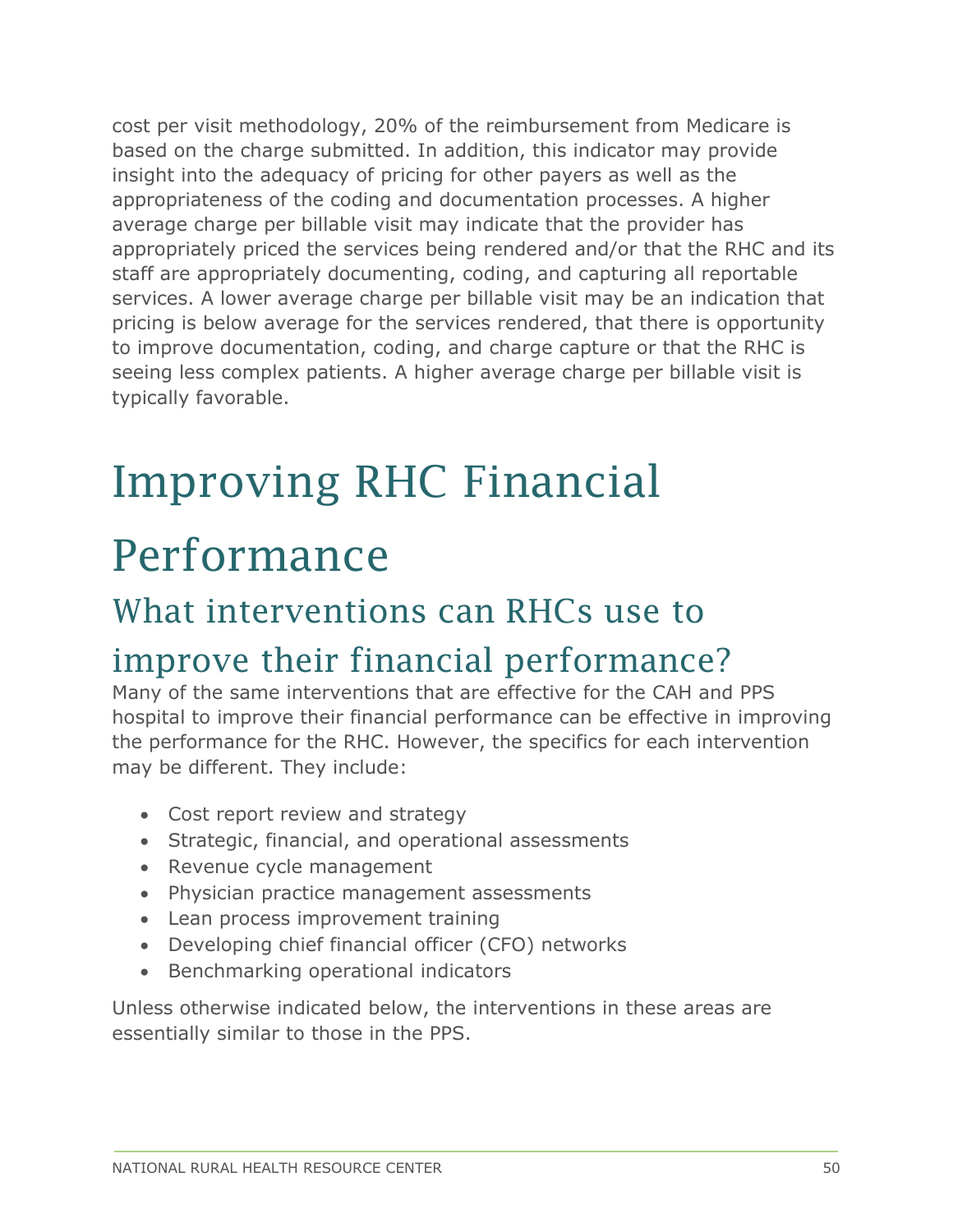cost per visit methodology, 20% of the reimbursement from Medicare is based on the charge submitted. In addition, this indicator may provide insight into the adequacy of pricing for other payers as well as the appropriateness of the coding and documentation processes. A higher average charge per billable visit may indicate that the provider has appropriately priced the services being rendered and/or that the RHC and its staff are appropriately documenting, coding, and capturing all reportable services. A lower average charge per billable visit may be an indication that pricing is below average for the services rendered, that there is opportunity to improve documentation, coding, and charge capture or that the RHC is seeing less complex patients. A higher average charge per billable visit is typically favorable.

# Improving RHC Financial Performance

## What interventions can RHCs use to improve their financial performance?

Many of the same interventions that are effective for the CAH and PPS hospital to improve their financial performance can be effective in improving the performance for the RHC. However, the specifics for each intervention may be different. They include:

- Cost report review and strategy
- Strategic, financial, and operational assessments
- Revenue cycle management
- Physician practice management assessments
- Lean process improvement training
- Developing chief financial officer (CFO) networks
- Benchmarking operational indicators

Unless otherwise indicated below, the interventions in these areas are essentially similar to those in the PPS.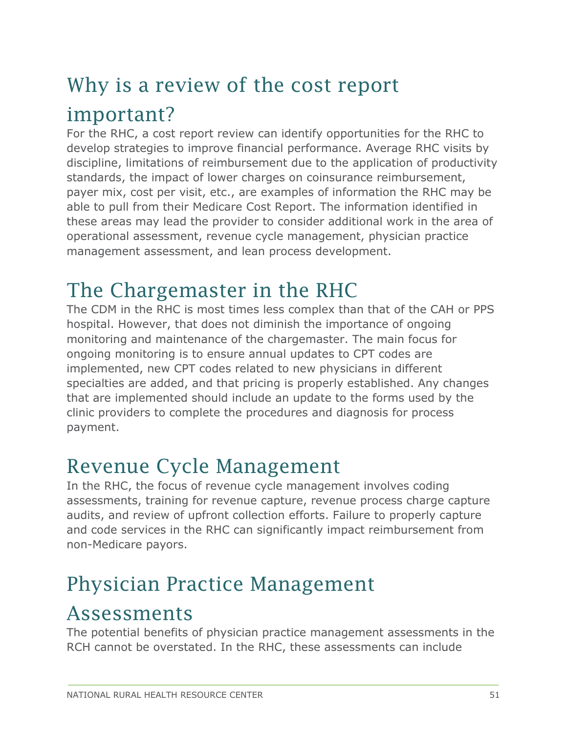## Why is a review of the cost report important?

For the RHC, a cost report review can identify opportunities for the RHC to develop strategies to improve financial performance. Average RHC visits by discipline, limitations of reimbursement due to the application of productivity standards, the impact of lower charges on coinsurance reimbursement, payer mix, cost per visit, etc., are examples of information the RHC may be able to pull from their Medicare Cost Report. The information identified in these areas may lead the provider to consider additional work in the area of operational assessment, revenue cycle management, physician practice management assessment, and lean process development.

## The Chargemaster in the RHC

The CDM in the RHC is most times less complex than that of the CAH or PPS hospital. However, that does not diminish the importance of ongoing monitoring and maintenance of the chargemaster. The main focus for ongoing monitoring is to ensure annual updates to CPT codes are implemented, new CPT codes related to new physicians in different specialties are added, and that pricing is properly established. Any changes that are implemented should include an update to the forms used by the clinic providers to complete the procedures and diagnosis for process payment.

## Revenue Cycle Management

In the RHC, the focus of revenue cycle management involves coding assessments, training for revenue capture, revenue process charge capture audits, and review of upfront collection efforts. Failure to properly capture and code services in the RHC can significantly impact reimbursement from non-Medicare payors.

## Physician Practice Management Assessments

The potential benefits of physician practice management assessments in the RCH cannot be overstated. In the RHC, these assessments can include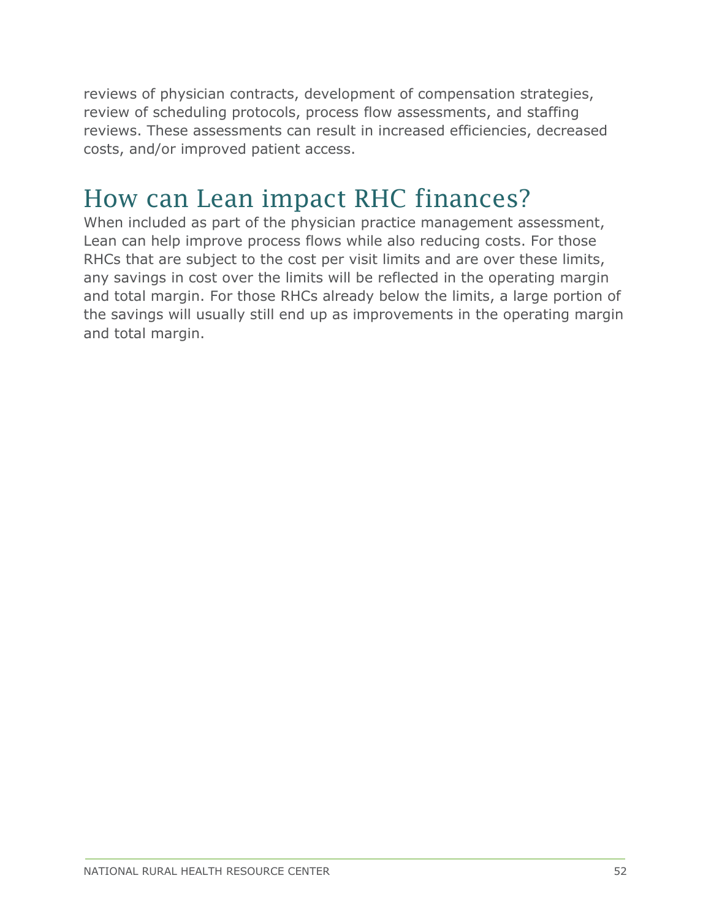reviews of physician contracts, development of compensation strategies, review of scheduling protocols, process flow assessments, and staffing reviews. These assessments can result in increased efficiencies, decreased costs, and/or improved patient access.

## How can Lean impact RHC finances?

When included as part of the physician practice management assessment, Lean can help improve process flows while also reducing costs. For those RHCs that are subject to the cost per visit limits and are over these limits, any savings in cost over the limits will be reflected in the operating margin and total margin. For those RHCs already below the limits, a large portion of the savings will usually still end up as improvements in the operating margin and total margin.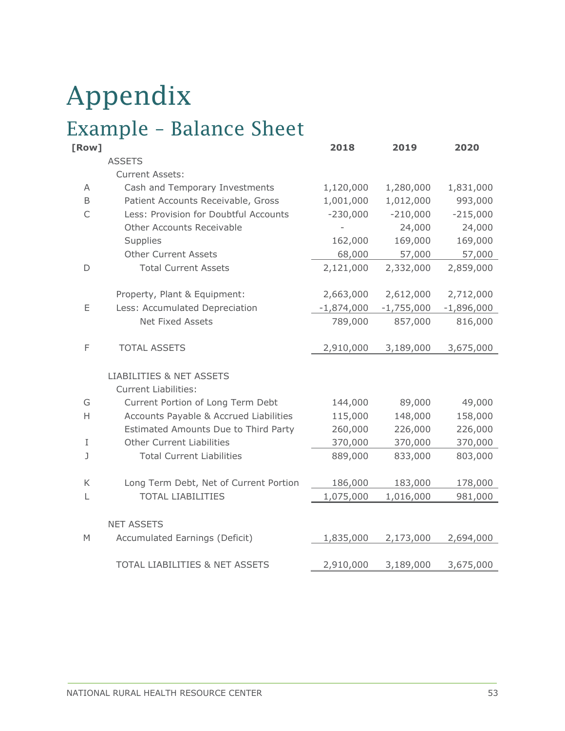# Appendix

## Example – Balance Sheet

| [Row] | | 2018 | 2019 | 2020 |
|---|---|---|---|---|
| | ASSETS | | | |
| | Current Assets: | | | |
| A | Cash and Temporary Investments | 1,120,000 | 1,280,000 | 1,831,000 |
| B | Patient Accounts Receivable, Gross | 1,001,000 | 1,012,000 | 993,000 |
| C | Less: Provision for Doubtful Accounts | -230,000 | -210,000 | -215,000 |
| | Other Accounts Receivable | - | 24,000 | 24,000 |
| | Supplies | 162,000 | 169,000 | 169,000 |
| | Other Current Assets | 68,000 | 57,000 | 57,000 |
| D | Total Current Assets | 2,121,000 | 2,332,000 | 2,859,000 |
| | | | | |
| | Property, Plant & Equipment: | 2,663,000 | 2,612,000 | 2,712,000 |
| E | Less: Accumulated Depreciation | -1,874,000 | -1,755,000 | -1,896,000 |
| | Net Fixed Assets | 789,000 | 857,000 | 816,000 |
| | | | | |
| F | TOTAL ASSETS | 2,910,000 | 3,189,000 | 3,675,000 |
| | | | | |
| | LIABILITIES & NET ASSETS | | | |
| | Current Liabilities: | | | |
| G | Current Portion of Long Term Debt | 144,000 | 89,000 | 49,000 |
| H | Accounts Payable & Accrued Liabilities | 115,000 | 148,000 | 158,000 |
| | Estimated Amounts Due to Third Party | 260,000 | 226,000 | 226,000 |
| I | Other Current Liabilities | 370,000 | 370,000 | 370,000 |
| J | Total Current Liabilities | 889,000 | 833,000 | 803,000 |
| | | | | |
| K | Long Term Debt, Net of Current Portion | 186,000 | 183,000 | 178,000 |
| L | TOTAL LIABILITIES | 1,075,000 | 1,016,000 | 981,000 |
| | | | | |
| | NET ASSETS | | | |
| M | Accumulated Earnings (Deficit) | 1,835,000 | 2,173,000 | 2,694,000 |
| | | | | |
| | TOTAL LIABILITIES & NET ASSETS | 2,910,000 | 3,189,000 | 3,675,000 |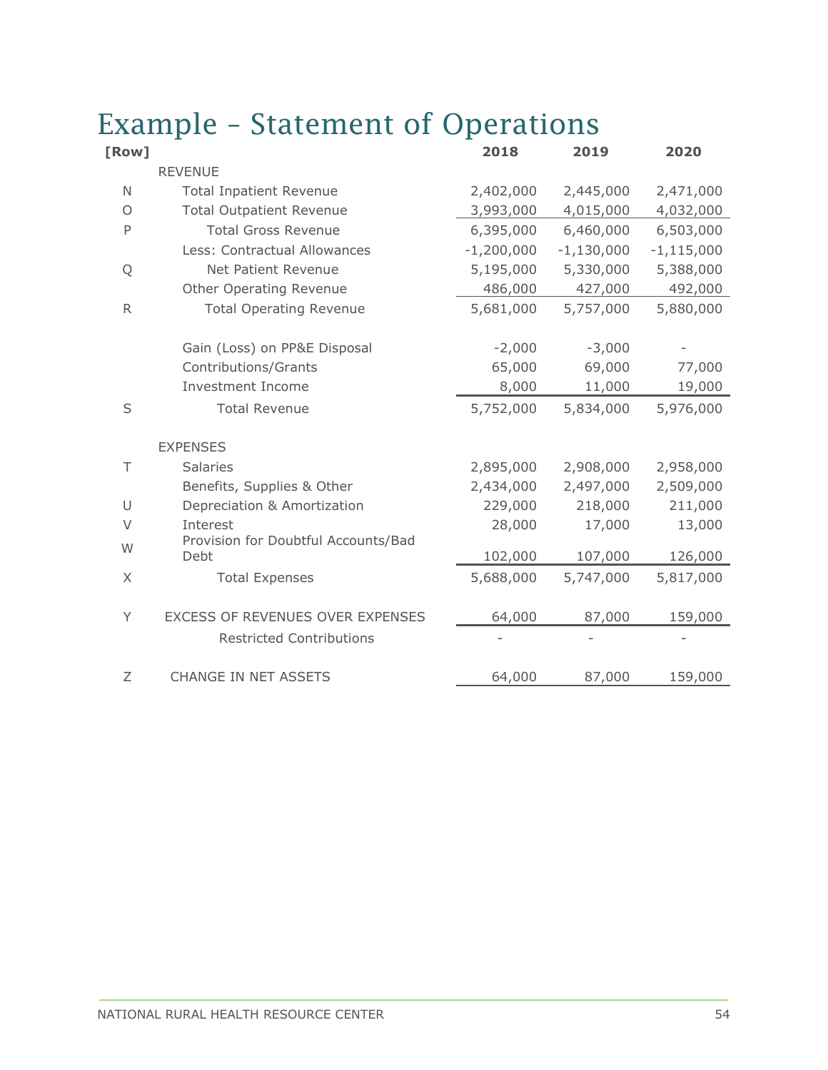# Example – Statement of Operations

| [Row] | | 2018 | 2019 | 2020 |
|---|---|---|---|---|
| | REVENUE | | | |
| N | Total Inpatient Revenue | 2,402,000 | 2,445,000 | 2,471,000 |
| O | Total Outpatient Revenue | 3,993,000 | 4,015,000 | 4,032,000 |
| P | Total Gross Revenue | 6,395,000 | 6,460,000 | 6,503,000 |
| | Less: Contractual Allowances | -1,200,000 | -1,130,000 | -1,115,000 |
| Q | Net Patient Revenue | 5,195,000 | 5,330,000 | 5,388,000 |
| | Other Operating Revenue | 486,000 | 427,000 | 492,000 |
| R | Total Operating Revenue | 5,681,000 | 5,757,000 | 5,880,000 |
| | | | | |
| | Gain (Loss) on PP&E Disposal | -2,000 | -3,000 | - |
| | Contributions/Grants | 65,000 | 69,000 | 77,000 |
| | Investment Income | 8,000 | 11,000 | 19,000 |
| S | Total Revenue | 5,752,000 | 5,834,000 | 5,976,000 |
| | | | | |
| | EXPENSES | | | |
| T | Salaries | 2,895,000 | 2,908,000 | 2,958,000 |
| | Benefits, Supplies & Other | 2,434,000 | 2,497,000 | 2,509,000 |
| U | Depreciation & Amortization | 229,000 | 218,000 | 211,000 |
| V | Interest | 28,000 | 17,000 | 13,000 |
| W | Provision for Doubtful Accounts/Bad Debt | 102,000 | 107,000 | 126,000 |
| X | Total Expenses | 5,688,000 | 5,747,000 | 5,817,000 |
| | | | | |
| Y | EXCESS OF REVENUES OVER EXPENSES | 64,000 | 87,000 | 159,000 |
| | Restricted Contributions | - | - | - |
| | | | | |
| Z | CHANGE IN NET ASSETS | 64,000 | 87,000 | 159,000 |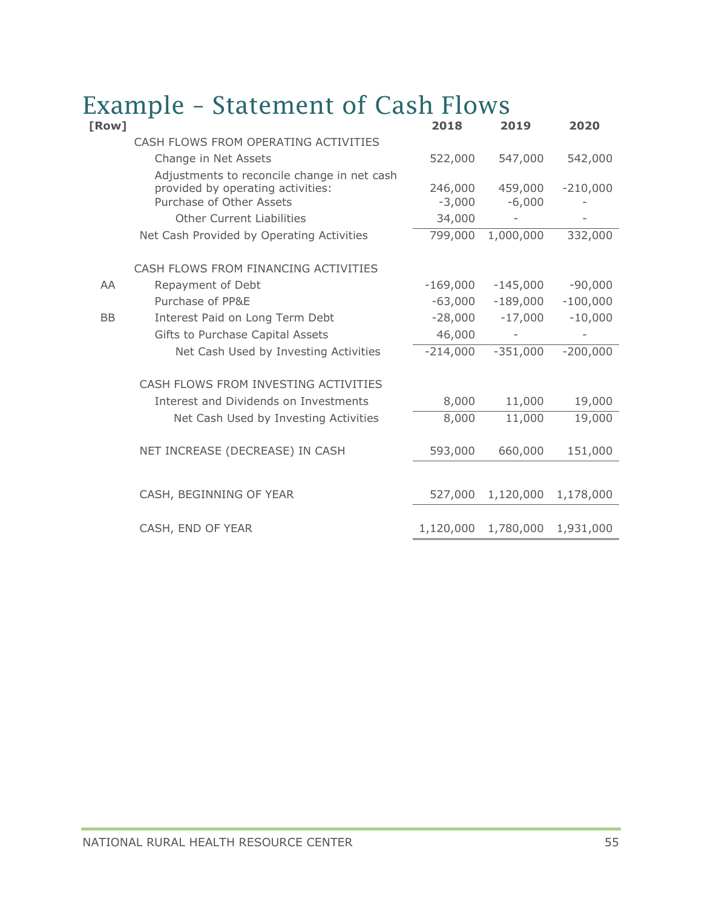# Example – Statement of Cash Flows

| [Row] | | 2018 | 2019 | 2020 |
|---|---|---|---|---|
| | CASH FLOWS FROM OPERATING ACTIVITIES | | | |
| | Change in Net Assets | 522,000 | 547,000 | 542,000 |
| | Adjustments to reconcile change in net cash provided by operating activities: | 246,000 | 459,000 | -210,000 |
| | Purchase of Other Assets | -3,000 | -6,000 | - |
| | Other Current Liabilities | 34,000 | - | - |
| | Net Cash Provided by Operating Activities | 799,000 | 1,000,000 | 332,000 |
| | CASH FLOWS FROM FINANCING ACTIVITIES | | | |
| AA | Repayment of Debt | -169,000 | -145,000 | -90,000 |
| | Purchase of PP&E | -63,000 | -189,000 | -100,000 |
| BB | Interest Paid on Long Term Debt | -28,000 | -17,000 | -10,000 |
| | Gifts to Purchase Capital Assets | 46,000 | - | - |
| | Net Cash Used by Investing Activities | -214,000 | -351,000 | -200,000 |
| | CASH FLOWS FROM INVESTING ACTIVITIES | | | |
| | Interest and Dividends on Investments | 8,000 | 11,000 | 19,000 |
| | Net Cash Used by Investing Activities | 8,000 | 11,000 | 19,000 |
| | NET INCREASE (DECREASE) IN CASH | 593,000 | 660,000 | 151,000 |
| | CASH, BEGINNING OF YEAR | 527,000 | 1,120,000 | 1,178,000 |
| | CASH, END OF YEAR | 1,120,000 | 1,780,000 | 1,931,000 |